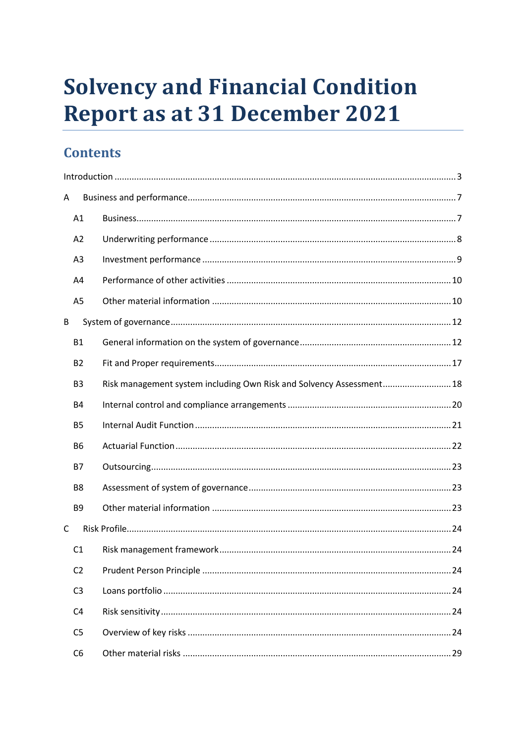# Solvency and Financial Condition Report as at 31 December 2021

## Contents

Introduction ........ 3

A Business and performance ........ 7

- A1 Business ........ 7
- A2 Underwriting performance ........ 8
- A3 Investment performance ........ 9
- A4 Performance of other activities ........ 10
- A5 Other material information ........ 10

B System of governance ........ 12

- B1 General information on the system of governance ........ 12
- B2 Fit and Proper requirements ........ 17
- B3 Risk management system including Own Risk and Solvency Assessment ........ 18
- B4 Internal control and compliance arrangements ........ 20
- B5 Internal Audit Function ........ 21
- B6 Actuarial Function ........ 22
- B7 Outsourcing ........ 23
- B8 Assessment of system of governance ........ 23
- B9 Other material information ........ 23

C Risk Profile ........ 24

- C1 Risk management framework ........ 24
- C2 Prudent Person Principle ........ 24
- C3 Loans portfolio ........ 24
- C4 Risk sensitivity ........ 24
- C5 Overview of key risks ........ 24
- C6 Other material risks ........ 29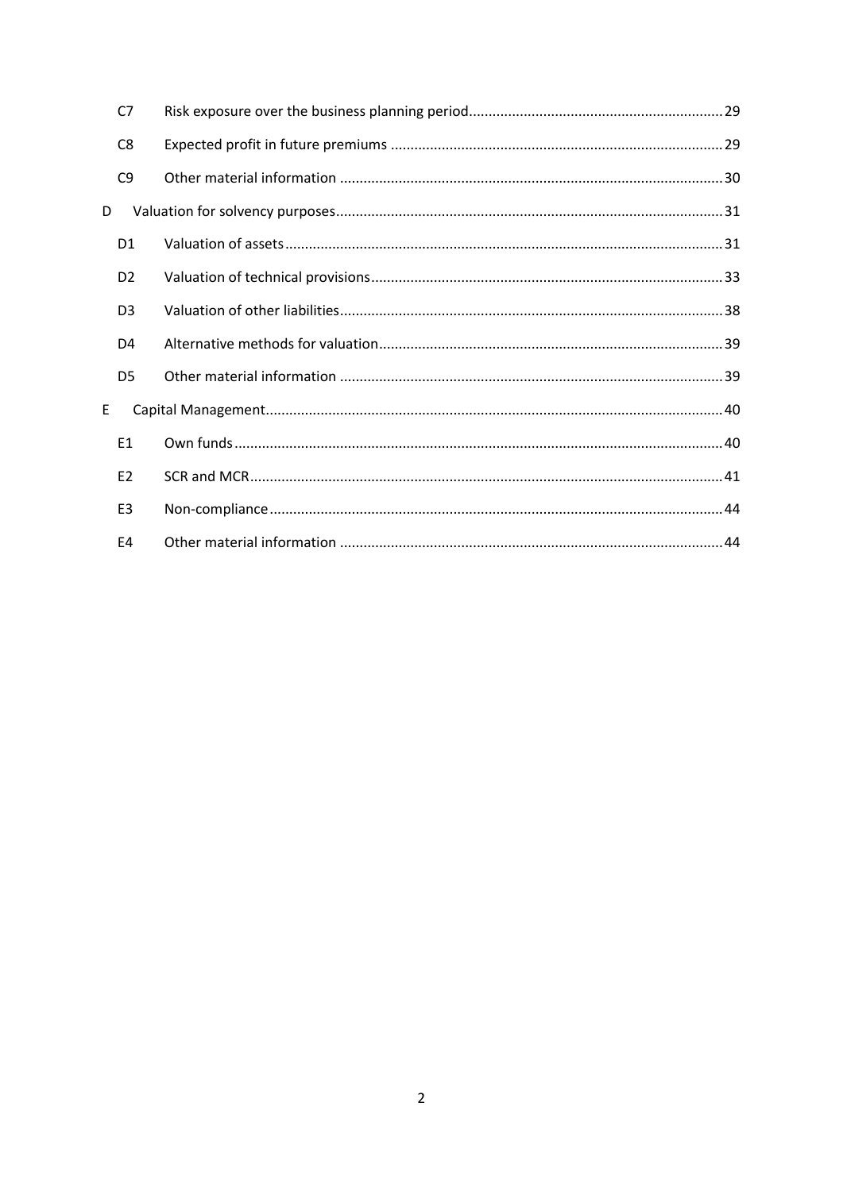| | | |
|---|---|---|
| C7 | Risk exposure over the business planning period | 29 |
| C8 | Expected profit in future premiums | 29 |
| C9 | Other material information | 30 |
| D | Valuation for solvency purposes | 31 |
| D1 | Valuation of assets | 31 |
| D2 | Valuation of technical provisions | 33 |
| D3 | Valuation of other liabilities | 38 |
| D4 | Alternative methods for valuation | 39 |
| D5 | Other material information | 39 |
| E | Capital Management | 40 |
| E1 | Own funds | 40 |
| E2 | SCR and MCR | 41 |
| E3 | Non-compliance | 44 |
| E4 | Other material information | 44 |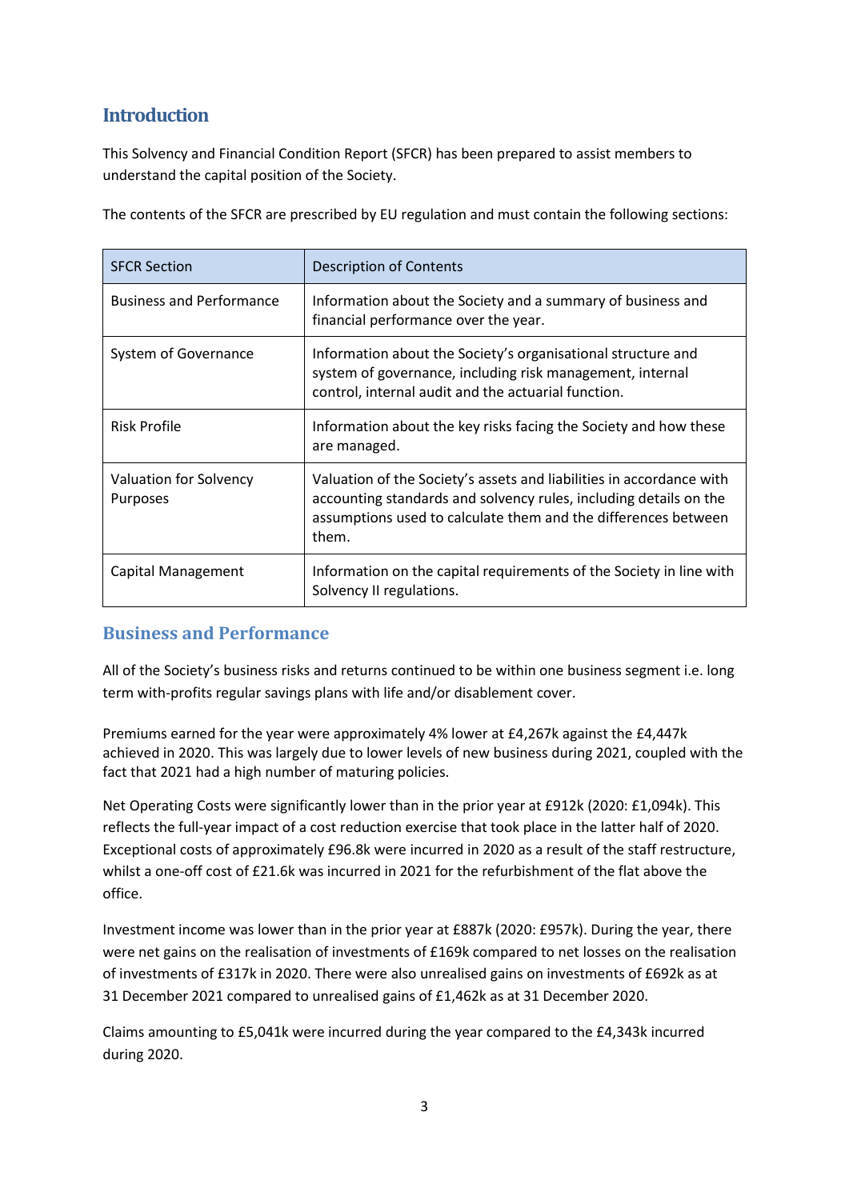## Introduction

This Solvency and Financial Condition Report (SFCR) has been prepared to assist members to understand the capital position of the Society.

The contents of the SFCR are prescribed by EU regulation and must contain the following sections:

| SFCR Section | Description of Contents |
| --- | --- |
| Business and Performance | Information about the Society and a summary of business and financial performance over the year. |
| System of Governance | Information about the Society's organisational structure and system of governance, including risk management, internal control, internal audit and the actuarial function. |
| Risk Profile | Information about the key risks facing the Society and how these are managed. |
| Valuation for Solvency Purposes | Valuation of the Society's assets and liabilities in accordance with accounting standards and solvency rules, including details on the assumptions used to calculate them and the differences between them. |
| Capital Management | Information on the capital requirements of the Society in line with Solvency II regulations. |

## Business and Performance

All of the Society's business risks and returns continued to be within one business segment i.e. long term with-profits regular savings plans with life and/or disablement cover.

Premiums earned for the year were approximately 4% lower at £4,267k against the £4,447k achieved in 2020. This was largely due to lower levels of new business during 2021, coupled with the fact that 2021 had a high number of maturing policies.

Net Operating Costs were significantly lower than in the prior year at £912k (2020: £1,094k). This reflects the full-year impact of a cost reduction exercise that took place in the latter half of 2020. Exceptional costs of approximately £96.8k were incurred in 2020 as a result of the staff restructure, whilst a one-off cost of £21.6k was incurred in 2021 for the refurbishment of the flat above the office.

Investment income was lower than in the prior year at £887k (2020: £957k). During the year, there were net gains on the realisation of investments of £169k compared to net losses on the realisation of investments of £317k in 2020. There were also unrealised gains on investments of £692k as at 31 December 2021 compared to unrealised gains of £1,462k as at 31 December 2020.

Claims amounting to £5,041k were incurred during the year compared to the £4,343k incurred during 2020.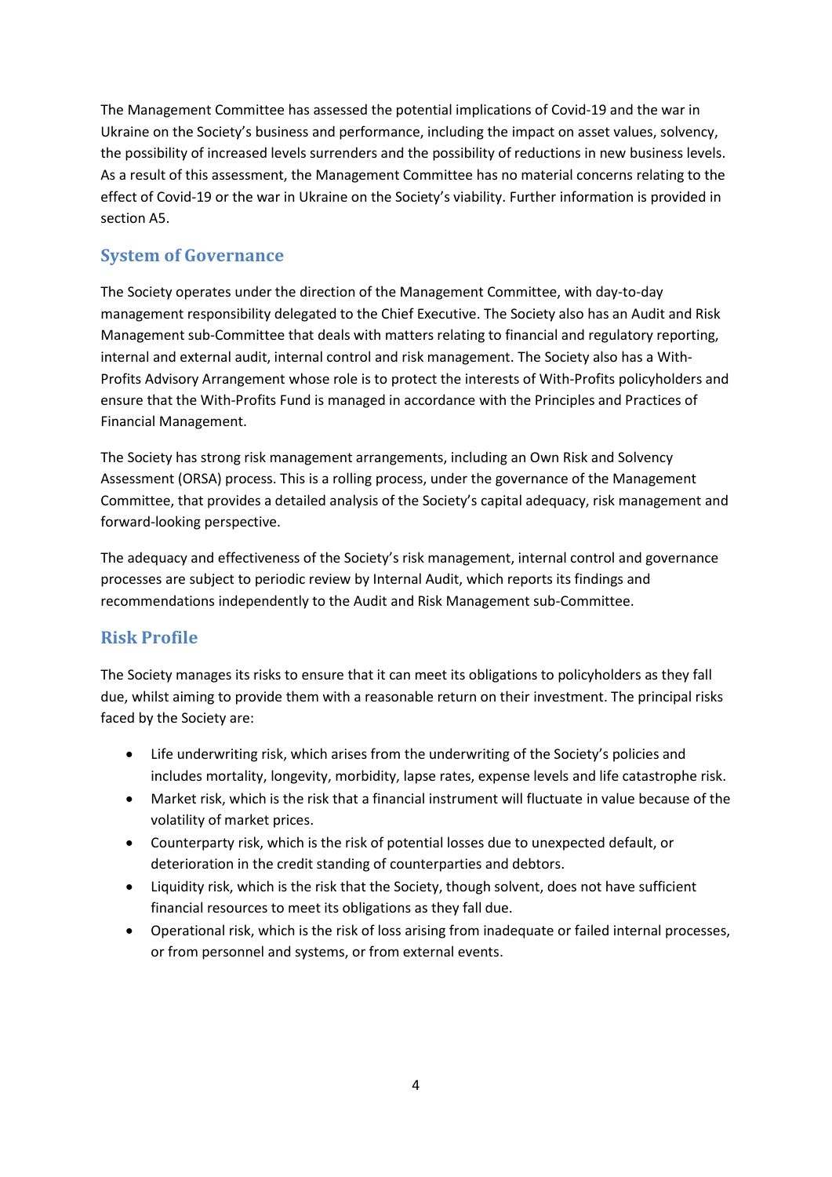The Management Committee has assessed the potential implications of Covid-19 and the war in Ukraine on the Society's business and performance, including the impact on asset values, solvency, the possibility of increased levels surrenders and the possibility of reductions in new business levels. As a result of this assessment, the Management Committee has no material concerns relating to the effect of Covid-19 or the war in Ukraine on the Society's viability. Further information is provided in section A5.

## System of Governance

The Society operates under the direction of the Management Committee, with day-to-day management responsibility delegated to the Chief Executive. The Society also has an Audit and Risk Management sub-Committee that deals with matters relating to financial and regulatory reporting, internal and external audit, internal control and risk management. The Society also has a With-Profits Advisory Arrangement whose role is to protect the interests of With-Profits policyholders and ensure that the With-Profits Fund is managed in accordance with the Principles and Practices of Financial Management.

The Society has strong risk management arrangements, including an Own Risk and Solvency Assessment (ORSA) process. This is a rolling process, under the governance of the Management Committee, that provides a detailed analysis of the Society's capital adequacy, risk management and forward-looking perspective.

The adequacy and effectiveness of the Society's risk management, internal control and governance processes are subject to periodic review by Internal Audit, which reports its findings and recommendations independently to the Audit and Risk Management sub-Committee.

## Risk Profile

The Society manages its risks to ensure that it can meet its obligations to policyholders as they fall due, whilst aiming to provide them with a reasonable return on their investment. The principal risks faced by the Society are:

- Life underwriting risk, which arises from the underwriting of the Society's policies and includes mortality, longevity, morbidity, lapse rates, expense levels and life catastrophe risk.
- Market risk, which is the risk that a financial instrument will fluctuate in value because of the volatility of market prices.
- Counterparty risk, which is the risk of potential losses due to unexpected default, or deterioration in the credit standing of counterparties and debtors.
- Liquidity risk, which is the risk that the Society, though solvent, does not have sufficient financial resources to meet its obligations as they fall due.
- Operational risk, which is the risk of loss arising from inadequate or failed internal processes, or from personnel and systems, or from external events.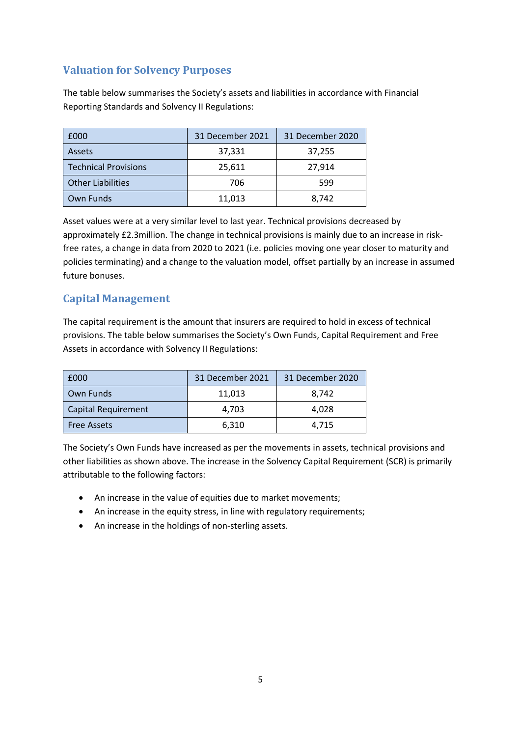## Valuation for Solvency Purposes

The table below summarises the Society's assets and liabilities in accordance with Financial Reporting Standards and Solvency II Regulations:

| £000 | 31 December 2021 | 31 December 2020 |
|---|---|---|
| Assets | 37,331 | 37,255 |
| Technical Provisions | 25,611 | 27,914 |
| Other Liabilities | 706 | 599 |
| Own Funds | 11,013 | 8,742 |

Asset values were at a very similar level to last year. Technical provisions decreased by approximately £2.3million. The change in technical provisions is mainly due to an increase in risk-free rates, a change in data from 2020 to 2021 (i.e. policies moving one year closer to maturity and policies terminating) and a change to the valuation model, offset partially by an increase in assumed future bonuses.

## Capital Management

The capital requirement is the amount that insurers are required to hold in excess of technical provisions. The table below summarises the Society's Own Funds, Capital Requirement and Free Assets in accordance with Solvency II Regulations:

| £000 | 31 December 2021 | 31 December 2020 |
|---|---|---|
| Own Funds | 11,013 | 8,742 |
| Capital Requirement | 4,703 | 4,028 |
| Free Assets | 6,310 | 4,715 |

The Society's Own Funds have increased as per the movements in assets, technical provisions and other liabilities as shown above. The increase in the Solvency Capital Requirement (SCR) is primarily attributable to the following factors:

- An increase in the value of equities due to market movements;
- An increase in the equity stress, in line with regulatory requirements;
- An increase in the holdings of non-sterling assets.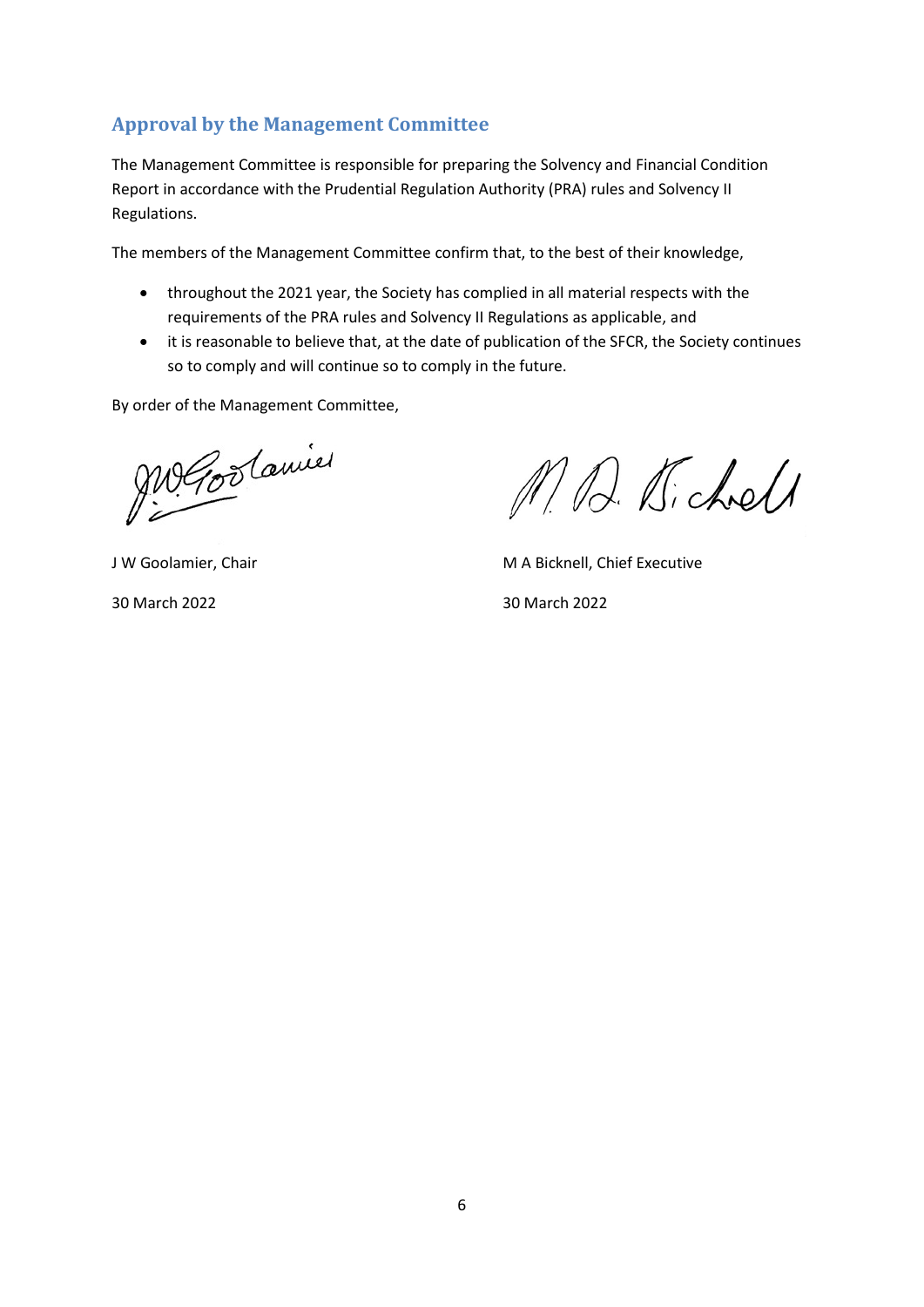## Approval by the Management Committee

The Management Committee is responsible for preparing the Solvency and Financial Condition Report in accordance with the Prudential Regulation Authority (PRA) rules and Solvency II Regulations.

The members of the Management Committee confirm that, to the best of their knowledge,

- throughout the 2021 year, the Society has complied in all material respects with the requirements of the PRA rules and Solvency II Regulations as applicable, and
- it is reasonable to believe that, at the date of publication of the SFCR, the Society continues so to comply and will continue so to comply in the future.

By order of the Management Committee,

J W Goolamier, Chair

30 March 2022

M A Bicknell, Chief Executive

30 March 2022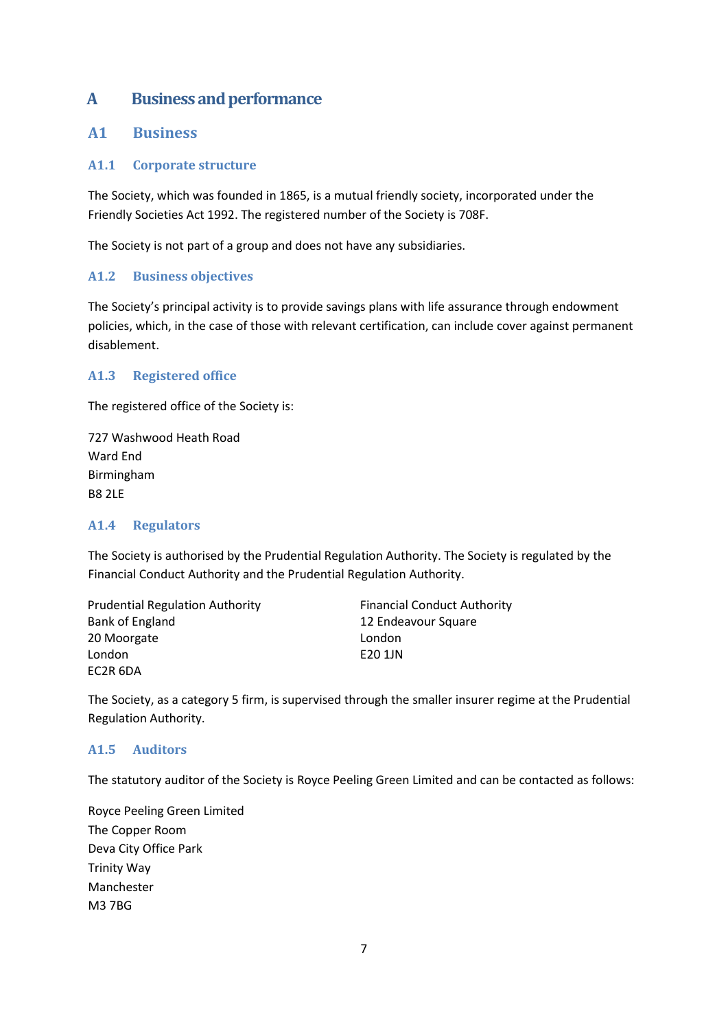# A Business and performance

## A1 Business

### A1.1 Corporate structure

The Society, which was founded in 1865, is a mutual friendly society, incorporated under the Friendly Societies Act 1992. The registered number of the Society is 708F.

The Society is not part of a group and does not have any subsidiaries.

### A1.2 Business objectives

The Society's principal activity is to provide savings plans with life assurance through endowment policies, which, in the case of those with relevant certification, can include cover against permanent disablement.

### A1.3 Registered office

The registered office of the Society is:

727 Washwood Heath Road
Ward End
Birmingham
B8 2LE

### A1.4 Regulators

The Society is authorised by the Prudential Regulation Authority. The Society is regulated by the Financial Conduct Authority and the Prudential Regulation Authority.

Prudential Regulation Authority
Bank of England
20 Moorgate
London
EC2R 6DA

Financial Conduct Authority
12 Endeavour Square
London
E20 1JN

The Society, as a category 5 firm, is supervised through the smaller insurer regime at the Prudential Regulation Authority.

### A1.5 Auditors

The statutory auditor of the Society is Royce Peeling Green Limited and can be contacted as follows:

Royce Peeling Green Limited
The Copper Room
Deva City Office Park
Trinity Way
Manchester
M3 7BG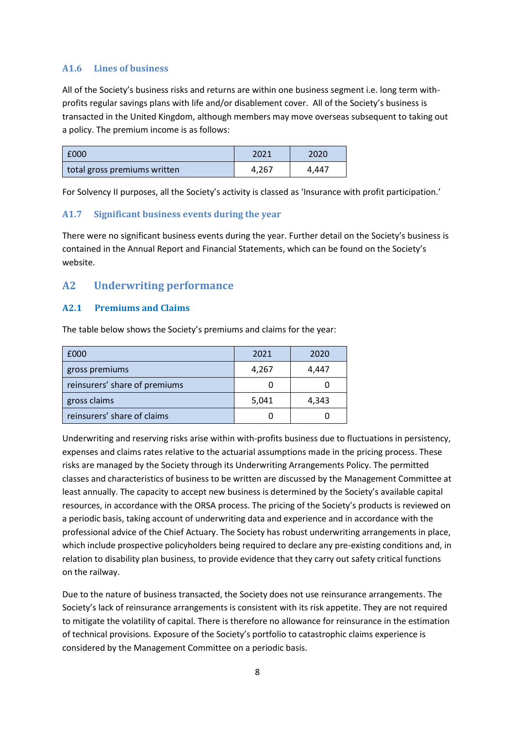### A1.6 Lines of business

All of the Society's business risks and returns are within one business segment i.e. long term with-profits regular savings plans with life and/or disablement cover. All of the Society's business is transacted in the United Kingdom, although members may move overseas subsequent to taking out a policy. The premium income is as follows:

| £000 | 2021 | 2020 |
|---|---|---|
| total gross premiums written | 4,267 | 4,447 |

For Solvency II purposes, all the Society's activity is classed as 'Insurance with profit participation.'

### A1.7 Significant business events during the year

There were no significant business events during the year. Further detail on the Society's business is contained in the Annual Report and Financial Statements, which can be found on the Society's website.

## A2 Underwriting performance

### A2.1 Premiums and Claims

The table below shows the Society's premiums and claims for the year:

| £000 | 2021 | 2020 |
|---|---|---|
| gross premiums | 4,267 | 4,447 |
| reinsurers' share of premiums | 0 | 0 |
| gross claims | 5,041 | 4,343 |
| reinsurers' share of claims | 0 | 0 |

Underwriting and reserving risks arise within with-profits business due to fluctuations in persistency, expenses and claims rates relative to the actuarial assumptions made in the pricing process. These risks are managed by the Society through its Underwriting Arrangements Policy. The permitted classes and characteristics of business to be written are discussed by the Management Committee at least annually. The capacity to accept new business is determined by the Society's available capital resources, in accordance with the ORSA process. The pricing of the Society's products is reviewed on a periodic basis, taking account of underwriting data and experience and in accordance with the professional advice of the Chief Actuary. The Society has robust underwriting arrangements in place, which include prospective policyholders being required to declare any pre-existing conditions and, in relation to disability plan business, to provide evidence that they carry out safety critical functions on the railway.

Due to the nature of business transacted, the Society does not use reinsurance arrangements. The Society's lack of reinsurance arrangements is consistent with its risk appetite. They are not required to mitigate the volatility of capital. There is therefore no allowance for reinsurance in the estimation of technical provisions. Exposure of the Society's portfolio to catastrophic claims experience is considered by the Management Committee on a periodic basis.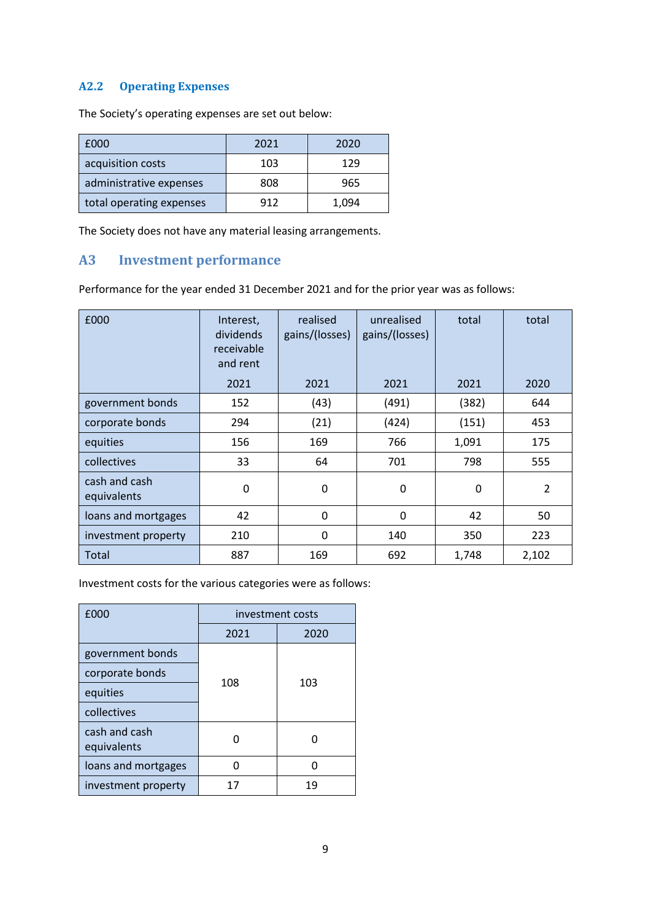### A2.2 Operating Expenses

The Society's operating expenses are set out below:

| £000 | 2021 | 2020 |
|---|---|---|
| acquisition costs | 103 | 129 |
| administrative expenses | 808 | 965 |
| total operating expenses | 912 | 1,094 |

The Society does not have any material leasing arrangements.

## A3 Investment performance

Performance for the year ended 31 December 2021 and for the prior year was as follows:

| £000 | Interest, dividends receivable and rent 2021 | realised gains/(losses) 2021 | unrealised gains/(losses) 2021 | total 2021 | total 2020 |
|---|---|---|---|---|---|
| government bonds | 152 | (43) | (491) | (382) | 644 |
| corporate bonds | 294 | (21) | (424) | (151) | 453 |
| equities | 156 | 169 | 766 | 1,091 | 175 |
| collectives | 33 | 64 | 701 | 798 | 555 |
| cash and cash equivalents | 0 | 0 | 0 | 0 | 2 |
| loans and mortgages | 42 | 0 | 0 | 42 | 50 |
| investment property | 210 | 0 | 140 | 350 | 223 |
| Total | 887 | 169 | 692 | 1,748 | 2,102 |

Investment costs for the various categories were as follows:

| £000 | investment costs | |
|---|---|---|
| | 2021 | 2020 |
| government bonds<br>corporate bonds<br>equities<br>collectives | 108 | 103 |
| cash and cash equivalents | 0 | 0 |
| loans and mortgages | 0 | 0 |
| investment property | 17 | 19 |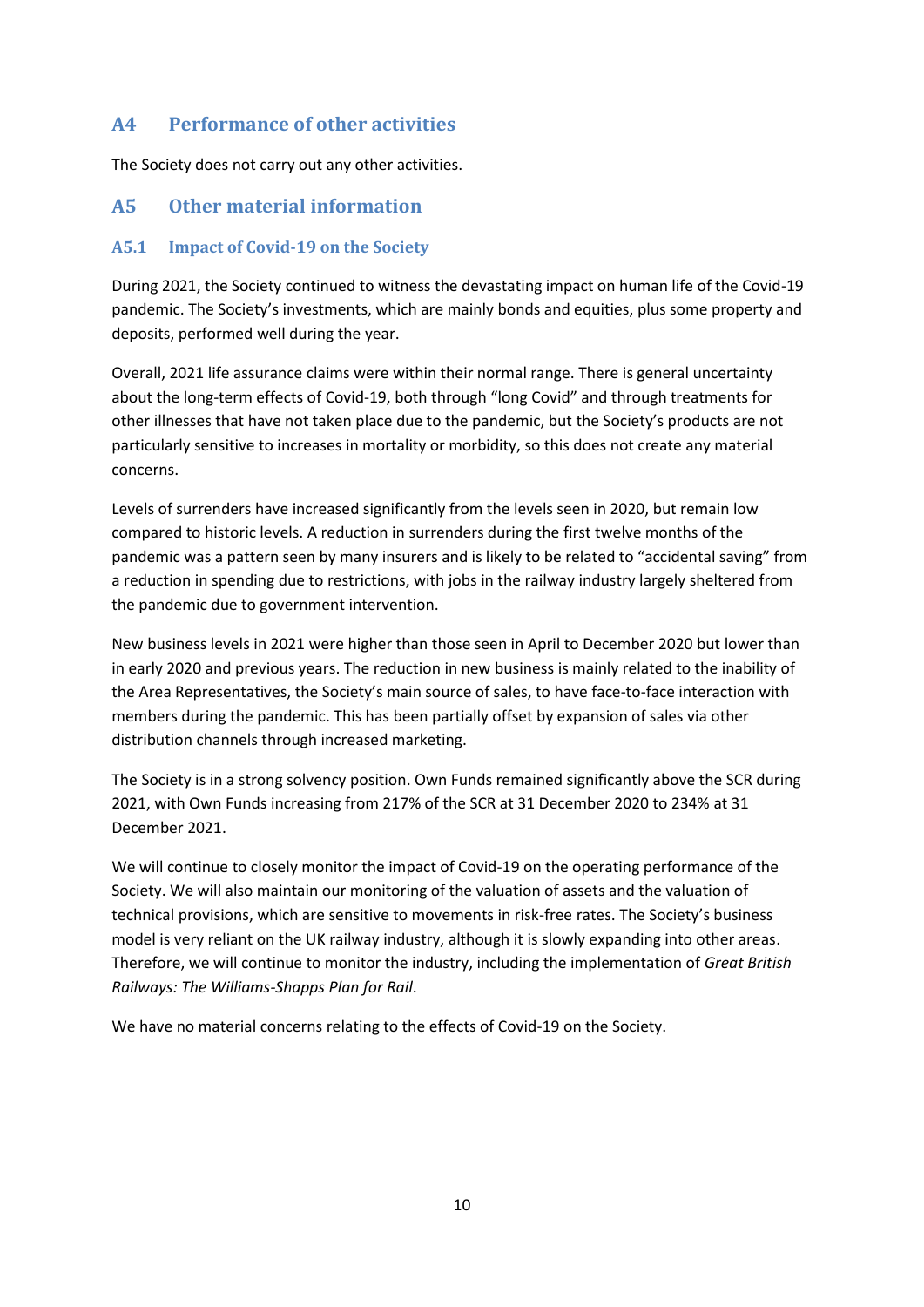## A4 Performance of other activities

The Society does not carry out any other activities.

## A5 Other material information

### A5.1 Impact of Covid-19 on the Society

During 2021, the Society continued to witness the devastating impact on human life of the Covid-19 pandemic. The Society's investments, which are mainly bonds and equities, plus some property and deposits, performed well during the year.

Overall, 2021 life assurance claims were within their normal range. There is general uncertainty about the long-term effects of Covid-19, both through "long Covid" and through treatments for other illnesses that have not taken place due to the pandemic, but the Society's products are not particularly sensitive to increases in mortality or morbidity, so this does not create any material concerns.

Levels of surrenders have increased significantly from the levels seen in 2020, but remain low compared to historic levels. A reduction in surrenders during the first twelve months of the pandemic was a pattern seen by many insurers and is likely to be related to "accidental saving" from a reduction in spending due to restrictions, with jobs in the railway industry largely sheltered from the pandemic due to government intervention.

New business levels in 2021 were higher than those seen in April to December 2020 but lower than in early 2020 and previous years. The reduction in new business is mainly related to the inability of the Area Representatives, the Society's main source of sales, to have face-to-face interaction with members during the pandemic. This has been partially offset by expansion of sales via other distribution channels through increased marketing.

The Society is in a strong solvency position. Own Funds remained significantly above the SCR during 2021, with Own Funds increasing from 217% of the SCR at 31 December 2020 to 234% at 31 December 2021.

We will continue to closely monitor the impact of Covid-19 on the operating performance of the Society. We will also maintain our monitoring of the valuation of assets and the valuation of technical provisions, which are sensitive to movements in risk-free rates. The Society's business model is very reliant on the UK railway industry, although it is slowly expanding into other areas. Therefore, we will continue to monitor the industry, including the implementation of *Great British Railways: The Williams-Shapps Plan for Rail*.

We have no material concerns relating to the effects of Covid-19 on the Society.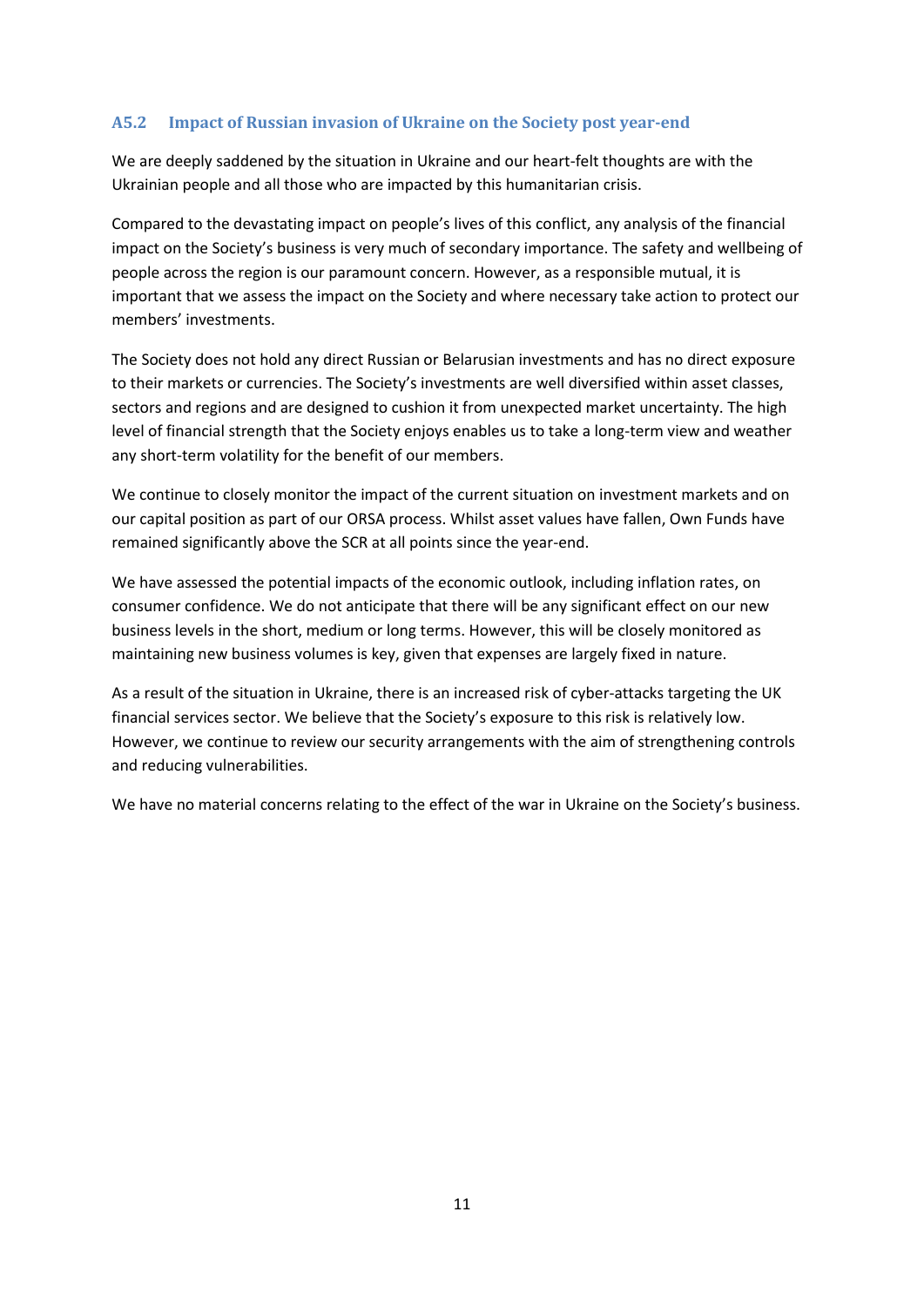### A5.2 Impact of Russian invasion of Ukraine on the Society post year-end

We are deeply saddened by the situation in Ukraine and our heart-felt thoughts are with the Ukrainian people and all those who are impacted by this humanitarian crisis.

Compared to the devastating impact on people's lives of this conflict, any analysis of the financial impact on the Society's business is very much of secondary importance. The safety and wellbeing of people across the region is our paramount concern. However, as a responsible mutual, it is important that we assess the impact on the Society and where necessary take action to protect our members' investments.

The Society does not hold any direct Russian or Belarusian investments and has no direct exposure to their markets or currencies. The Society's investments are well diversified within asset classes, sectors and regions and are designed to cushion it from unexpected market uncertainty. The high level of financial strength that the Society enjoys enables us to take a long-term view and weather any short-term volatility for the benefit of our members.

We continue to closely monitor the impact of the current situation on investment markets and on our capital position as part of our ORSA process. Whilst asset values have fallen, Own Funds have remained significantly above the SCR at all points since the year-end.

We have assessed the potential impacts of the economic outlook, including inflation rates, on consumer confidence. We do not anticipate that there will be any significant effect on our new business levels in the short, medium or long terms. However, this will be closely monitored as maintaining new business volumes is key, given that expenses are largely fixed in nature.

As a result of the situation in Ukraine, there is an increased risk of cyber-attacks targeting the UK financial services sector. We believe that the Society's exposure to this risk is relatively low. However, we continue to review our security arrangements with the aim of strengthening controls and reducing vulnerabilities.

We have no material concerns relating to the effect of the war in Ukraine on the Society's business.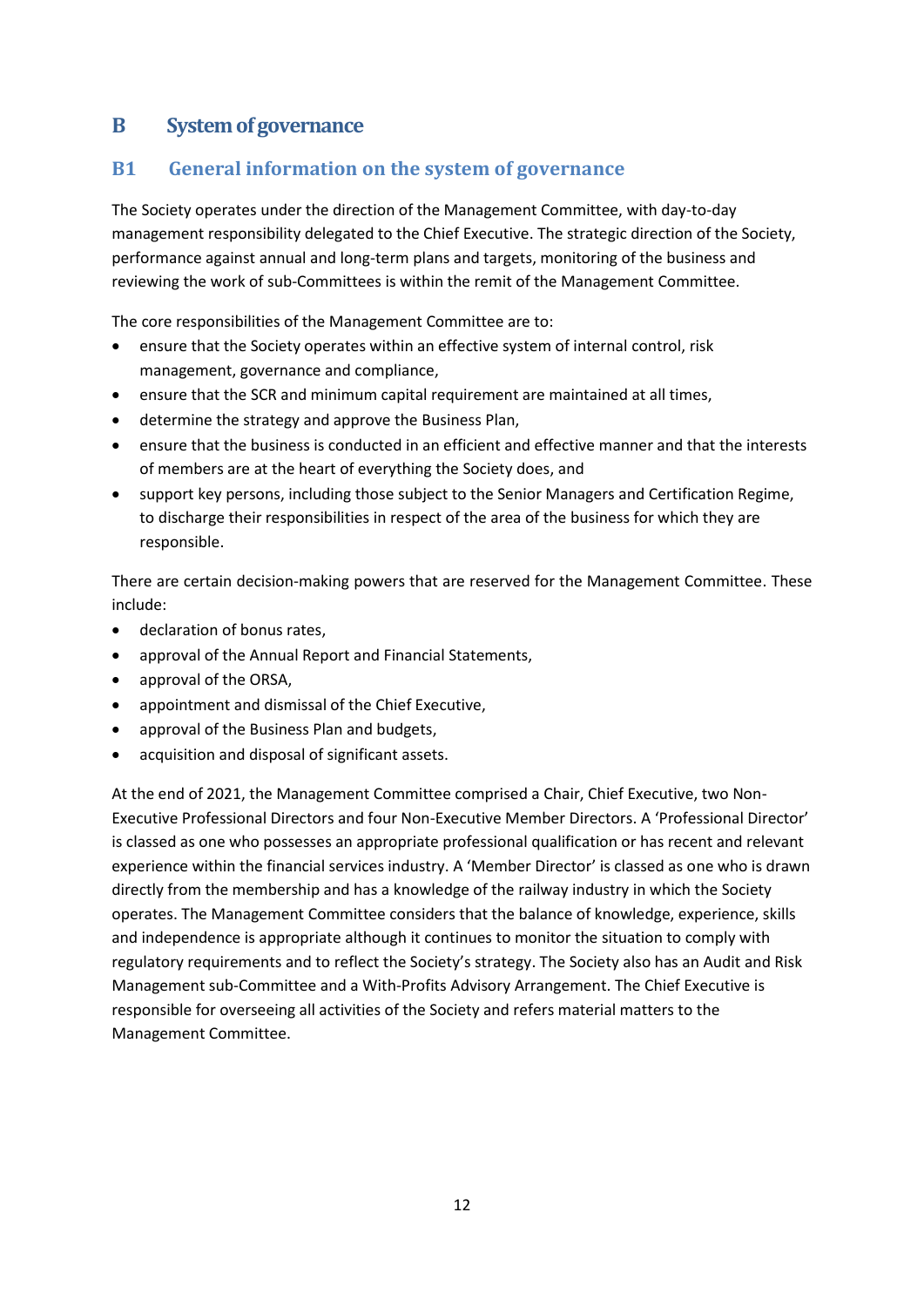# B System of governance

## B1 General information on the system of governance

The Society operates under the direction of the Management Committee, with day-to-day management responsibility delegated to the Chief Executive. The strategic direction of the Society, performance against annual and long-term plans and targets, monitoring of the business and reviewing the work of sub-Committees is within the remit of the Management Committee.

The core responsibilities of the Management Committee are to:

- ensure that the Society operates within an effective system of internal control, risk management, governance and compliance,
- ensure that the SCR and minimum capital requirement are maintained at all times,
- determine the strategy and approve the Business Plan,
- ensure that the business is conducted in an efficient and effective manner and that the interests of members are at the heart of everything the Society does, and
- support key persons, including those subject to the Senior Managers and Certification Regime, to discharge their responsibilities in respect of the area of the business for which they are responsible.

There are certain decision-making powers that are reserved for the Management Committee. These include:

- declaration of bonus rates,
- approval of the Annual Report and Financial Statements,
- approval of the ORSA,
- appointment and dismissal of the Chief Executive,
- approval of the Business Plan and budgets,
- acquisition and disposal of significant assets.

At the end of 2021, the Management Committee comprised a Chair, Chief Executive, two Non-Executive Professional Directors and four Non-Executive Member Directors. A 'Professional Director' is classed as one who possesses an appropriate professional qualification or has recent and relevant experience within the financial services industry. A 'Member Director' is classed as one who is drawn directly from the membership and has a knowledge of the railway industry in which the Society operates. The Management Committee considers that the balance of knowledge, experience, skills and independence is appropriate although it continues to monitor the situation to comply with regulatory requirements and to reflect the Society's strategy. The Society also has an Audit and Risk Management sub-Committee and a With-Profits Advisory Arrangement. The Chief Executive is responsible for overseeing all activities of the Society and refers material matters to the Management Committee.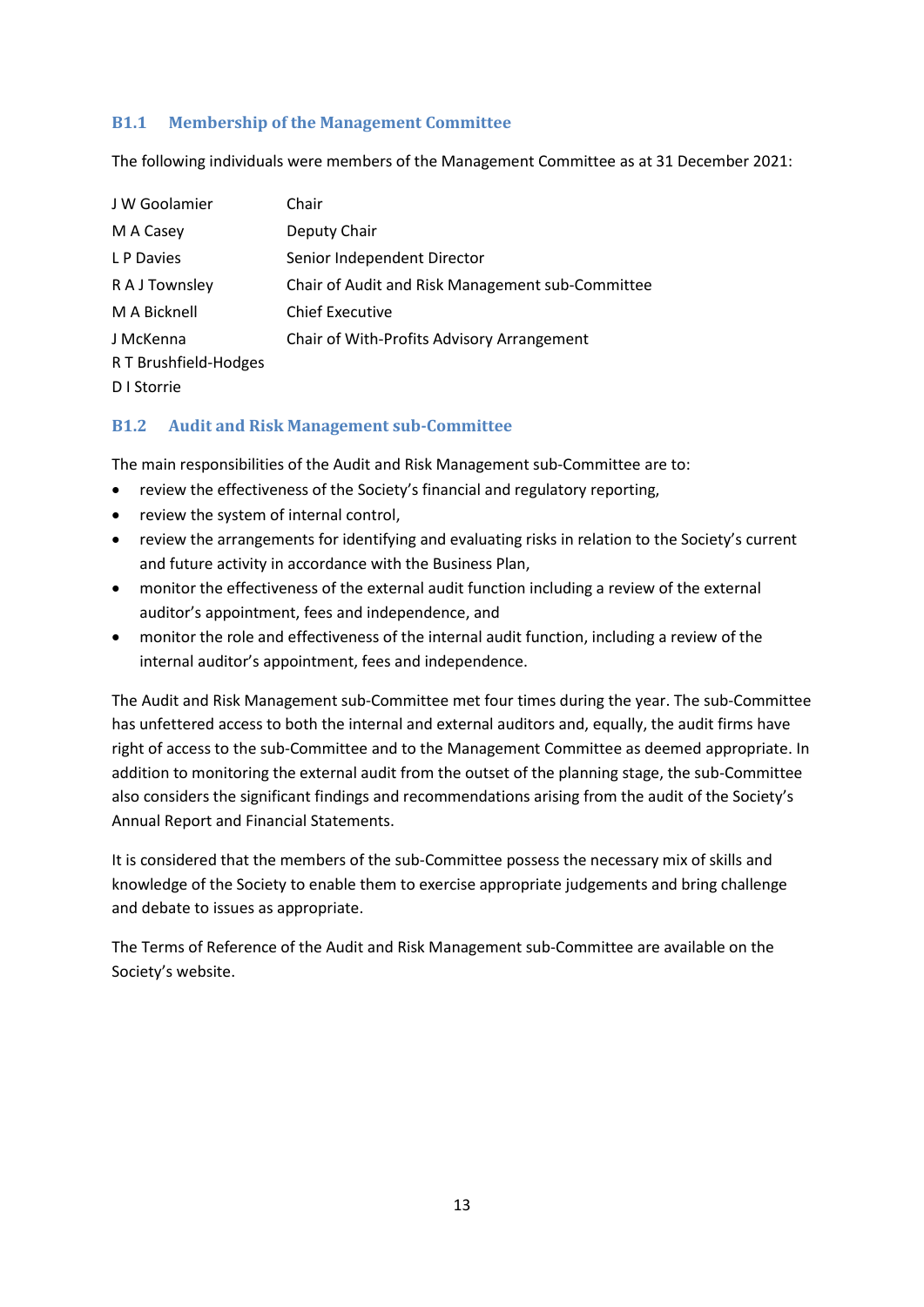### B1.1 Membership of the Management Committee

The following individuals were members of the Management Committee as at 31 December 2021:

| | |
|---|---|
| J W Goolamier | Chair |
| M A Casey | Deputy Chair |
| L P Davies | Senior Independent Director |
| R A J Townsley | Chair of Audit and Risk Management sub-Committee |
| M A Bicknell | Chief Executive |
| J McKenna | Chair of With-Profits Advisory Arrangement |
| R T Brushfield-Hodges | |
| D I Storrie | |

### B1.2 Audit and Risk Management sub-Committee

The main responsibilities of the Audit and Risk Management sub-Committee are to:

- review the effectiveness of the Society's financial and regulatory reporting,
- review the system of internal control,
- review the arrangements for identifying and evaluating risks in relation to the Society's current and future activity in accordance with the Business Plan,
- monitor the effectiveness of the external audit function including a review of the external auditor's appointment, fees and independence, and
- monitor the role and effectiveness of the internal audit function, including a review of the internal auditor's appointment, fees and independence.

The Audit and Risk Management sub-Committee met four times during the year. The sub-Committee has unfettered access to both the internal and external auditors and, equally, the audit firms have right of access to the sub-Committee and to the Management Committee as deemed appropriate. In addition to monitoring the external audit from the outset of the planning stage, the sub-Committee also considers the significant findings and recommendations arising from the audit of the Society's Annual Report and Financial Statements.

It is considered that the members of the sub-Committee possess the necessary mix of skills and knowledge of the Society to enable them to exercise appropriate judgements and bring challenge and debate to issues as appropriate.

The Terms of Reference of the Audit and Risk Management sub-Committee are available on the Society's website.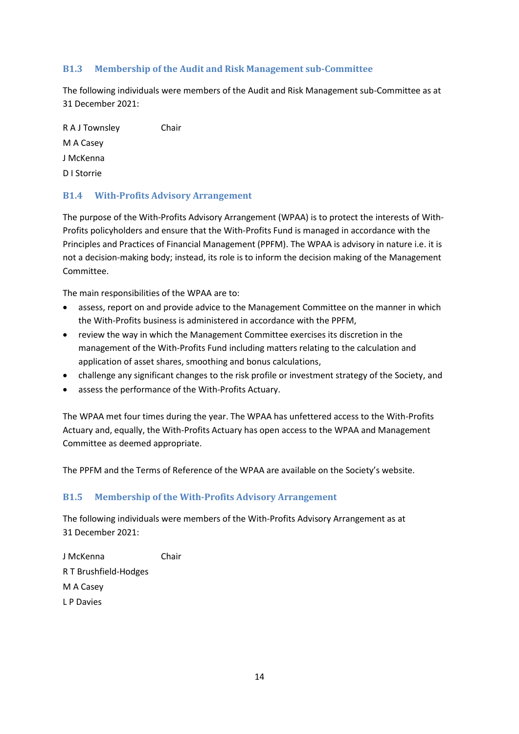### B1.3 Membership of the Audit and Risk Management sub-Committee

The following individuals were members of the Audit and Risk Management sub-Committee as at 31 December 2021:

| | |
|---|---|
| R A J Townsley | Chair |
| M A Casey | |
| J McKenna | |
| D I Storrie | |

### B1.4 With-Profits Advisory Arrangement

The purpose of the With-Profits Advisory Arrangement (WPAA) is to protect the interests of With-Profits policyholders and ensure that the With-Profits Fund is managed in accordance with the Principles and Practices of Financial Management (PPFM). The WPAA is advisory in nature i.e. it is not a decision-making body; instead, its role is to inform the decision making of the Management Committee.

The main responsibilities of the WPAA are to:

- assess, report on and provide advice to the Management Committee on the manner in which the With-Profits business is administered in accordance with the PPFM,
- review the way in which the Management Committee exercises its discretion in the management of the With-Profits Fund including matters relating to the calculation and application of asset shares, smoothing and bonus calculations,
- challenge any significant changes to the risk profile or investment strategy of the Society, and
- assess the performance of the With-Profits Actuary.

The WPAA met four times during the year. The WPAA has unfettered access to the With-Profits Actuary and, equally, the With-Profits Actuary has open access to the WPAA and Management Committee as deemed appropriate.

The PPFM and the Terms of Reference of the WPAA are available on the Society's website.

### B1.5 Membership of the With-Profits Advisory Arrangement

The following individuals were members of the With-Profits Advisory Arrangement as at 31 December 2021:

| | |
|---|---|
| J McKenna | Chair |
| R T Brushfield-Hodges | |
| M A Casey | |
| L P Davies | |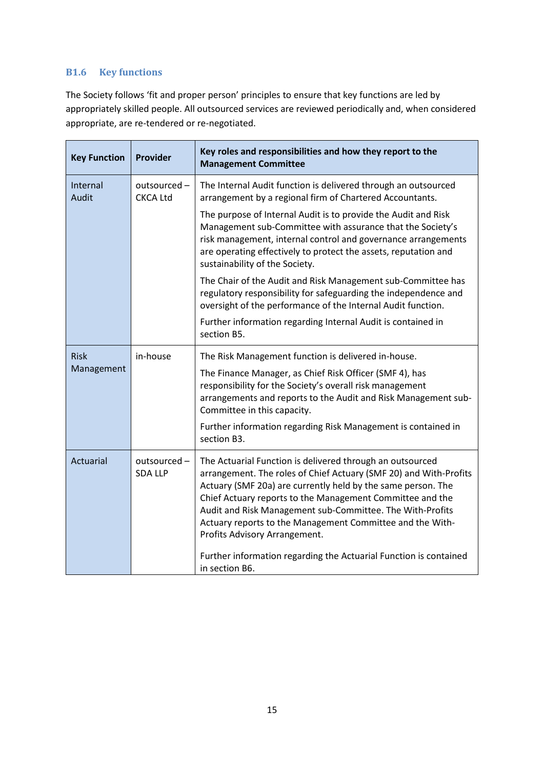### B1.6 Key functions

The Society follows 'fit and proper person' principles to ensure that key functions are led by appropriately skilled people. All outsourced services are reviewed periodically and, when considered appropriate, are re-tendered or re-negotiated.

| Key Function | Provider | Key roles and responsibilities and how they report to the Management Committee |
|---|---|---|
| Internal Audit | outsourced – CKCA Ltd | The Internal Audit function is delivered through an outsourced arrangement by a regional firm of Chartered Accountants. <br><br> The purpose of Internal Audit is to provide the Audit and Risk Management sub-Committee with assurance that the Society's risk management, internal control and governance arrangements are operating effectively to protect the assets, reputation and sustainability of the Society. <br><br> The Chair of the Audit and Risk Management sub-Committee has regulatory responsibility for safeguarding the independence and oversight of the performance of the Internal Audit function. <br><br> Further information regarding Internal Audit is contained in section B5. |
| Risk Management | in-house | The Risk Management function is delivered in-house. <br><br> The Finance Manager, as Chief Risk Officer (SMF 4), has responsibility for the Society's overall risk management arrangements and reports to the Audit and Risk Management sub-Committee in this capacity. <br><br> Further information regarding Risk Management is contained in section B3. |
| Actuarial | outsourced – SDA LLP | The Actuarial Function is delivered through an outsourced arrangement. The roles of Chief Actuary (SMF 20) and With-Profits Actuary (SMF 20a) are currently held by the same person. The Chief Actuary reports to the Management Committee and the Audit and Risk Management sub-Committee. The With-Profits Actuary reports to the Management Committee and the With-Profits Advisory Arrangement. <br><br> Further information regarding the Actuarial Function is contained in section B6. |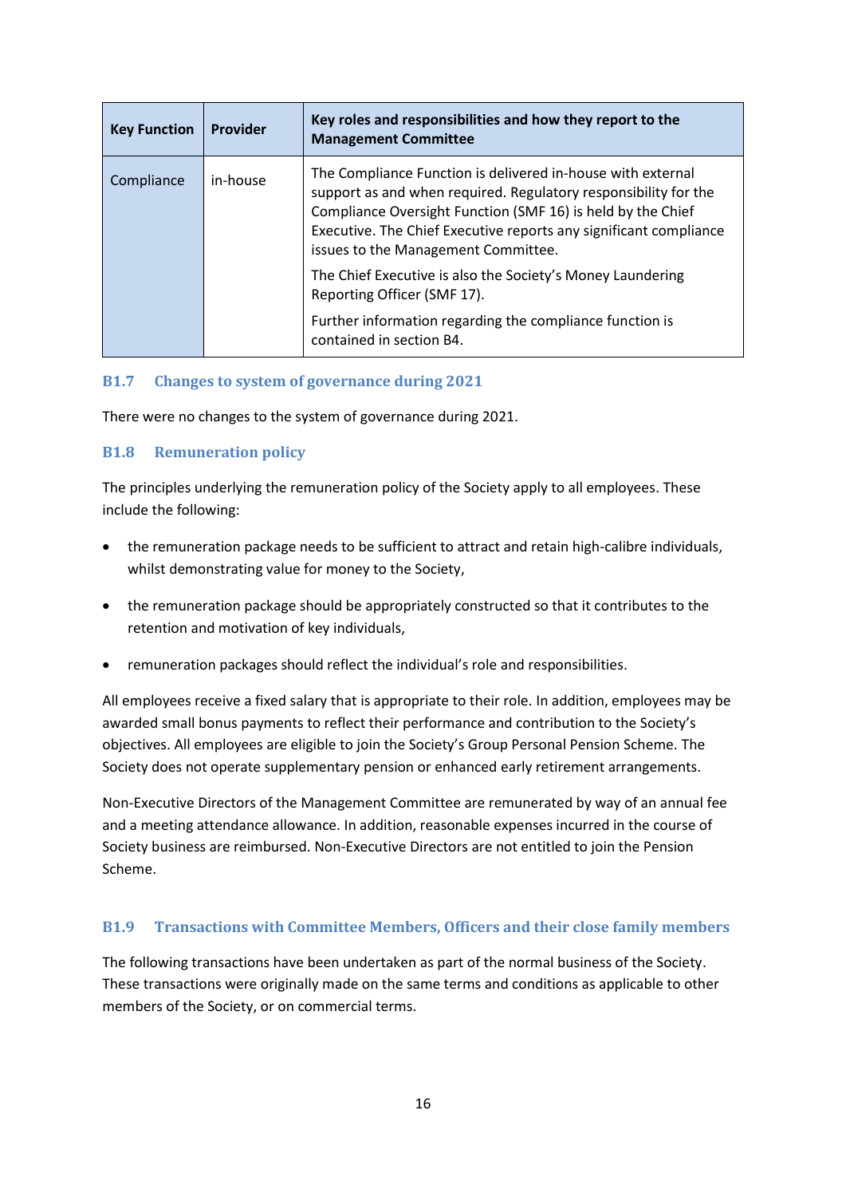| Key Function | Provider | Key roles and responsibilities and how they report to the Management Committee |
|---|---|---|
| Compliance | in-house | The Compliance Function is delivered in-house with external support as and when required. Regulatory responsibility for the Compliance Oversight Function (SMF 16) is held by the Chief Executive. The Chief Executive reports any significant compliance issues to the Management Committee.<br><br>The Chief Executive is also the Society's Money Laundering Reporting Officer (SMF 17).<br><br>Further information regarding the compliance function is contained in section B4. |

### B1.7 Changes to system of governance during 2021

There were no changes to the system of governance during 2021.

### B1.8 Remuneration policy

The principles underlying the remuneration policy of the Society apply to all employees. These include the following:

- the remuneration package needs to be sufficient to attract and retain high-calibre individuals, whilst demonstrating value for money to the Society,
- the remuneration package should be appropriately constructed so that it contributes to the retention and motivation of key individuals,
- remuneration packages should reflect the individual's role and responsibilities.

All employees receive a fixed salary that is appropriate to their role. In addition, employees may be awarded small bonus payments to reflect their performance and contribution to the Society's objectives. All employees are eligible to join the Society's Group Personal Pension Scheme. The Society does not operate supplementary pension or enhanced early retirement arrangements.

Non-Executive Directors of the Management Committee are remunerated by way of an annual fee and a meeting attendance allowance. In addition, reasonable expenses incurred in the course of Society business are reimbursed. Non-Executive Directors are not entitled to join the Pension Scheme.

### B1.9 Transactions with Committee Members, Officers and their close family members

The following transactions have been undertaken as part of the normal business of the Society. These transactions were originally made on the same terms and conditions as applicable to other members of the Society, or on commercial terms.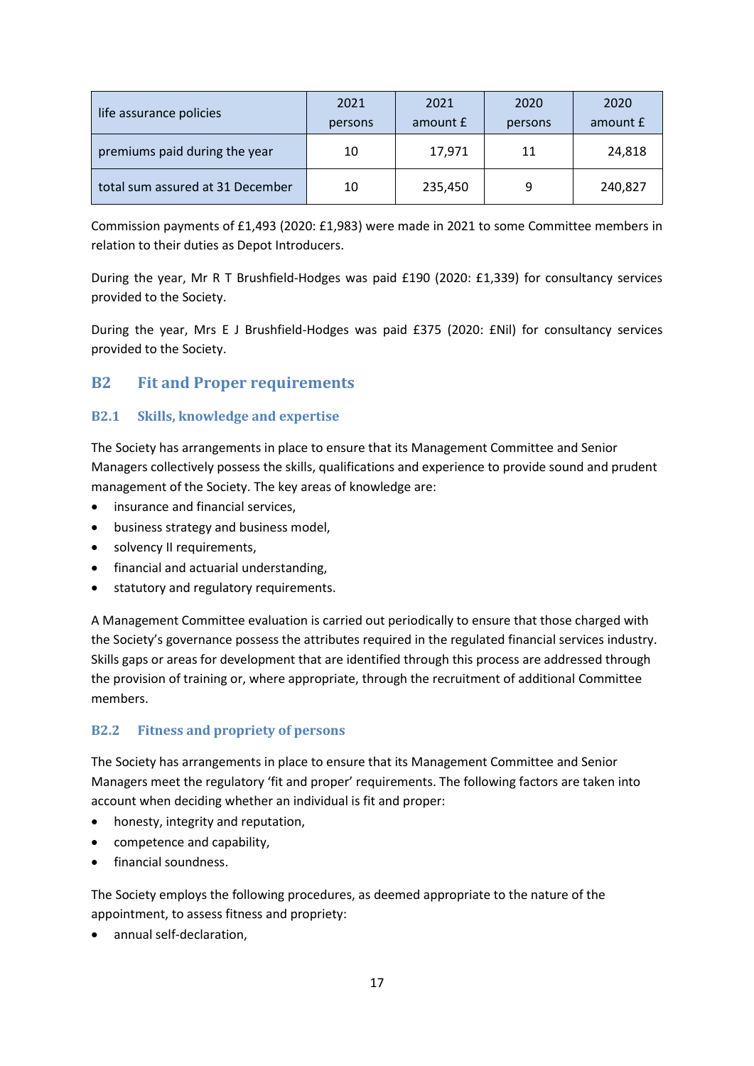| life assurance policies | 2021 persons | 2021 amount £ | 2020 persons | 2020 amount £ |
| --- | --- | --- | --- | --- |
| premiums paid during the year | 10 | 17,971 | 11 | 24,818 |
| total sum assured at 31 December | 10 | 235,450 | 9 | 240,827 |

Commission payments of £1,493 (2020: £1,983) were made in 2021 to some Committee members in relation to their duties as Depot Introducers.

During the year, Mr R T Brushfield-Hodges was paid £190 (2020: £1,339) for consultancy services provided to the Society.

During the year, Mrs E J Brushfield-Hodges was paid £375 (2020: £Nil) for consultancy services provided to the Society.

## B2 Fit and Proper requirements

### B2.1 Skills, knowledge and expertise

The Society has arrangements in place to ensure that its Management Committee and Senior Managers collectively possess the skills, qualifications and experience to provide sound and prudent management of the Society. The key areas of knowledge are:

- insurance and financial services,
- business strategy and business model,
- solvency II requirements,
- financial and actuarial understanding,
- statutory and regulatory requirements.

A Management Committee evaluation is carried out periodically to ensure that those charged with the Society's governance possess the attributes required in the regulated financial services industry. Skills gaps or areas for development that are identified through this process are addressed through the provision of training or, where appropriate, through the recruitment of additional Committee members.

### B2.2 Fitness and propriety of persons

The Society has arrangements in place to ensure that its Management Committee and Senior Managers meet the regulatory 'fit and proper' requirements. The following factors are taken into account when deciding whether an individual is fit and proper:

- honesty, integrity and reputation,
- competence and capability,
- financial soundness.

The Society employs the following procedures, as deemed appropriate to the nature of the appointment, to assess fitness and propriety:

- annual self-declaration,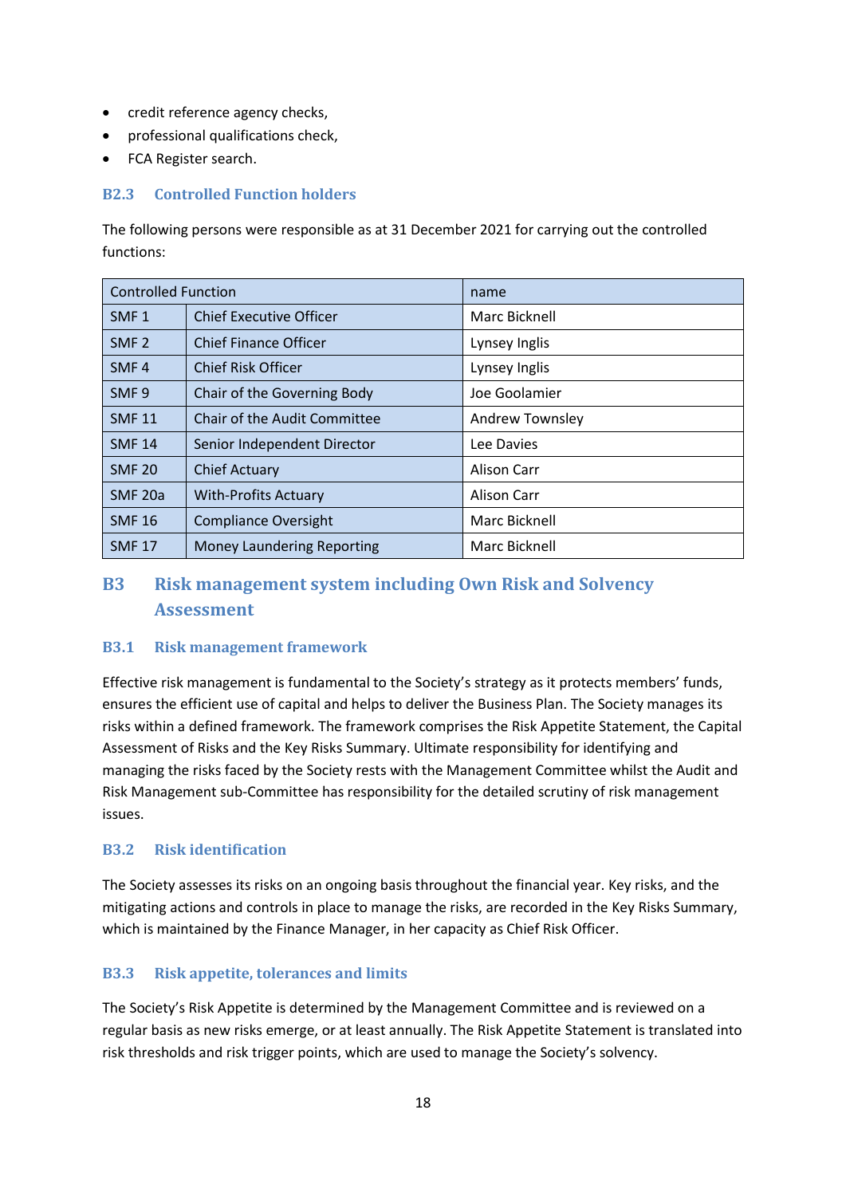- credit reference agency checks,
- professional qualifications check,
- FCA Register search.

### B2.3 Controlled Function holders

The following persons were responsible as at 31 December 2021 for carrying out the controlled functions:

| Controlled Function | | name |
|---|---|---|
| SMF 1 | Chief Executive Officer | Marc Bicknell |
| SMF 2 | Chief Finance Officer | Lynsey Inglis |
| SMF 4 | Chief Risk Officer | Lynsey Inglis |
| SMF 9 | Chair of the Governing Body | Joe Goolamier |
| SMF 11 | Chair of the Audit Committee | Andrew Townsley |
| SMF 14 | Senior Independent Director | Lee Davies |
| SMF 20 | Chief Actuary | Alison Carr |
| SMF 20a | With-Profits Actuary | Alison Carr |
| SMF 16 | Compliance Oversight | Marc Bicknell |
| SMF 17 | Money Laundering Reporting | Marc Bicknell |

## B3 Risk management system including Own Risk and Solvency Assessment

### B3.1 Risk management framework

Effective risk management is fundamental to the Society's strategy as it protects members' funds, ensures the efficient use of capital and helps to deliver the Business Plan. The Society manages its risks within a defined framework. The framework comprises the Risk Appetite Statement, the Capital Assessment of Risks and the Key Risks Summary. Ultimate responsibility for identifying and managing the risks faced by the Society rests with the Management Committee whilst the Audit and Risk Management sub-Committee has responsibility for the detailed scrutiny of risk management issues.

### B3.2 Risk identification

The Society assesses its risks on an ongoing basis throughout the financial year. Key risks, and the mitigating actions and controls in place to manage the risks, are recorded in the Key Risks Summary, which is maintained by the Finance Manager, in her capacity as Chief Risk Officer.

### B3.3 Risk appetite, tolerances and limits

The Society's Risk Appetite is determined by the Management Committee and is reviewed on a regular basis as new risks emerge, or at least annually. The Risk Appetite Statement is translated into risk thresholds and risk trigger points, which are used to manage the Society's solvency.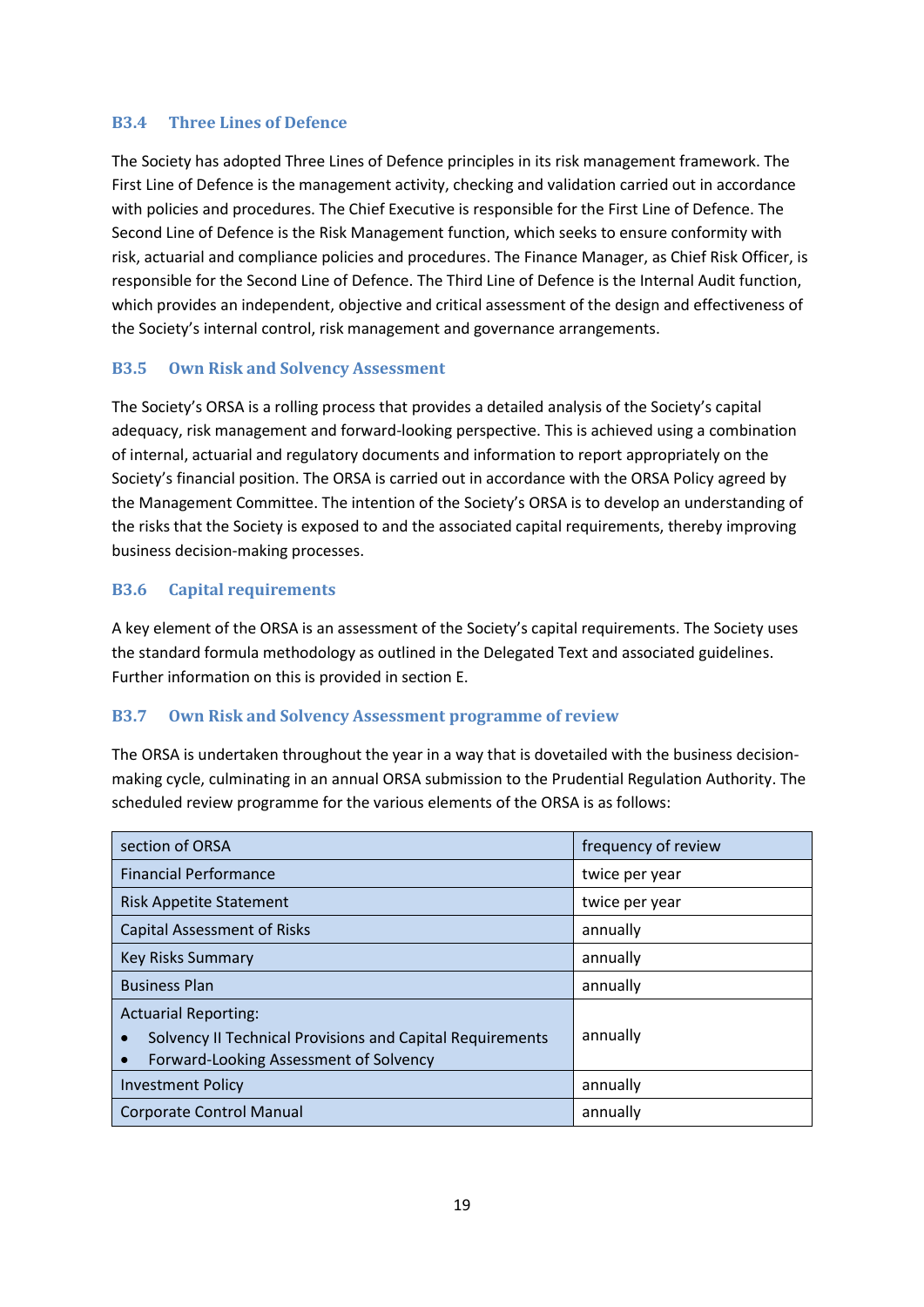### B3.4 Three Lines of Defence

The Society has adopted Three Lines of Defence principles in its risk management framework. The First Line of Defence is the management activity, checking and validation carried out in accordance with policies and procedures. The Chief Executive is responsible for the First Line of Defence. The Second Line of Defence is the Risk Management function, which seeks to ensure conformity with risk, actuarial and compliance policies and procedures. The Finance Manager, as Chief Risk Officer, is responsible for the Second Line of Defence. The Third Line of Defence is the Internal Audit function, which provides an independent, objective and critical assessment of the design and effectiveness of the Society's internal control, risk management and governance arrangements.

### B3.5 Own Risk and Solvency Assessment

The Society's ORSA is a rolling process that provides a detailed analysis of the Society's capital adequacy, risk management and forward-looking perspective. This is achieved using a combination of internal, actuarial and regulatory documents and information to report appropriately on the Society's financial position. The ORSA is carried out in accordance with the ORSA Policy agreed by the Management Committee. The intention of the Society's ORSA is to develop an understanding of the risks that the Society is exposed to and the associated capital requirements, thereby improving business decision-making processes.

### B3.6 Capital requirements

A key element of the ORSA is an assessment of the Society's capital requirements. The Society uses the standard formula methodology as outlined in the Delegated Text and associated guidelines. Further information on this is provided in section E.

### B3.7 Own Risk and Solvency Assessment programme of review

The ORSA is undertaken throughout the year in a way that is dovetailed with the business decision-making cycle, culminating in an annual ORSA submission to the Prudential Regulation Authority. The scheduled review programme for the various elements of the ORSA is as follows:

| section of ORSA | frequency of review |
|---|---|
| Financial Performance | twice per year |
| Risk Appetite Statement | twice per year |
| Capital Assessment of Risks | annually |
| Key Risks Summary | annually |
| Business Plan | annually |
| Actuarial Reporting:<br>• Solvency II Technical Provisions and Capital Requirements<br>• Forward-Looking Assessment of Solvency | annually |
| Investment Policy | annually |
| Corporate Control Manual | annually |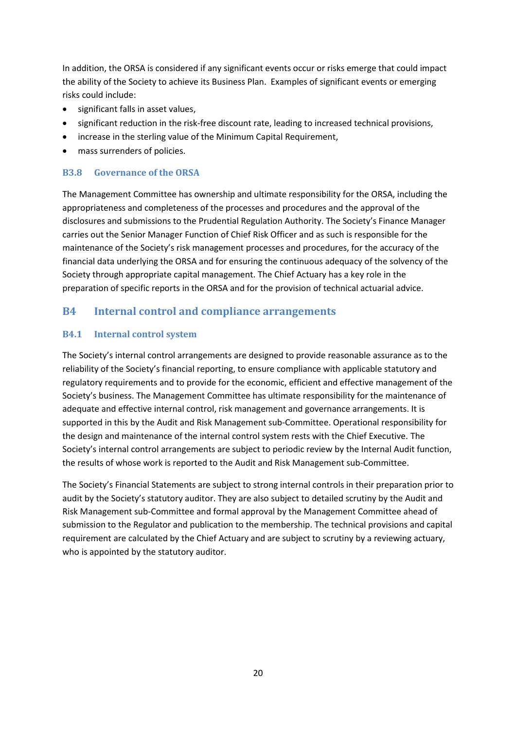In addition, the ORSA is considered if any significant events occur or risks emerge that could impact the ability of the Society to achieve its Business Plan. Examples of significant events or emerging risks could include:

- significant falls in asset values,
- significant reduction in the risk-free discount rate, leading to increased technical provisions,
- increase in the sterling value of the Minimum Capital Requirement,
- mass surrenders of policies.

### B3.8 Governance of the ORSA

The Management Committee has ownership and ultimate responsibility for the ORSA, including the appropriateness and completeness of the processes and procedures and the approval of the disclosures and submissions to the Prudential Regulation Authority. The Society's Finance Manager carries out the Senior Manager Function of Chief Risk Officer and as such is responsible for the maintenance of the Society's risk management processes and procedures, for the accuracy of the financial data underlying the ORSA and for ensuring the continuous adequacy of the solvency of the Society through appropriate capital management. The Chief Actuary has a key role in the preparation of specific reports in the ORSA and for the provision of technical actuarial advice.

## B4 Internal control and compliance arrangements

### B4.1 Internal control system

The Society's internal control arrangements are designed to provide reasonable assurance as to the reliability of the Society's financial reporting, to ensure compliance with applicable statutory and regulatory requirements and to provide for the economic, efficient and effective management of the Society's business. The Management Committee has ultimate responsibility for the maintenance of adequate and effective internal control, risk management and governance arrangements. It is supported in this by the Audit and Risk Management sub-Committee. Operational responsibility for the design and maintenance of the internal control system rests with the Chief Executive. The Society's internal control arrangements are subject to periodic review by the Internal Audit function, the results of whose work is reported to the Audit and Risk Management sub-Committee.

The Society's Financial Statements are subject to strong internal controls in their preparation prior to audit by the Society's statutory auditor. They are also subject to detailed scrutiny by the Audit and Risk Management sub-Committee and formal approval by the Management Committee ahead of submission to the Regulator and publication to the membership. The technical provisions and capital requirement are calculated by the Chief Actuary and are subject to scrutiny by a reviewing actuary, who is appointed by the statutory auditor.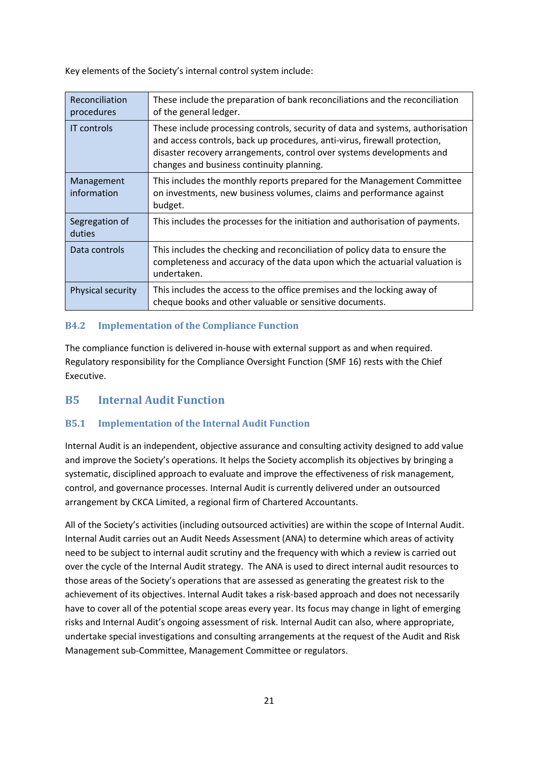Key elements of the Society's internal control system include:

| | |
|---|---|
| Reconciliation procedures | These include the preparation of bank reconciliations and the reconciliation of the general ledger. |
| IT controls | These include processing controls, security of data and systems, authorisation and access controls, back up procedures, anti-virus, firewall protection, disaster recovery arrangements, control over systems developments and changes and business continuity planning. |
| Management information | This includes the monthly reports prepared for the Management Committee on investments, new business volumes, claims and performance against budget. |
| Segregation of duties | This includes the processes for the initiation and authorisation of payments. |
| Data controls | This includes the checking and reconciliation of policy data to ensure the completeness and accuracy of the data upon which the actuarial valuation is undertaken. |
| Physical security | This includes the access to the office premises and the locking away of cheque books and other valuable or sensitive documents. |

### B4.2 Implementation of the Compliance Function

The compliance function is delivered in-house with external support as and when required. Regulatory responsibility for the Compliance Oversight Function (SMF 16) rests with the Chief Executive.

## B5 Internal Audit Function

### B5.1 Implementation of the Internal Audit Function

Internal Audit is an independent, objective assurance and consulting activity designed to add value and improve the Society's operations. It helps the Society accomplish its objectives by bringing a systematic, disciplined approach to evaluate and improve the effectiveness of risk management, control, and governance processes. Internal Audit is currently delivered under an outsourced arrangement by CKCA Limited, a regional firm of Chartered Accountants.

All of the Society's activities (including outsourced activities) are within the scope of Internal Audit. Internal Audit carries out an Audit Needs Assessment (ANA) to determine which areas of activity need to be subject to internal audit scrutiny and the frequency with which a review is carried out over the cycle of the Internal Audit strategy. The ANA is used to direct internal audit resources to those areas of the Society's operations that are assessed as generating the greatest risk to the achievement of its objectives. Internal Audit takes a risk-based approach and does not necessarily have to cover all of the potential scope areas every year. Its focus may change in light of emerging risks and Internal Audit's ongoing assessment of risk. Internal Audit can also, where appropriate, undertake special investigations and consulting arrangements at the request of the Audit and Risk Management sub-Committee, Management Committee or regulators.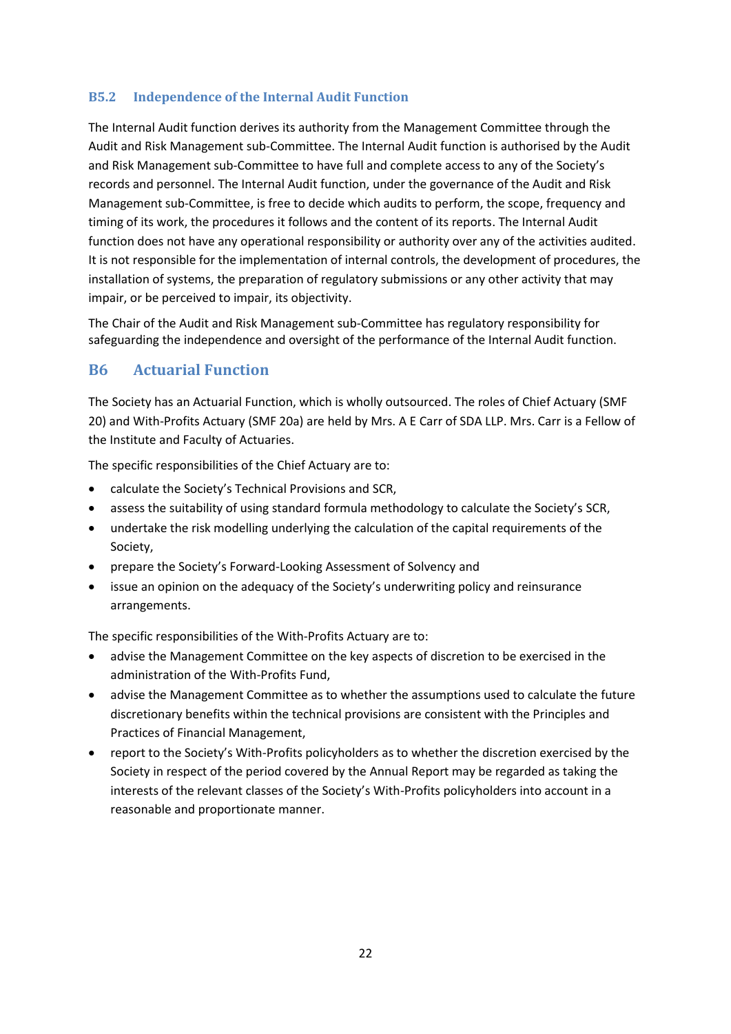### B5.2 Independence of the Internal Audit Function

The Internal Audit function derives its authority from the Management Committee through the Audit and Risk Management sub-Committee. The Internal Audit function is authorised by the Audit and Risk Management sub-Committee to have full and complete access to any of the Society's records and personnel. The Internal Audit function, under the governance of the Audit and Risk Management sub-Committee, is free to decide which audits to perform, the scope, frequency and timing of its work, the procedures it follows and the content of its reports. The Internal Audit function does not have any operational responsibility or authority over any of the activities audited. It is not responsible for the implementation of internal controls, the development of procedures, the installation of systems, the preparation of regulatory submissions or any other activity that may impair, or be perceived to impair, its objectivity.

The Chair of the Audit and Risk Management sub-Committee has regulatory responsibility for safeguarding the independence and oversight of the performance of the Internal Audit function.

## B6 Actuarial Function

The Society has an Actuarial Function, which is wholly outsourced. The roles of Chief Actuary (SMF 20) and With-Profits Actuary (SMF 20a) are held by Mrs. A E Carr of SDA LLP. Mrs. Carr is a Fellow of the Institute and Faculty of Actuaries.

The specific responsibilities of the Chief Actuary are to:

- calculate the Society's Technical Provisions and SCR,
- assess the suitability of using standard formula methodology to calculate the Society's SCR,
- undertake the risk modelling underlying the calculation of the capital requirements of the Society,
- prepare the Society's Forward-Looking Assessment of Solvency and
- issue an opinion on the adequacy of the Society's underwriting policy and reinsurance arrangements.

The specific responsibilities of the With-Profits Actuary are to:

- advise the Management Committee on the key aspects of discretion to be exercised in the administration of the With-Profits Fund,
- advise the Management Committee as to whether the assumptions used to calculate the future discretionary benefits within the technical provisions are consistent with the Principles and Practices of Financial Management,
- report to the Society's With-Profits policyholders as to whether the discretion exercised by the Society in respect of the period covered by the Annual Report may be regarded as taking the interests of the relevant classes of the Society's With-Profits policyholders into account in a reasonable and proportionate manner.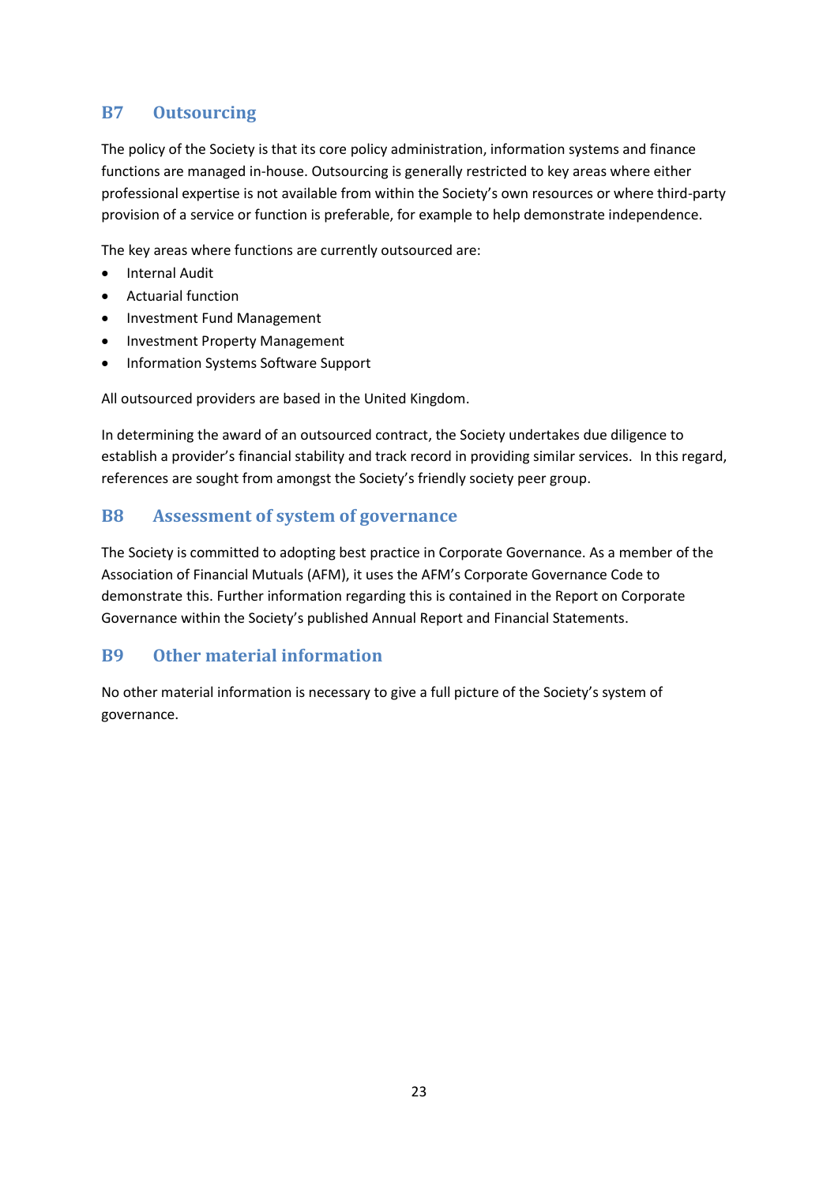## B7 Outsourcing

The policy of the Society is that its core policy administration, information systems and finance functions are managed in-house. Outsourcing is generally restricted to key areas where either professional expertise is not available from within the Society's own resources or where third-party provision of a service or function is preferable, for example to help demonstrate independence.

The key areas where functions are currently outsourced are:

- Internal Audit
- Actuarial function
- Investment Fund Management
- Investment Property Management
- Information Systems Software Support

All outsourced providers are based in the United Kingdom.

In determining the award of an outsourced contract, the Society undertakes due diligence to establish a provider's financial stability and track record in providing similar services. In this regard, references are sought from amongst the Society's friendly society peer group.

## B8 Assessment of system of governance

The Society is committed to adopting best practice in Corporate Governance. As a member of the Association of Financial Mutuals (AFM), it uses the AFM's Corporate Governance Code to demonstrate this. Further information regarding this is contained in the Report on Corporate Governance within the Society's published Annual Report and Financial Statements.

## B9 Other material information

No other material information is necessary to give a full picture of the Society's system of governance.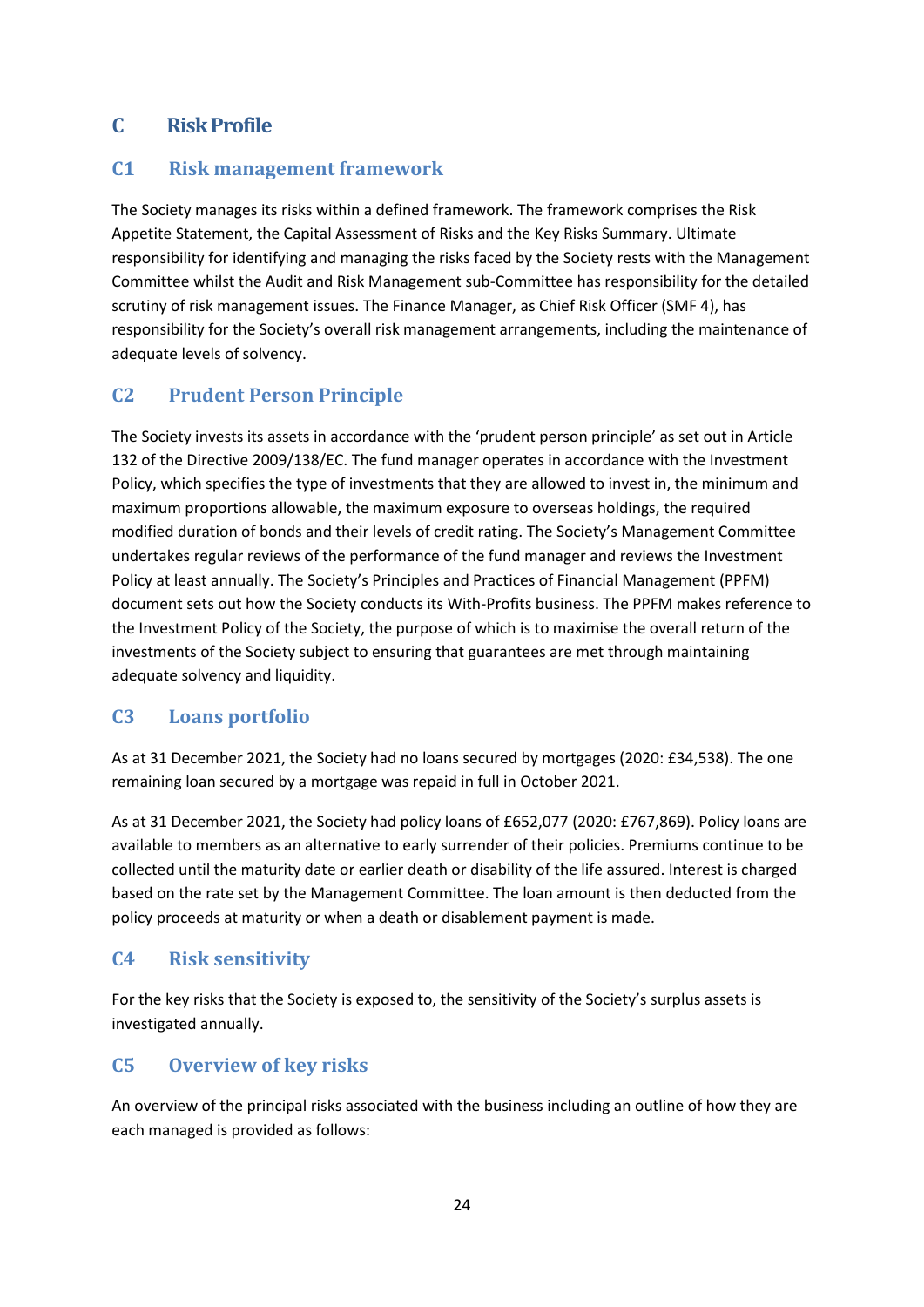# C Risk Profile

## C1 Risk management framework

The Society manages its risks within a defined framework. The framework comprises the Risk Appetite Statement, the Capital Assessment of Risks and the Key Risks Summary. Ultimate responsibility for identifying and managing the risks faced by the Society rests with the Management Committee whilst the Audit and Risk Management sub-Committee has responsibility for the detailed scrutiny of risk management issues. The Finance Manager, as Chief Risk Officer (SMF 4), has responsibility for the Society's overall risk management arrangements, including the maintenance of adequate levels of solvency.

## C2 Prudent Person Principle

The Society invests its assets in accordance with the 'prudent person principle' as set out in Article 132 of the Directive 2009/138/EC. The fund manager operates in accordance with the Investment Policy, which specifies the type of investments that they are allowed to invest in, the minimum and maximum proportions allowable, the maximum exposure to overseas holdings, the required modified duration of bonds and their levels of credit rating. The Society's Management Committee undertakes regular reviews of the performance of the fund manager and reviews the Investment Policy at least annually. The Society's Principles and Practices of Financial Management (PPFM) document sets out how the Society conducts its With-Profits business. The PPFM makes reference to the Investment Policy of the Society, the purpose of which is to maximise the overall return of the investments of the Society subject to ensuring that guarantees are met through maintaining adequate solvency and liquidity.

## C3 Loans portfolio

As at 31 December 2021, the Society had no loans secured by mortgages (2020: £34,538). The one remaining loan secured by a mortgage was repaid in full in October 2021.

As at 31 December 2021, the Society had policy loans of £652,077 (2020: £767,869). Policy loans are available to members as an alternative to early surrender of their policies. Premiums continue to be collected until the maturity date or earlier death or disability of the life assured. Interest is charged based on the rate set by the Management Committee. The loan amount is then deducted from the policy proceeds at maturity or when a death or disablement payment is made.

## C4 Risk sensitivity

For the key risks that the Society is exposed to, the sensitivity of the Society's surplus assets is investigated annually.

## C5 Overview of key risks

An overview of the principal risks associated with the business including an outline of how they are each managed is provided as follows: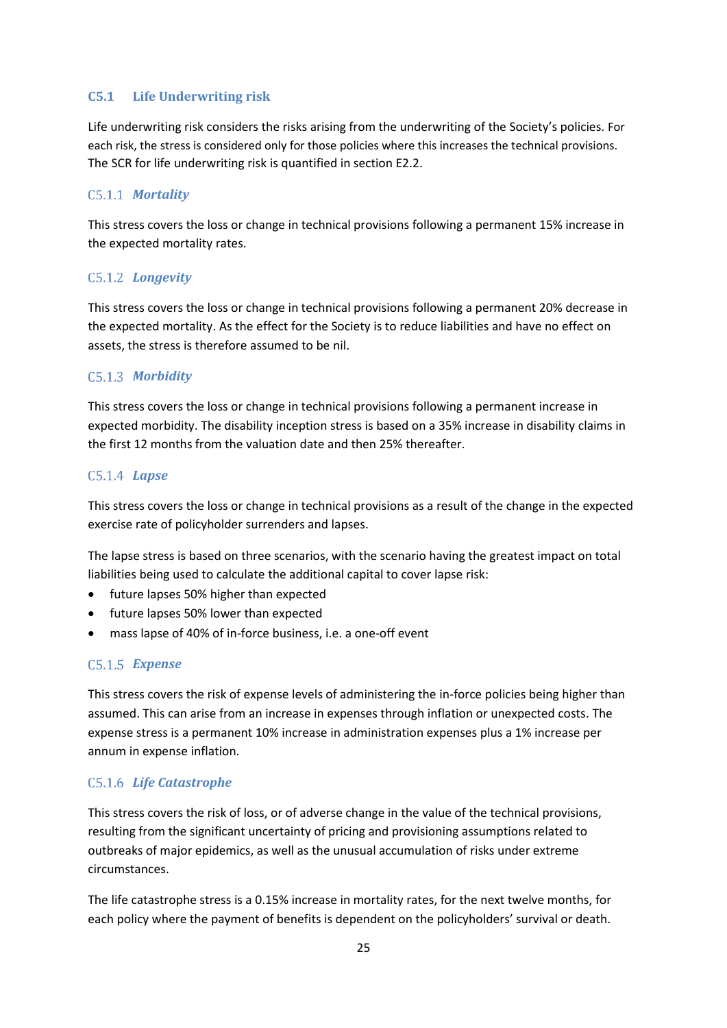### C5.1 Life Underwriting risk

Life underwriting risk considers the risks arising from the underwriting of the Society's policies. For each risk, the stress is considered only for those policies where this increases the technical provisions. The SCR for life underwriting risk is quantified in section E2.2.

#### C5.1.1 *Mortality*

This stress covers the loss or change in technical provisions following a permanent 15% increase in the expected mortality rates.

#### C5.1.2 *Longevity*

This stress covers the loss or change in technical provisions following a permanent 20% decrease in the expected mortality. As the effect for the Society is to reduce liabilities and have no effect on assets, the stress is therefore assumed to be nil.

#### C5.1.3 *Morbidity*

This stress covers the loss or change in technical provisions following a permanent increase in expected morbidity. The disability inception stress is based on a 35% increase in disability claims in the first 12 months from the valuation date and then 25% thereafter.

#### C5.1.4 *Lapse*

This stress covers the loss or change in technical provisions as a result of the change in the expected exercise rate of policyholder surrenders and lapses.

The lapse stress is based on three scenarios, with the scenario having the greatest impact on total liabilities being used to calculate the additional capital to cover lapse risk:

- future lapses 50% higher than expected
- future lapses 50% lower than expected
- mass lapse of 40% of in-force business, i.e. a one-off event

#### C5.1.5 *Expense*

This stress covers the risk of expense levels of administering the in-force policies being higher than assumed. This can arise from an increase in expenses through inflation or unexpected costs. The expense stress is a permanent 10% increase in administration expenses plus a 1% increase per annum in expense inflation.

#### C5.1.6 *Life Catastrophe*

This stress covers the risk of loss, or of adverse change in the value of the technical provisions, resulting from the significant uncertainty of pricing and provisioning assumptions related to outbreaks of major epidemics, as well as the unusual accumulation of risks under extreme circumstances.

The life catastrophe stress is a 0.15% increase in mortality rates, for the next twelve months, for each policy where the payment of benefits is dependent on the policyholders' survival or death.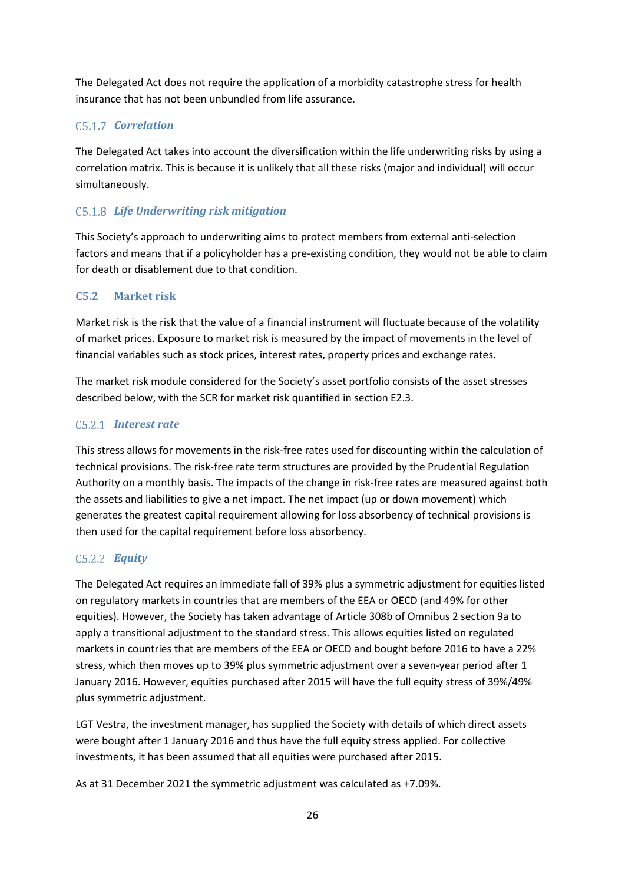The Delegated Act does not require the application of a morbidity catastrophe stress for health insurance that has not been unbundled from life assurance.

#### C5.1.7 *Correlation*

The Delegated Act takes into account the diversification within the life underwriting risks by using a correlation matrix. This is because it is unlikely that all these risks (major and individual) will occur simultaneously.

#### C5.1.8 *Life Underwriting risk mitigation*

This Society's approach to underwriting aims to protect members from external anti-selection factors and means that if a policyholder has a pre-existing condition, they would not be able to claim for death or disablement due to that condition.

### C5.2 Market risk

Market risk is the risk that the value of a financial instrument will fluctuate because of the volatility of market prices. Exposure to market risk is measured by the impact of movements in the level of financial variables such as stock prices, interest rates, property prices and exchange rates.

The market risk module considered for the Society's asset portfolio consists of the asset stresses described below, with the SCR for market risk quantified in section E2.3.

#### C5.2.1 *Interest rate*

This stress allows for movements in the risk-free rates used for discounting within the calculation of technical provisions. The risk-free rate term structures are provided by the Prudential Regulation Authority on a monthly basis. The impacts of the change in risk-free rates are measured against both the assets and liabilities to give a net impact. The net impact (up or down movement) which generates the greatest capital requirement allowing for loss absorbency of technical provisions is then used for the capital requirement before loss absorbency.

#### C5.2.2 *Equity*

The Delegated Act requires an immediate fall of 39% plus a symmetric adjustment for equities listed on regulatory markets in countries that are members of the EEA or OECD (and 49% for other equities). However, the Society has taken advantage of Article 308b of Omnibus 2 section 9a to apply a transitional adjustment to the standard stress. This allows equities listed on regulated markets in countries that are members of the EEA or OECD and bought before 2016 to have a 22% stress, which then moves up to 39% plus symmetric adjustment over a seven-year period after 1 January 2016. However, equities purchased after 2015 will have the full equity stress of 39%/49% plus symmetric adjustment.

LGT Vestra, the investment manager, has supplied the Society with details of which direct assets were bought after 1 January 2016 and thus have the full equity stress applied. For collective investments, it has been assumed that all equities were purchased after 2015.

As at 31 December 2021 the symmetric adjustment was calculated as +7.09%.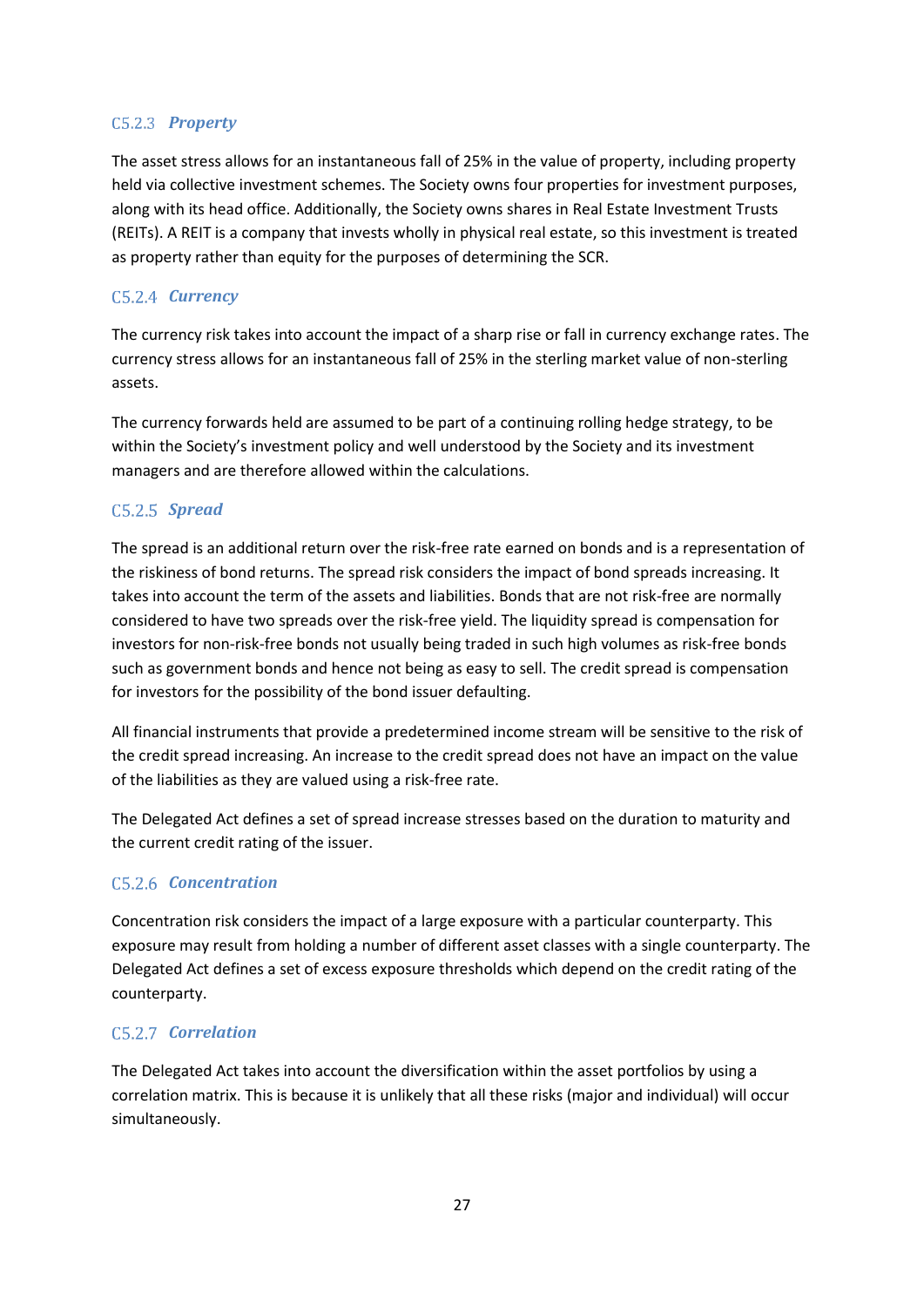### C5.2.3 *Property*

The asset stress allows for an instantaneous fall of 25% in the value of property, including property held via collective investment schemes. The Society owns four properties for investment purposes, along with its head office. Additionally, the Society owns shares in Real Estate Investment Trusts (REITs). A REIT is a company that invests wholly in physical real estate, so this investment is treated as property rather than equity for the purposes of determining the SCR.

### C5.2.4 *Currency*

The currency risk takes into account the impact of a sharp rise or fall in currency exchange rates. The currency stress allows for an instantaneous fall of 25% in the sterling market value of non-sterling assets.

The currency forwards held are assumed to be part of a continuing rolling hedge strategy, to be within the Society's investment policy and well understood by the Society and its investment managers and are therefore allowed within the calculations.

### C5.2.5 *Spread*

The spread is an additional return over the risk-free rate earned on bonds and is a representation of the riskiness of bond returns. The spread risk considers the impact of bond spreads increasing. It takes into account the term of the assets and liabilities. Bonds that are not risk-free are normally considered to have two spreads over the risk-free yield. The liquidity spread is compensation for investors for non-risk-free bonds not usually being traded in such high volumes as risk-free bonds such as government bonds and hence not being as easy to sell. The credit spread is compensation for investors for the possibility of the bond issuer defaulting.

All financial instruments that provide a predetermined income stream will be sensitive to the risk of the credit spread increasing. An increase to the credit spread does not have an impact on the value of the liabilities as they are valued using a risk-free rate.

The Delegated Act defines a set of spread increase stresses based on the duration to maturity and the current credit rating of the issuer.

### C5.2.6 *Concentration*

Concentration risk considers the impact of a large exposure with a particular counterparty. This exposure may result from holding a number of different asset classes with a single counterparty. The Delegated Act defines a set of excess exposure thresholds which depend on the credit rating of the counterparty.

### C5.2.7 *Correlation*

The Delegated Act takes into account the diversification within the asset portfolios by using a correlation matrix. This is because it is unlikely that all these risks (major and individual) will occur simultaneously.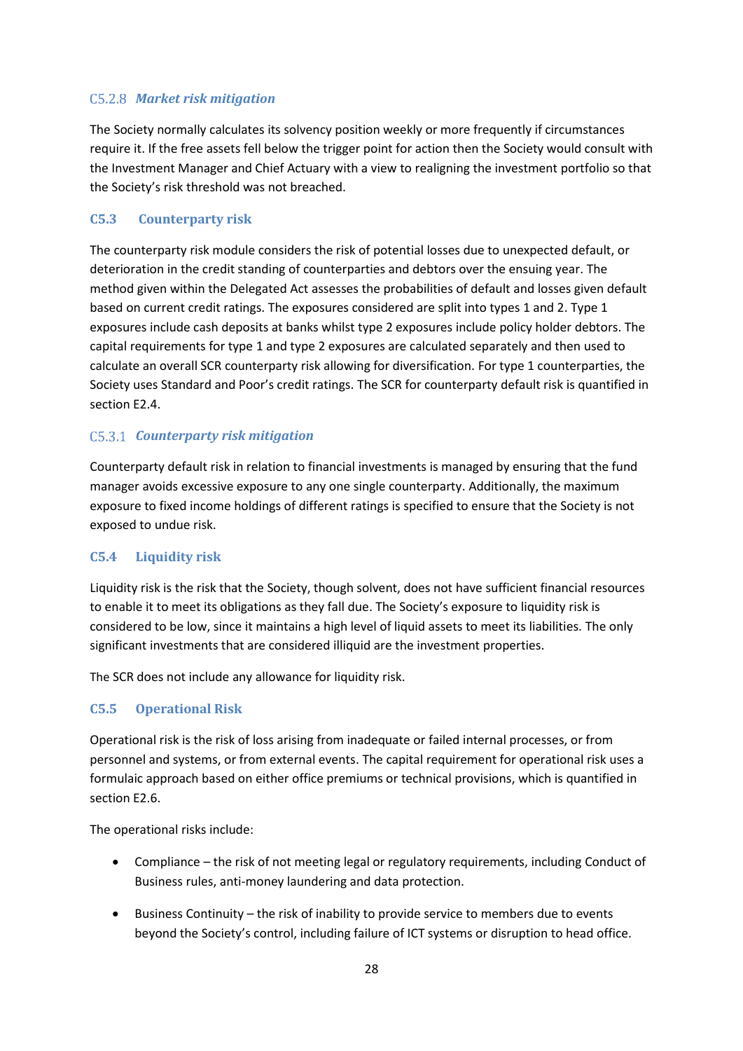#### C5.2.8 *Market risk mitigation*

The Society normally calculates its solvency position weekly or more frequently if circumstances require it. If the free assets fell below the trigger point for action then the Society would consult with the Investment Manager and Chief Actuary with a view to realigning the investment portfolio so that the Society's risk threshold was not breached.

### C5.3 Counterparty risk

The counterparty risk module considers the risk of potential losses due to unexpected default, or deterioration in the credit standing of counterparties and debtors over the ensuing year. The method given within the Delegated Act assesses the probabilities of default and losses given default based on current credit ratings. The exposures considered are split into types 1 and 2. Type 1 exposures include cash deposits at banks whilst type 2 exposures include policy holder debtors. The capital requirements for type 1 and type 2 exposures are calculated separately and then used to calculate an overall SCR counterparty risk allowing for diversification. For type 1 counterparties, the Society uses Standard and Poor's credit ratings. The SCR for counterparty default risk is quantified in section E2.4.

#### C5.3.1 *Counterparty risk mitigation*

Counterparty default risk in relation to financial investments is managed by ensuring that the fund manager avoids excessive exposure to any one single counterparty. Additionally, the maximum exposure to fixed income holdings of different ratings is specified to ensure that the Society is not exposed to undue risk.

### C5.4 Liquidity risk

Liquidity risk is the risk that the Society, though solvent, does not have sufficient financial resources to enable it to meet its obligations as they fall due. The Society's exposure to liquidity risk is considered to be low, since it maintains a high level of liquid assets to meet its liabilities. The only significant investments that are considered illiquid are the investment properties.

The SCR does not include any allowance for liquidity risk.

### C5.5 Operational Risk

Operational risk is the risk of loss arising from inadequate or failed internal processes, or from personnel and systems, or from external events. The capital requirement for operational risk uses a formulaic approach based on either office premiums or technical provisions, which is quantified in section E2.6.

The operational risks include:

- Compliance – the risk of not meeting legal or regulatory requirements, including Conduct of Business rules, anti-money laundering and data protection.
- Business Continuity – the risk of inability to provide service to members due to events beyond the Society's control, including failure of ICT systems or disruption to head office.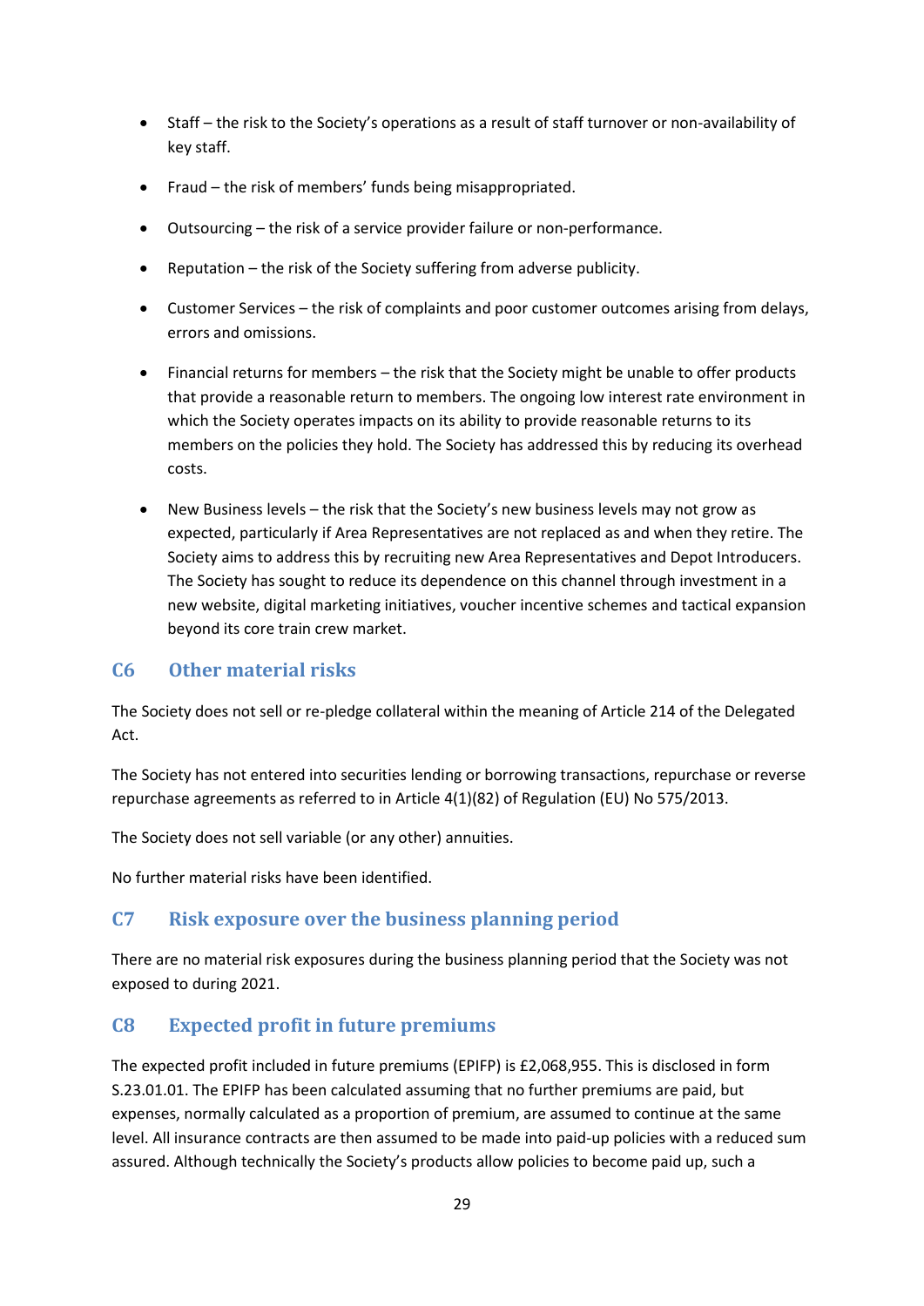- Staff – the risk to the Society's operations as a result of staff turnover or non-availability of key staff.
- Fraud – the risk of members' funds being misappropriated.
- Outsourcing – the risk of a service provider failure or non-performance.
- Reputation – the risk of the Society suffering from adverse publicity.
- Customer Services – the risk of complaints and poor customer outcomes arising from delays, errors and omissions.
- Financial returns for members – the risk that the Society might be unable to offer products that provide a reasonable return to members. The ongoing low interest rate environment in which the Society operates impacts on its ability to provide reasonable returns to its members on the policies they hold. The Society has addressed this by reducing its overhead costs.
- New Business levels – the risk that the Society's new business levels may not grow as expected, particularly if Area Representatives are not replaced as and when they retire. The Society aims to address this by recruiting new Area Representatives and Depot Introducers. The Society has sought to reduce its dependence on this channel through investment in a new website, digital marketing initiatives, voucher incentive schemes and tactical expansion beyond its core train crew market.

## C6 Other material risks

The Society does not sell or re-pledge collateral within the meaning of Article 214 of the Delegated Act.

The Society has not entered into securities lending or borrowing transactions, repurchase or reverse repurchase agreements as referred to in Article 4(1)(82) of Regulation (EU) No 575/2013.

The Society does not sell variable (or any other) annuities.

No further material risks have been identified.

## C7 Risk exposure over the business planning period

There are no material risk exposures during the business planning period that the Society was not exposed to during 2021.

## C8 Expected profit in future premiums

The expected profit included in future premiums (EPIFP) is £2,068,955. This is disclosed in form S.23.01.01. The EPIFP has been calculated assuming that no further premiums are paid, but expenses, normally calculated as a proportion of premium, are assumed to continue at the same level. All insurance contracts are then assumed to be made into paid-up policies with a reduced sum assured. Although technically the Society's products allow policies to become paid up, such a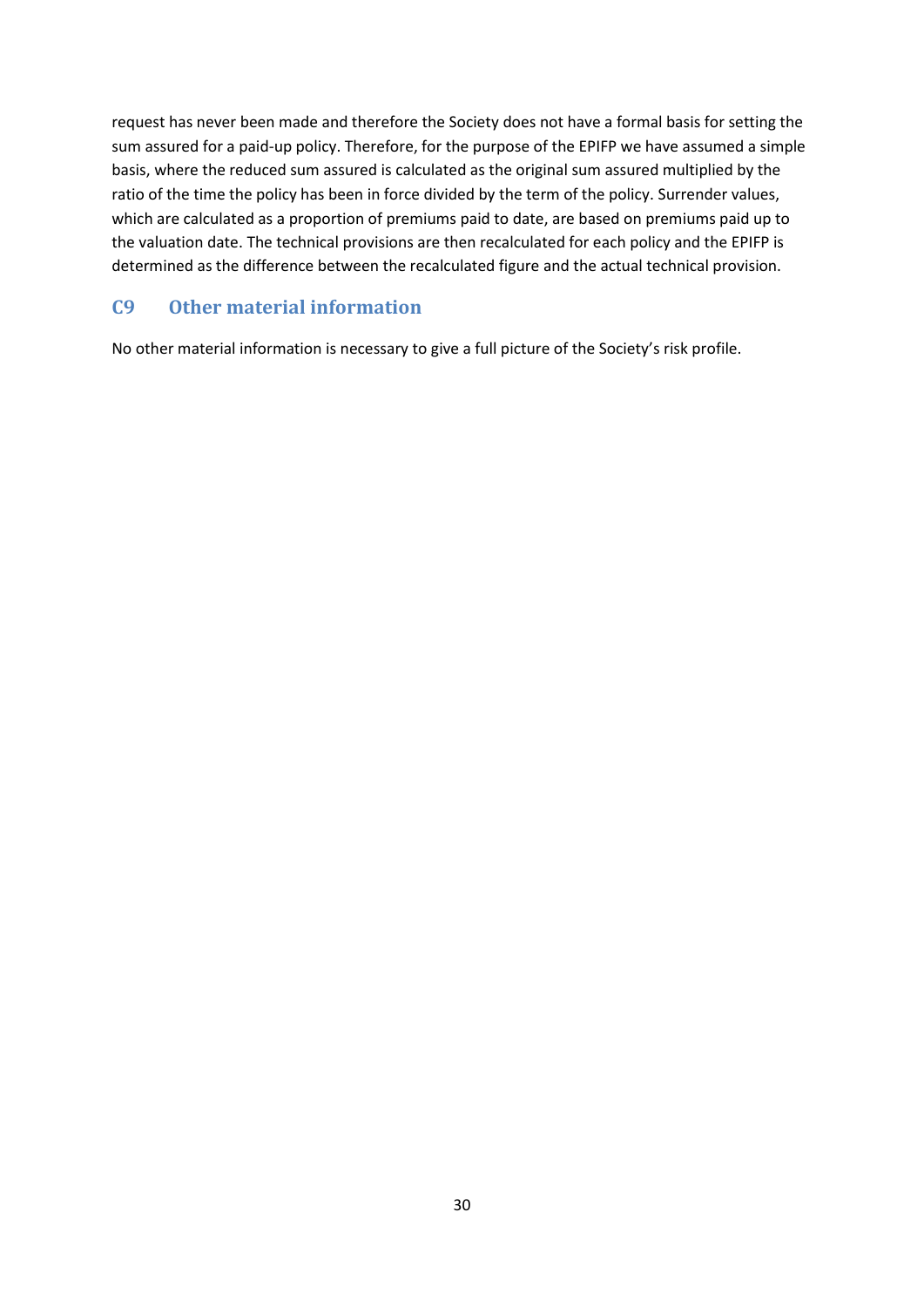request has never been made and therefore the Society does not have a formal basis for setting the sum assured for a paid-up policy. Therefore, for the purpose of the EPIFP we have assumed a simple basis, where the reduced sum assured is calculated as the original sum assured multiplied by the ratio of the time the policy has been in force divided by the term of the policy. Surrender values, which are calculated as a proportion of premiums paid to date, are based on premiums paid up to the valuation date. The technical provisions are then recalculated for each policy and the EPIFP is determined as the difference between the recalculated figure and the actual technical provision.

## C9 Other material information

No other material information is necessary to give a full picture of the Society's risk profile.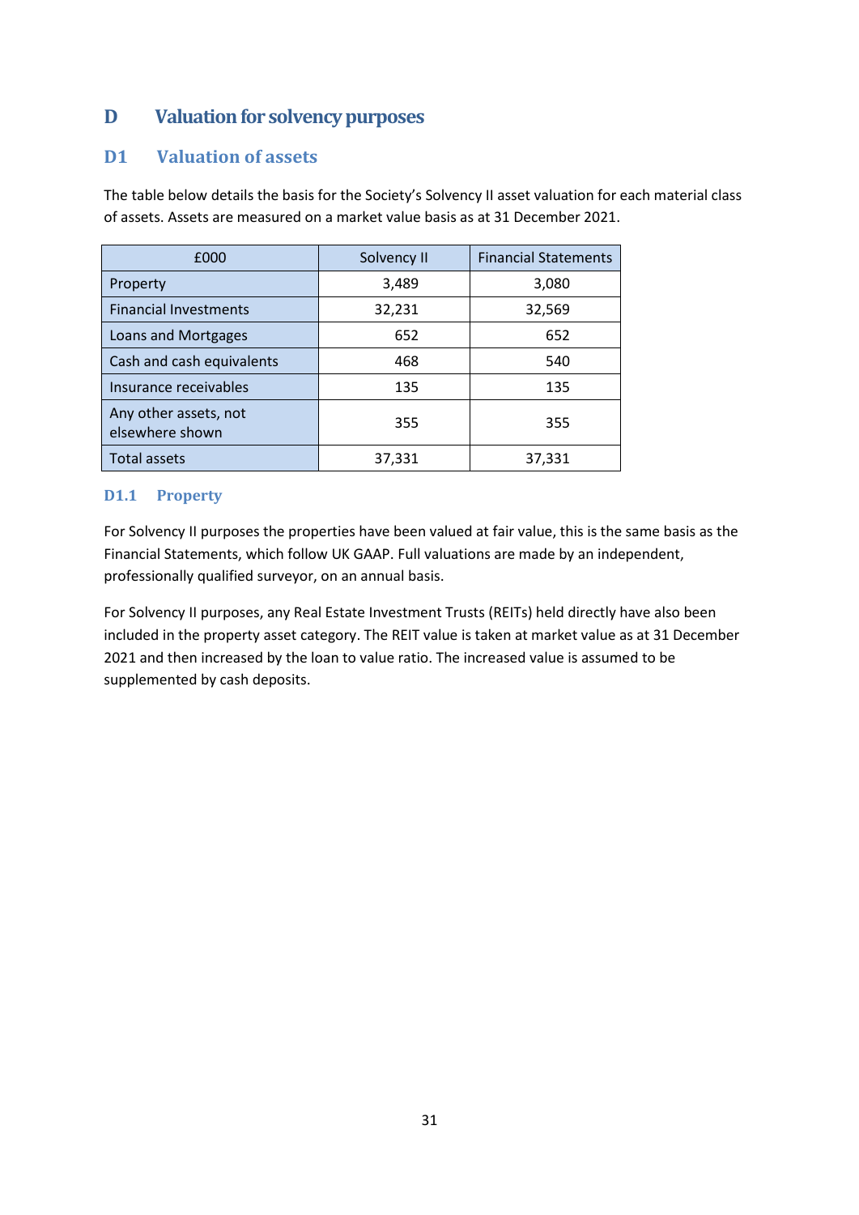# D Valuation for solvency purposes

## D1 Valuation of assets

The table below details the basis for the Society's Solvency II asset valuation for each material class of assets. Assets are measured on a market value basis as at 31 December 2021.

| £000 | Solvency II | Financial Statements |
|---|---|---|
| Property | 3,489 | 3,080 |
| Financial Investments | 32,231 | 32,569 |
| Loans and Mortgages | 652 | 652 |
| Cash and cash equivalents | 468 | 540 |
| Insurance receivables | 135 | 135 |
| Any other assets, not elsewhere shown | 355 | 355 |
| Total assets | 37,331 | 37,331 |

### D1.1 Property

For Solvency II purposes the properties have been valued at fair value, this is the same basis as the Financial Statements, which follow UK GAAP. Full valuations are made by an independent, professionally qualified surveyor, on an annual basis.

For Solvency II purposes, any Real Estate Investment Trusts (REITs) held directly have also been included in the property asset category. The REIT value is taken at market value as at 31 December 2021 and then increased by the loan to value ratio. The increased value is assumed to be supplemented by cash deposits.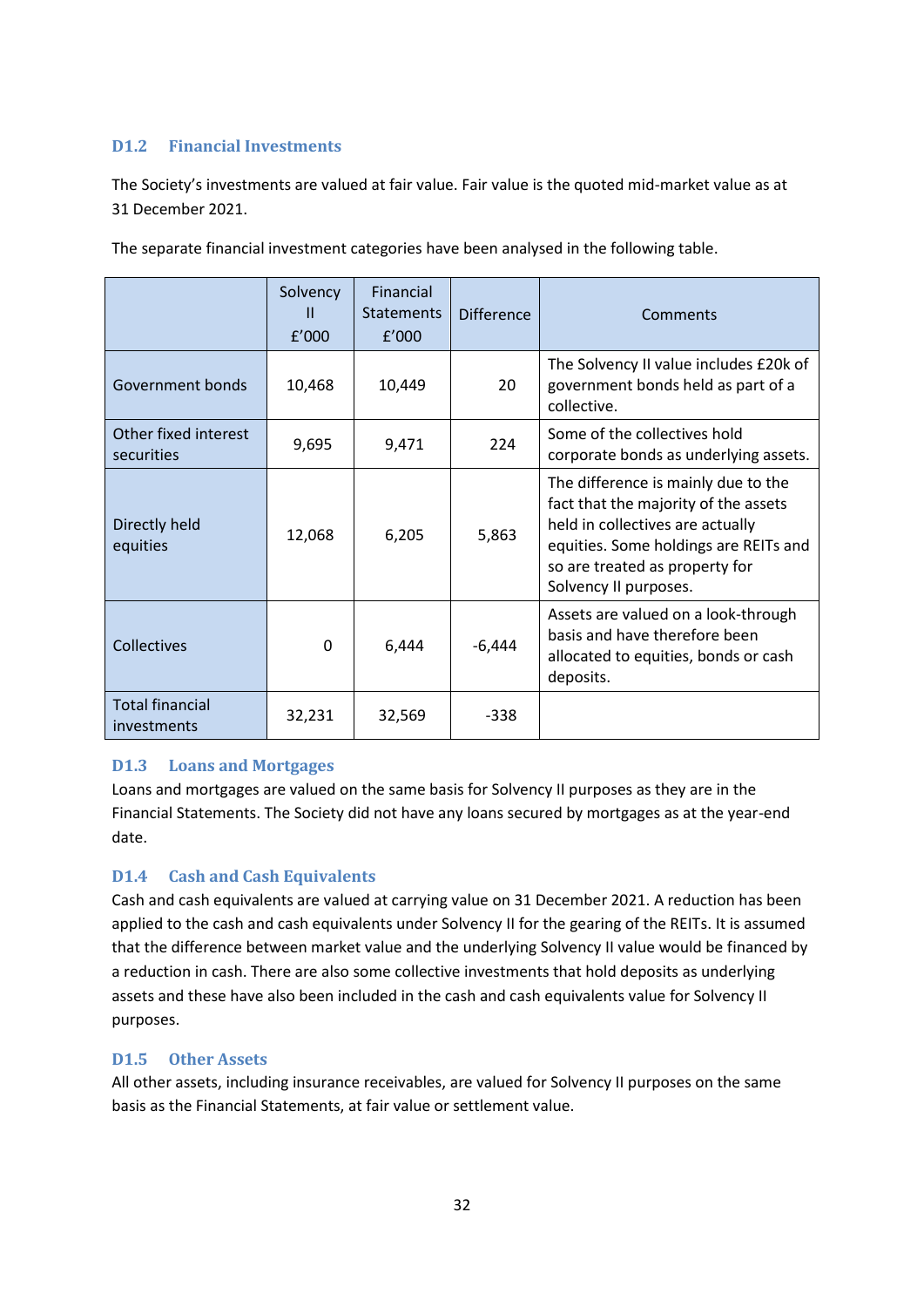### D1.2 Financial Investments

The Society's investments are valued at fair value. Fair value is the quoted mid-market value as at 31 December 2021.

The separate financial investment categories have been analysed in the following table.

| | Solvency II £'000 | Financial Statements £'000 | Difference | Comments |
|---|---|---|---|---|
| Government bonds | 10,468 | 10,449 | 20 | The Solvency II value includes £20k of government bonds held as part of a collective. |
| Other fixed interest securities | 9,695 | 9,471 | 224 | Some of the collectives hold corporate bonds as underlying assets. |
| Directly held equities | 12,068 | 6,205 | 5,863 | The difference is mainly due to the fact that the majority of the assets held in collectives are actually equities. Some holdings are REITs and so are treated as property for Solvency II purposes. |
| Collectives | 0 | 6,444 | -6,444 | Assets are valued on a look-through basis and have therefore been allocated to equities, bonds or cash deposits. |
| Total financial investments | 32,231 | 32,569 | -338 | |

### D1.3 Loans and Mortgages

Loans and mortgages are valued on the same basis for Solvency II purposes as they are in the Financial Statements. The Society did not have any loans secured by mortgages as at the year-end date.

### D1.4 Cash and Cash Equivalents

Cash and cash equivalents are valued at carrying value on 31 December 2021. A reduction has been applied to the cash and cash equivalents under Solvency II for the gearing of the REITs. It is assumed that the difference between market value and the underlying Solvency II value would be financed by a reduction in cash. There are also some collective investments that hold deposits as underlying assets and these have also been included in the cash and cash equivalents value for Solvency II purposes.

### D1.5 Other Assets

All other assets, including insurance receivables, are valued for Solvency II purposes on the same basis as the Financial Statements, at fair value or settlement value.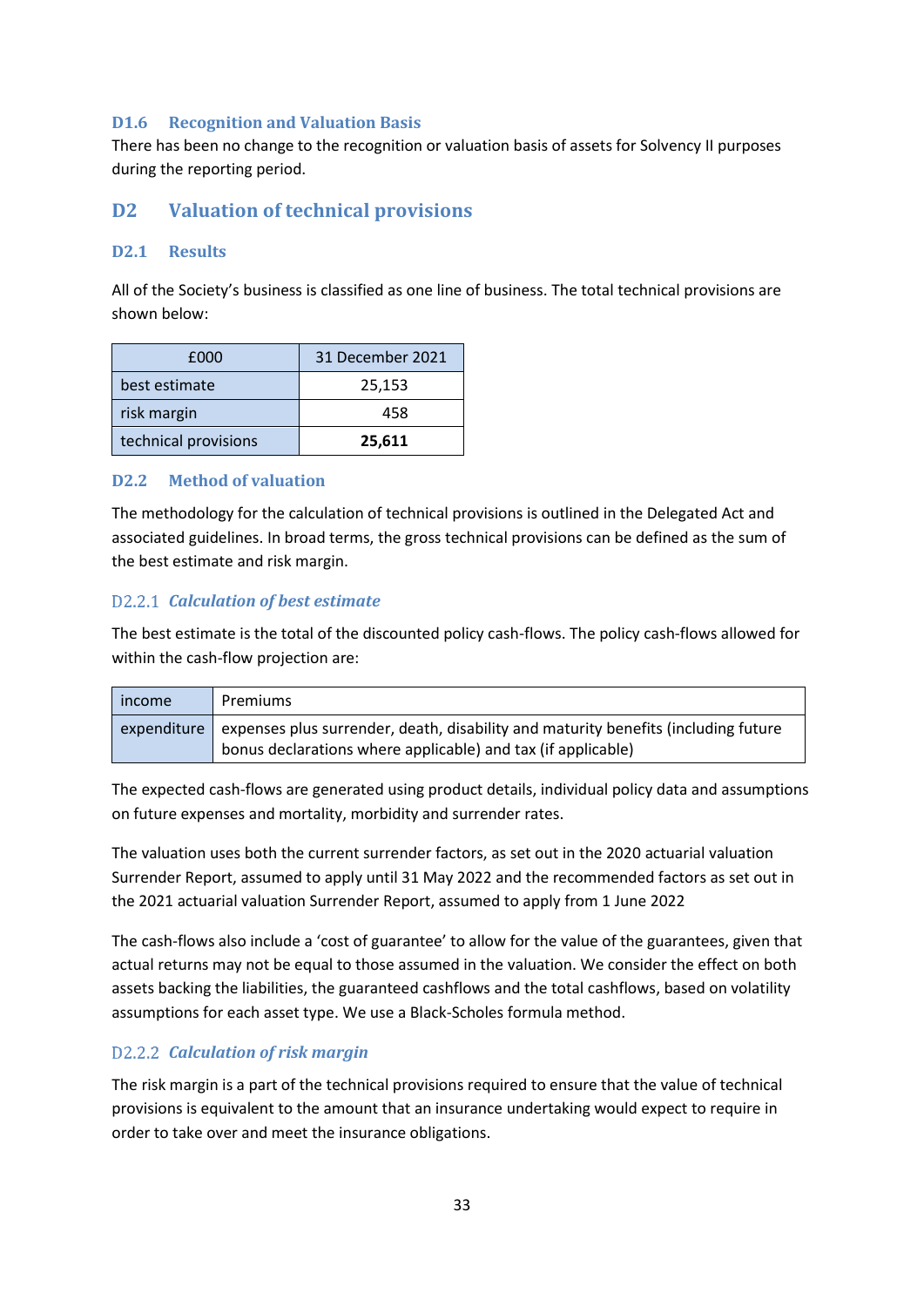### D1.6 Recognition and Valuation Basis

There has been no change to the recognition or valuation basis of assets for Solvency II purposes during the reporting period.

## D2 Valuation of technical provisions

### D2.1 Results

All of the Society's business is classified as one line of business. The total technical provisions are shown below:

| £000 | 31 December 2021 |
|---|---|
| best estimate | 25,153 |
| risk margin | 458 |
| technical provisions | **25,611** |

### D2.2 Method of valuation

The methodology for the calculation of technical provisions is outlined in the Delegated Act and associated guidelines. In broad terms, the gross technical provisions can be defined as the sum of the best estimate and risk margin.

#### D2.2.1 *Calculation of best estimate*

The best estimate is the total of the discounted policy cash-flows. The policy cash-flows allowed for within the cash-flow projection are:

| | |
|---|---|
| income | Premiums |
| expenditure | expenses plus surrender, death, disability and maturity benefits (including future bonus declarations where applicable) and tax (if applicable) |

The expected cash-flows are generated using product details, individual policy data and assumptions on future expenses and mortality, morbidity and surrender rates.

The valuation uses both the current surrender factors, as set out in the 2020 actuarial valuation Surrender Report, assumed to apply until 31 May 2022 and the recommended factors as set out in the 2021 actuarial valuation Surrender Report, assumed to apply from 1 June 2022

The cash-flows also include a 'cost of guarantee' to allow for the value of the guarantees, given that actual returns may not be equal to those assumed in the valuation. We consider the effect on both assets backing the liabilities, the guaranteed cashflows and the total cashflows, based on volatility assumptions for each asset type. We use a Black-Scholes formula method.

#### D2.2.2 *Calculation of risk margin*

The risk margin is a part of the technical provisions required to ensure that the value of technical provisions is equivalent to the amount that an insurance undertaking would expect to require in order to take over and meet the insurance obligations.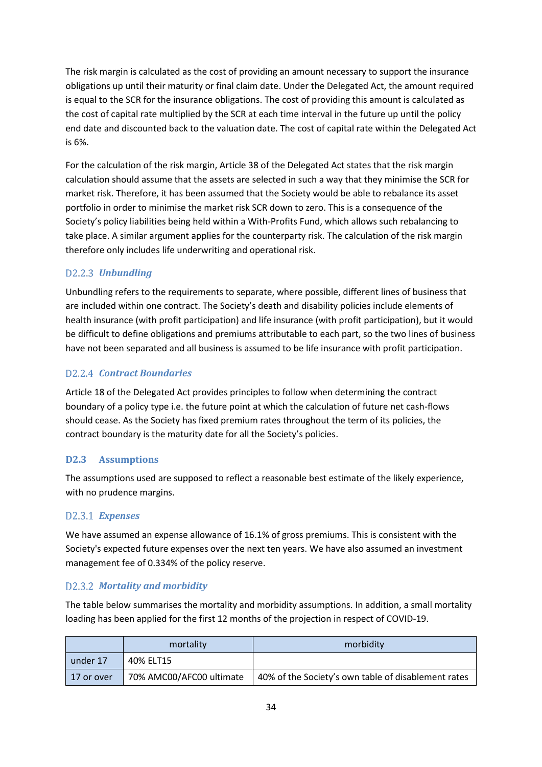The risk margin is calculated as the cost of providing an amount necessary to support the insurance obligations up until their maturity or final claim date. Under the Delegated Act, the amount required is equal to the SCR for the insurance obligations. The cost of providing this amount is calculated as the cost of capital rate multiplied by the SCR at each time interval in the future up until the policy end date and discounted back to the valuation date. The cost of capital rate within the Delegated Act is 6%.

For the calculation of the risk margin, Article 38 of the Delegated Act states that the risk margin calculation should assume that the assets are selected in such a way that they minimise the SCR for market risk. Therefore, it has been assumed that the Society would be able to rebalance its asset portfolio in order to minimise the market risk SCR down to zero. This is a consequence of the Society's policy liabilities being held within a With-Profits Fund, which allows such rebalancing to take place. A similar argument applies for the counterparty risk. The calculation of the risk margin therefore only includes life underwriting and operational risk.

#### D2.2.3 *Unbundling*

Unbundling refers to the requirements to separate, where possible, different lines of business that are included within one contract. The Society's death and disability policies include elements of health insurance (with profit participation) and life insurance (with profit participation), but it would be difficult to define obligations and premiums attributable to each part, so the two lines of business have not been separated and all business is assumed to be life insurance with profit participation.

#### D2.2.4 *Contract Boundaries*

Article 18 of the Delegated Act provides principles to follow when determining the contract boundary of a policy type i.e. the future point at which the calculation of future net cash-flows should cease. As the Society has fixed premium rates throughout the term of its policies, the contract boundary is the maturity date for all the Society's policies.

### D2.3 Assumptions

The assumptions used are supposed to reflect a reasonable best estimate of the likely experience, with no prudence margins.

#### D2.3.1 *Expenses*

We have assumed an expense allowance of 16.1% of gross premiums. This is consistent with the Society's expected future expenses over the next ten years. We have also assumed an investment management fee of 0.334% of the policy reserve.

#### D2.3.2 *Mortality and morbidity*

The table below summarises the mortality and morbidity assumptions. In addition, a small mortality loading has been applied for the first 12 months of the projection in respect of COVID-19.

| | mortality | morbidity |
|---|---|---|
| under 17 | 40% ELT15 | |
| 17 or over | 70% AMC00/AFC00 ultimate | 40% of the Society's own table of disablement rates |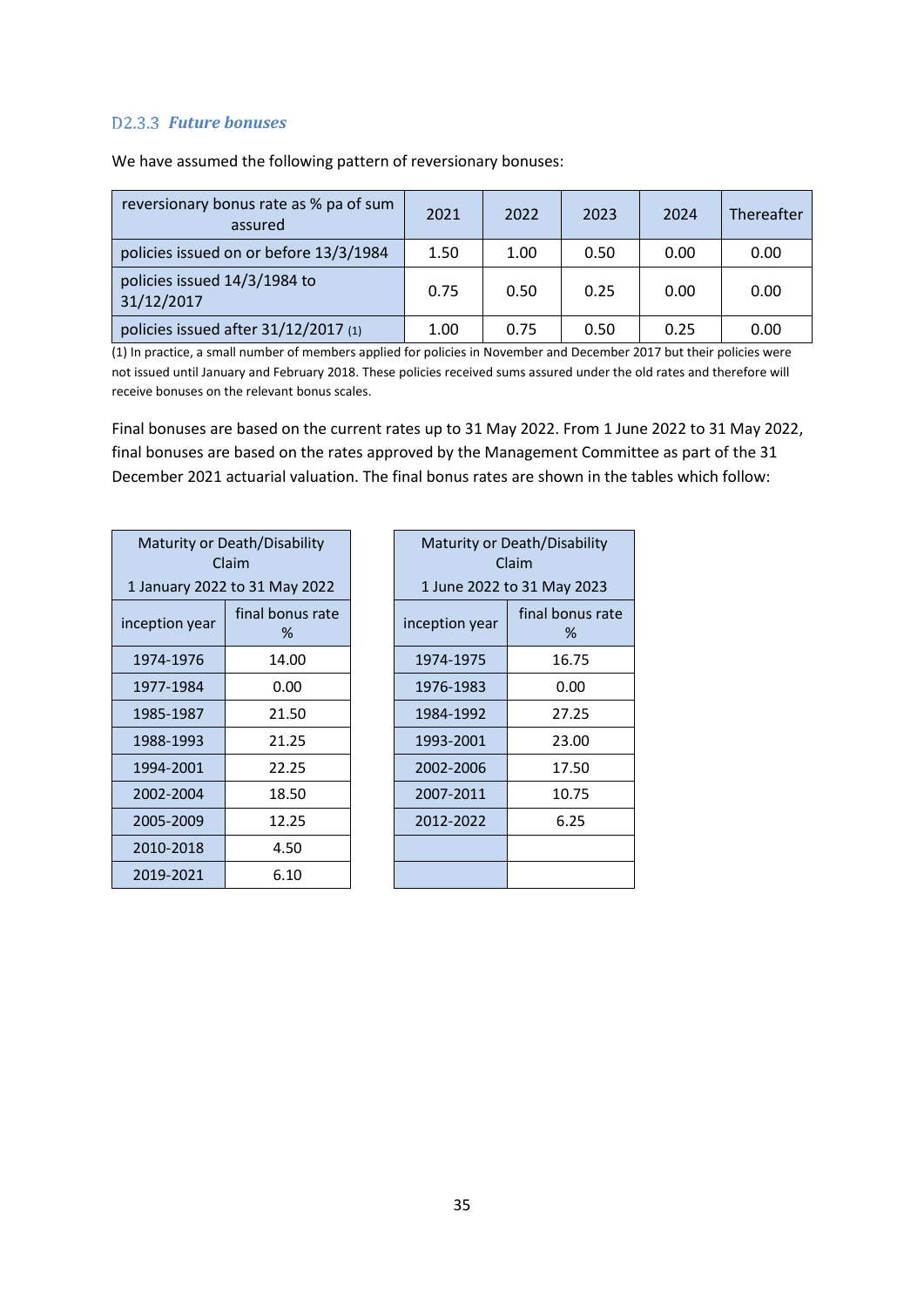### D2.3.3 *Future bonuses*

We have assumed the following pattern of reversionary bonuses:

| reversionary bonus rate as % pa of sum assured | 2021 | 2022 | 2023 | 2024 | Thereafter |
|---|---|---|---|---|---|
| policies issued on or before 13/3/1984 | 1.50 | 1.00 | 0.50 | 0.00 | 0.00 |
| policies issued 14/3/1984 to 31/12/2017 | 0.75 | 0.50 | 0.25 | 0.00 | 0.00 |
| policies issued after 31/12/2017 (1) | 1.00 | 0.75 | 0.50 | 0.25 | 0.00 |

(1) In practice, a small number of members applied for policies in November and December 2017 but their policies were not issued until January and February 2018. These policies received sums assured under the old rates and therefore will receive bonuses on the relevant bonus scales.

Final bonuses are based on the current rates up to 31 May 2022. From 1 June 2022 to 31 May 2022, final bonuses are based on the rates approved by the Management Committee as part of the 31 December 2021 actuarial valuation. The final bonus rates are shown in the tables which follow:

| Maturity or Death/Disability Claim 1 January 2022 to 31 May 2022 | |
|---|---|
| inception year | final bonus rate % |
| 1974-1976 | 14.00 |
| 1977-1984 | 0.00 |
| 1985-1987 | 21.50 |
| 1988-1993 | 21.25 |
| 1994-2001 | 22.25 |
| 2002-2004 | 18.50 |
| 2005-2009 | 12.25 |
| 2010-2018 | 4.50 |
| 2019-2021 | 6.10 |

| Maturity or Death/Disability Claim 1 June 2022 to 31 May 2023 | |
|---|---|
| inception year | final bonus rate % |
| 1974-1975 | 16.75 |
| 1976-1983 | 0.00 |
| 1984-1992 | 27.25 |
| 1993-2001 | 23.00 |
| 2002-2006 | 17.50 |
| 2007-2011 | 10.75 |
| 2012-2022 | 6.25 |
| | |
| | |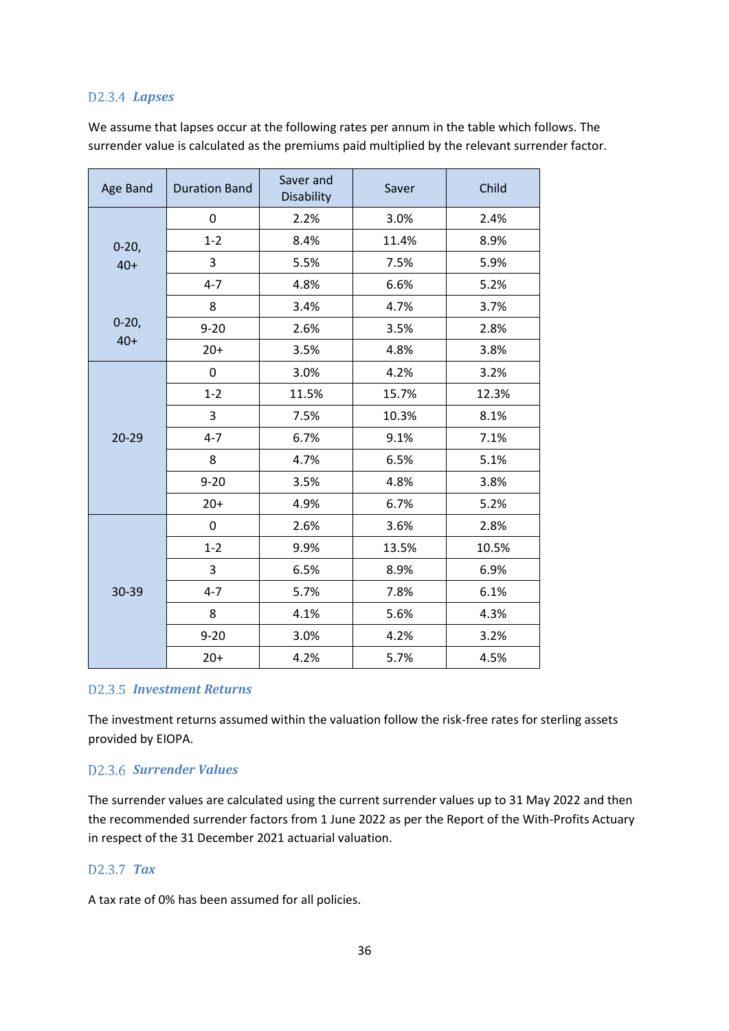#### D2.3.4 *Lapses*

We assume that lapses occur at the following rates per annum in the table which follows. The surrender value is calculated as the premiums paid multiplied by the relevant surrender factor.

| Age Band | Duration Band | Saver and Disability | Saver | Child |
|---|---|---|---|---|
| 0-20, 40+ | 0 | 2.2% | 3.0% | 2.4% |
| | 1-2 | 8.4% | 11.4% | 8.9% |
| | 3 | 5.5% | 7.5% | 5.9% |
| | 4-7 | 4.8% | 6.6% | 5.2% |
| | 8 | 3.4% | 4.7% | 3.7% |
| 0-20, 40+ | 9-20 | 2.6% | 3.5% | 2.8% |
| | 20+ | 3.5% | 4.8% | 3.8% |
| 20-29 | 0 | 3.0% | 4.2% | 3.2% |
| | 1-2 | 11.5% | 15.7% | 12.3% |
| | 3 | 7.5% | 10.3% | 8.1% |
| | 4-7 | 6.7% | 9.1% | 7.1% |
| | 8 | 4.7% | 6.5% | 5.1% |
| | 9-20 | 3.5% | 4.8% | 3.8% |
| | 20+ | 4.9% | 6.7% | 5.2% |
| 30-39 | 0 | 2.6% | 3.6% | 2.8% |
| | 1-2 | 9.9% | 13.5% | 10.5% |
| | 3 | 6.5% | 8.9% | 6.9% |
| | 4-7 | 5.7% | 7.8% | 6.1% |
| | 8 | 4.1% | 5.6% | 4.3% |
| | 9-20 | 3.0% | 4.2% | 3.2% |
| | 20+ | 4.2% | 5.7% | 4.5% |

#### D2.3.5 *Investment Returns*

The investment returns assumed within the valuation follow the risk-free rates for sterling assets provided by EIOPA.

#### D2.3.6 *Surrender Values*

The surrender values are calculated using the current surrender values up to 31 May 2022 and then the recommended surrender factors from 1 June 2022 as per the Report of the With-Profits Actuary in respect of the 31 December 2021 actuarial valuation.

#### D2.3.7 *Tax*

A tax rate of 0% has been assumed for all policies.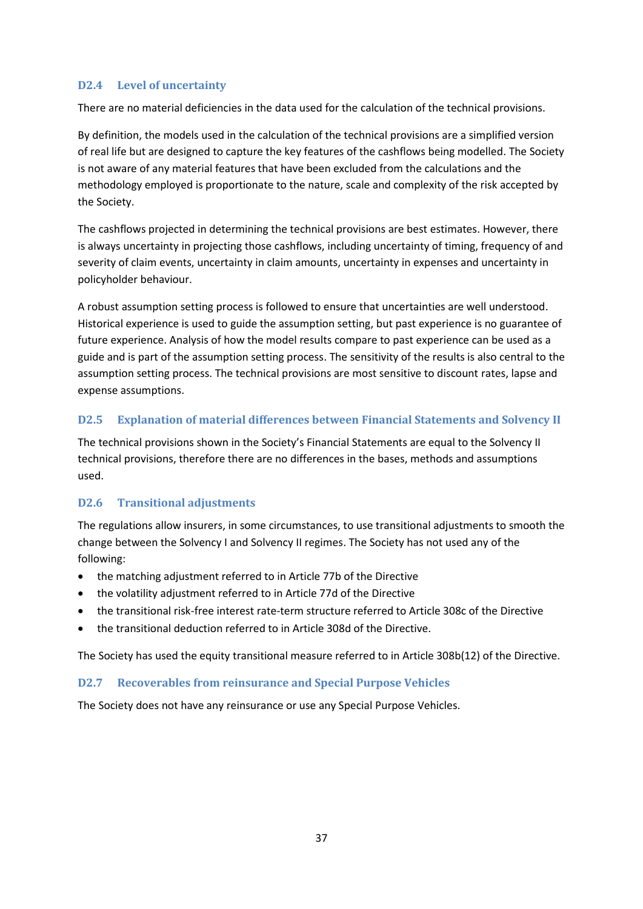### D2.4 Level of uncertainty

There are no material deficiencies in the data used for the calculation of the technical provisions.

By definition, the models used in the calculation of the technical provisions are a simplified version of real life but are designed to capture the key features of the cashflows being modelled. The Society is not aware of any material features that have been excluded from the calculations and the methodology employed is proportionate to the nature, scale and complexity of the risk accepted by the Society.

The cashflows projected in determining the technical provisions are best estimates. However, there is always uncertainty in projecting those cashflows, including uncertainty of timing, frequency of and severity of claim events, uncertainty in claim amounts, uncertainty in expenses and uncertainty in policyholder behaviour.

A robust assumption setting process is followed to ensure that uncertainties are well understood. Historical experience is used to guide the assumption setting, but past experience is no guarantee of future experience. Analysis of how the model results compare to past experience can be used as a guide and is part of the assumption setting process. The sensitivity of the results is also central to the assumption setting process. The technical provisions are most sensitive to discount rates, lapse and expense assumptions.

### D2.5 Explanation of material differences between Financial Statements and Solvency II

The technical provisions shown in the Society's Financial Statements are equal to the Solvency II technical provisions, therefore there are no differences in the bases, methods and assumptions used.

### D2.6 Transitional adjustments

The regulations allow insurers, in some circumstances, to use transitional adjustments to smooth the change between the Solvency I and Solvency II regimes. The Society has not used any of the following:

- the matching adjustment referred to in Article 77b of the Directive
- the volatility adjustment referred to in Article 77d of the Directive
- the transitional risk-free interest rate-term structure referred to Article 308c of the Directive
- the transitional deduction referred to in Article 308d of the Directive.

The Society has used the equity transitional measure referred to in Article 308b(12) of the Directive.

### D2.7 Recoverables from reinsurance and Special Purpose Vehicles

The Society does not have any reinsurance or use any Special Purpose Vehicles.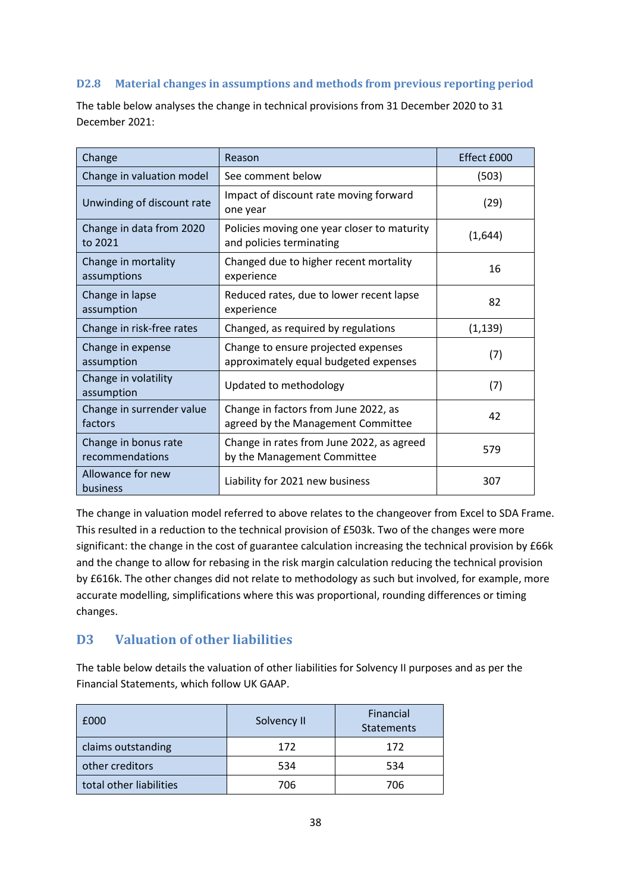### D2.8 Material changes in assumptions and methods from previous reporting period

The table below analyses the change in technical provisions from 31 December 2020 to 31 December 2021:

| Change | Reason | Effect £000 |
|---|---|---|
| Change in valuation model | See comment below | (503) |
| Unwinding of discount rate | Impact of discount rate moving forward one year | (29) |
| Change in data from 2020 to 2021 | Policies moving one year closer to maturity and policies terminating | (1,644) |
| Change in mortality assumptions | Changed due to higher recent mortality experience | 16 |
| Change in lapse assumption | Reduced rates, due to lower recent lapse experience | 82 |
| Change in risk-free rates | Changed, as required by regulations | (1,139) |
| Change in expense assumption | Change to ensure projected expenses approximately equal budgeted expenses | (7) |
| Change in volatility assumption | Updated to methodology | (7) |
| Change in surrender value factors | Change in factors from June 2022, as agreed by the Management Committee | 42 |
| Change in bonus rate recommendations | Change in rates from June 2022, as agreed by the Management Committee | 579 |
| Allowance for new business | Liability for 2021 new business | 307 |

The change in valuation model referred to above relates to the changeover from Excel to SDA Frame. This resulted in a reduction to the technical provision of £503k. Two of the changes were more significant: the change in the cost of guarantee calculation increasing the technical provision by £66k and the change to allow for rebasing in the risk margin calculation reducing the technical provision by £616k. The other changes did not relate to methodology as such but involved, for example, more accurate modelling, simplifications where this was proportional, rounding differences or timing changes.

## D3 Valuation of other liabilities

The table below details the valuation of other liabilities for Solvency II purposes and as per the Financial Statements, which follow UK GAAP.

| £000 | Solvency II | Financial Statements |
|---|---|---|
| claims outstanding | 172 | 172 |
| other creditors | 534 | 534 |
| total other liabilities | 706 | 706 |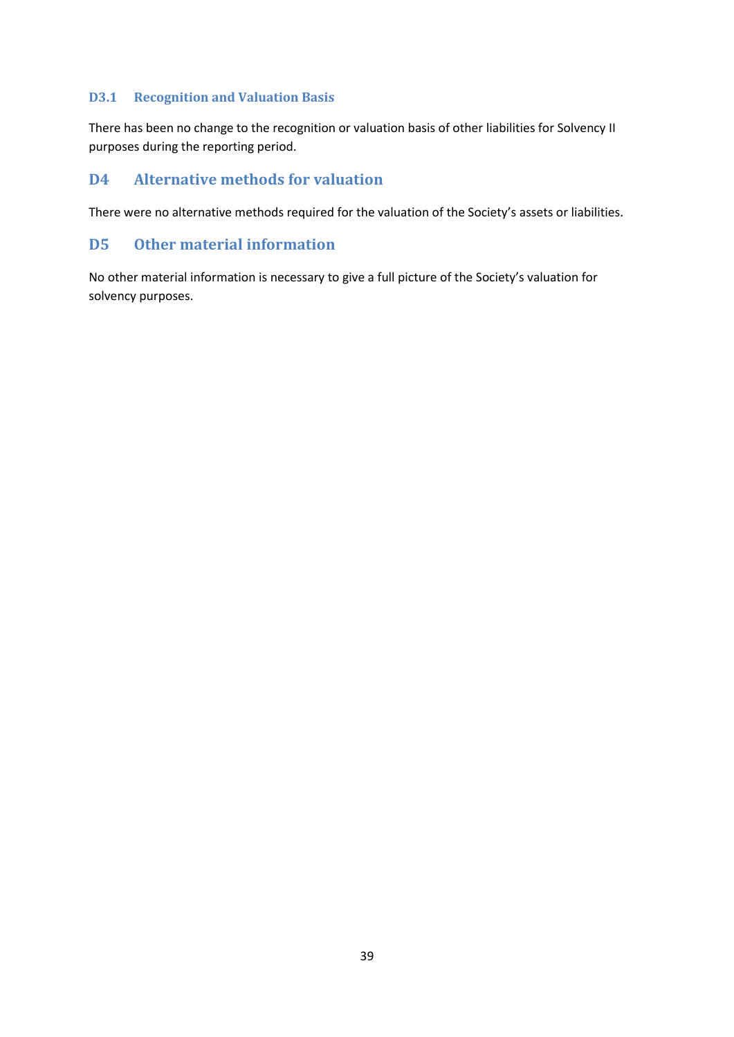### D3.1 Recognition and Valuation Basis

There has been no change to the recognition or valuation basis of other liabilities for Solvency II purposes during the reporting period.

## D4 Alternative methods for valuation

There were no alternative methods required for the valuation of the Society's assets or liabilities.

## D5 Other material information

No other material information is necessary to give a full picture of the Society's valuation for solvency purposes.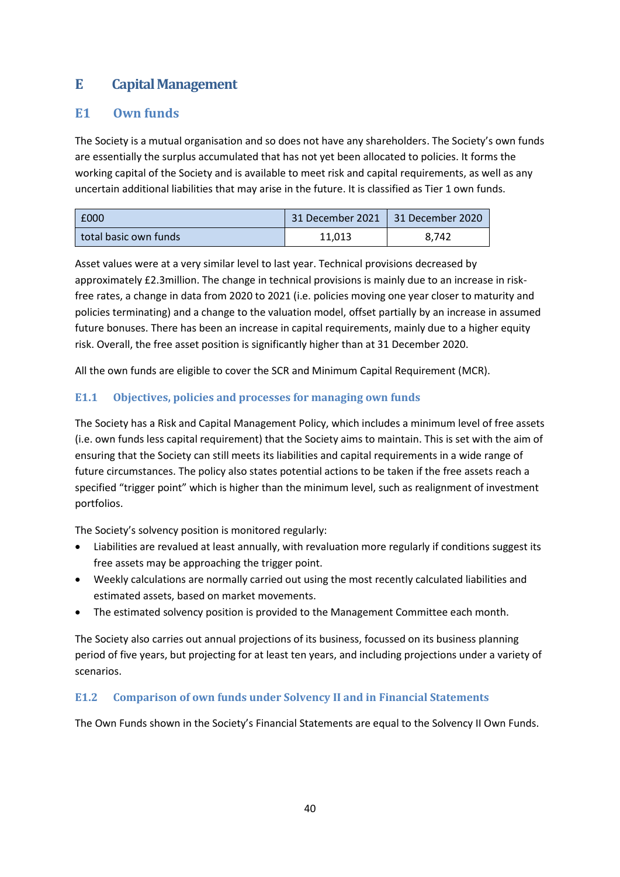# E Capital Management

## E1 Own funds

The Society is a mutual organisation and so does not have any shareholders. The Society's own funds are essentially the surplus accumulated that has not yet been allocated to policies. It forms the working capital of the Society and is available to meet risk and capital requirements, as well as any uncertain additional liabilities that may arise in the future. It is classified as Tier 1 own funds.

| £000 | 31 December 2021 | 31 December 2020 |
|---|---|---|
| total basic own funds | 11,013 | 8,742 |

Asset values were at a very similar level to last year. Technical provisions decreased by approximately £2.3million. The change in technical provisions is mainly due to an increase in risk-free rates, a change in data from 2020 to 2021 (i.e. policies moving one year closer to maturity and policies terminating) and a change to the valuation model, offset partially by an increase in assumed future bonuses. There has been an increase in capital requirements, mainly due to a higher equity risk. Overall, the free asset position is significantly higher than at 31 December 2020.

All the own funds are eligible to cover the SCR and Minimum Capital Requirement (MCR).

### E1.1 Objectives, policies and processes for managing own funds

The Society has a Risk and Capital Management Policy, which includes a minimum level of free assets (i.e. own funds less capital requirement) that the Society aims to maintain. This is set with the aim of ensuring that the Society can still meets its liabilities and capital requirements in a wide range of future circumstances. The policy also states potential actions to be taken if the free assets reach a specified "trigger point" which is higher than the minimum level, such as realignment of investment portfolios.

The Society's solvency position is monitored regularly:

- Liabilities are revalued at least annually, with revaluation more regularly if conditions suggest its free assets may be approaching the trigger point.
- Weekly calculations are normally carried out using the most recently calculated liabilities and estimated assets, based on market movements.
- The estimated solvency position is provided to the Management Committee each month.

The Society also carries out annual projections of its business, focussed on its business planning period of five years, but projecting for at least ten years, and including projections under a variety of scenarios.

### E1.2 Comparison of own funds under Solvency II and in Financial Statements

The Own Funds shown in the Society's Financial Statements are equal to the Solvency II Own Funds.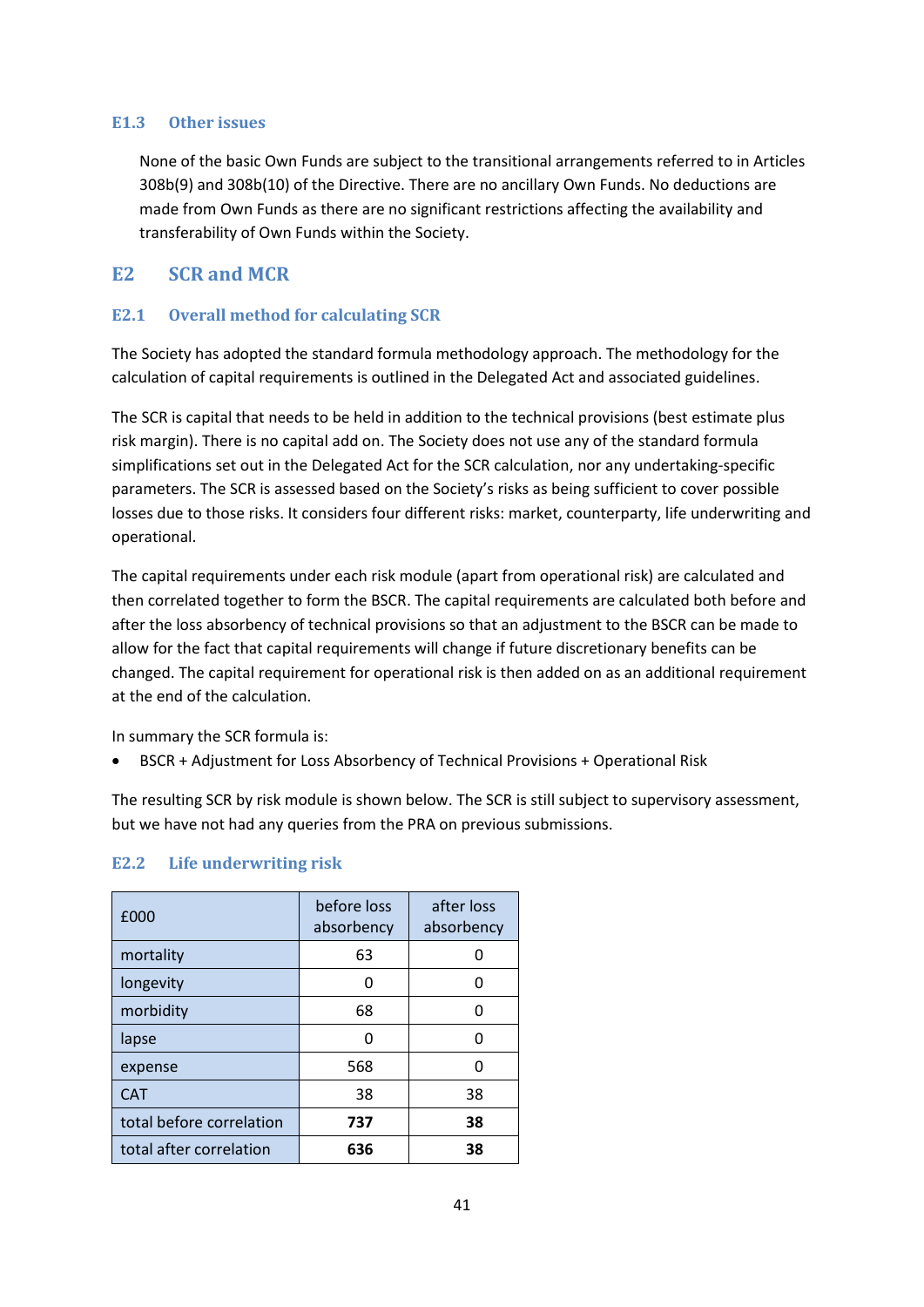### E1.3 Other issues

None of the basic Own Funds are subject to the transitional arrangements referred to in Articles 308b(9) and 308b(10) of the Directive. There are no ancillary Own Funds. No deductions are made from Own Funds as there are no significant restrictions affecting the availability and transferability of Own Funds within the Society.

## E2 SCR and MCR

### E2.1 Overall method for calculating SCR

The Society has adopted the standard formula methodology approach. The methodology for the calculation of capital requirements is outlined in the Delegated Act and associated guidelines.

The SCR is capital that needs to be held in addition to the technical provisions (best estimate plus risk margin). There is no capital add on. The Society does not use any of the standard formula simplifications set out in the Delegated Act for the SCR calculation, nor any undertaking-specific parameters. The SCR is assessed based on the Society's risks as being sufficient to cover possible losses due to those risks. It considers four different risks: market, counterparty, life underwriting and operational.

The capital requirements under each risk module (apart from operational risk) are calculated and then correlated together to form the BSCR. The capital requirements are calculated both before and after the loss absorbency of technical provisions so that an adjustment to the BSCR can be made to allow for the fact that capital requirements will change if future discretionary benefits can be changed. The capital requirement for operational risk is then added on as an additional requirement at the end of the calculation.

In summary the SCR formula is:

- BSCR + Adjustment for Loss Absorbency of Technical Provisions + Operational Risk

The resulting SCR by risk module is shown below. The SCR is still subject to supervisory assessment, but we have not had any queries from the PRA on previous submissions.

### E2.2 Life underwriting risk

| £000 | before loss absorbency | after loss absorbency |
|---|---|---|
| mortality | 63 | 0 |
| longevity | 0 | 0 |
| morbidity | 68 | 0 |
| lapse | 0 | 0 |
| expense | 568 | 0 |
| CAT | 38 | 38 |
| total before correlation | **737** | **38** |
| total after correlation | **636** | **38** |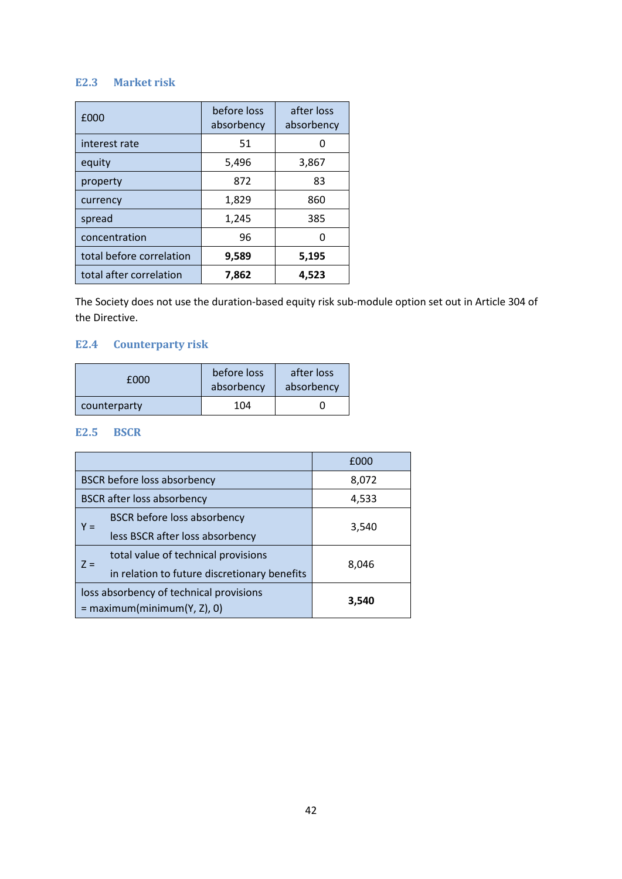### E2.3 Market risk

| £000 | before loss absorbency | after loss absorbency |
|---|---|---|
| interest rate | 51 | 0 |
| equity | 5,496 | 3,867 |
| property | 872 | 83 |
| currency | 1,829 | 860 |
| spread | 1,245 | 385 |
| concentration | 96 | 0 |
| total before correlation | **9,589** | **5,195** |
| total after correlation | **7,862** | **4,523** |

The Society does not use the duration-based equity risk sub-module option set out in Article 304 of the Directive.

### E2.4 Counterparty risk

| £000 | before loss absorbency | after loss absorbency |
|---|---|---|
| counterparty | 104 | 0 |

### E2.5 BSCR

| | | £000 |
|---|---|---|
| BSCR before loss absorbency | | 8,072 |
| BSCR after loss absorbency | | 4,533 |
| Y = | BSCR before loss absorbency less BSCR after loss absorbency | 3,540 |
| Z = | total value of technical provisions in relation to future discretionary benefits | 8,046 |
| loss absorbency of technical provisions = maximum(minimum(Y, Z), 0) | | **3,540** |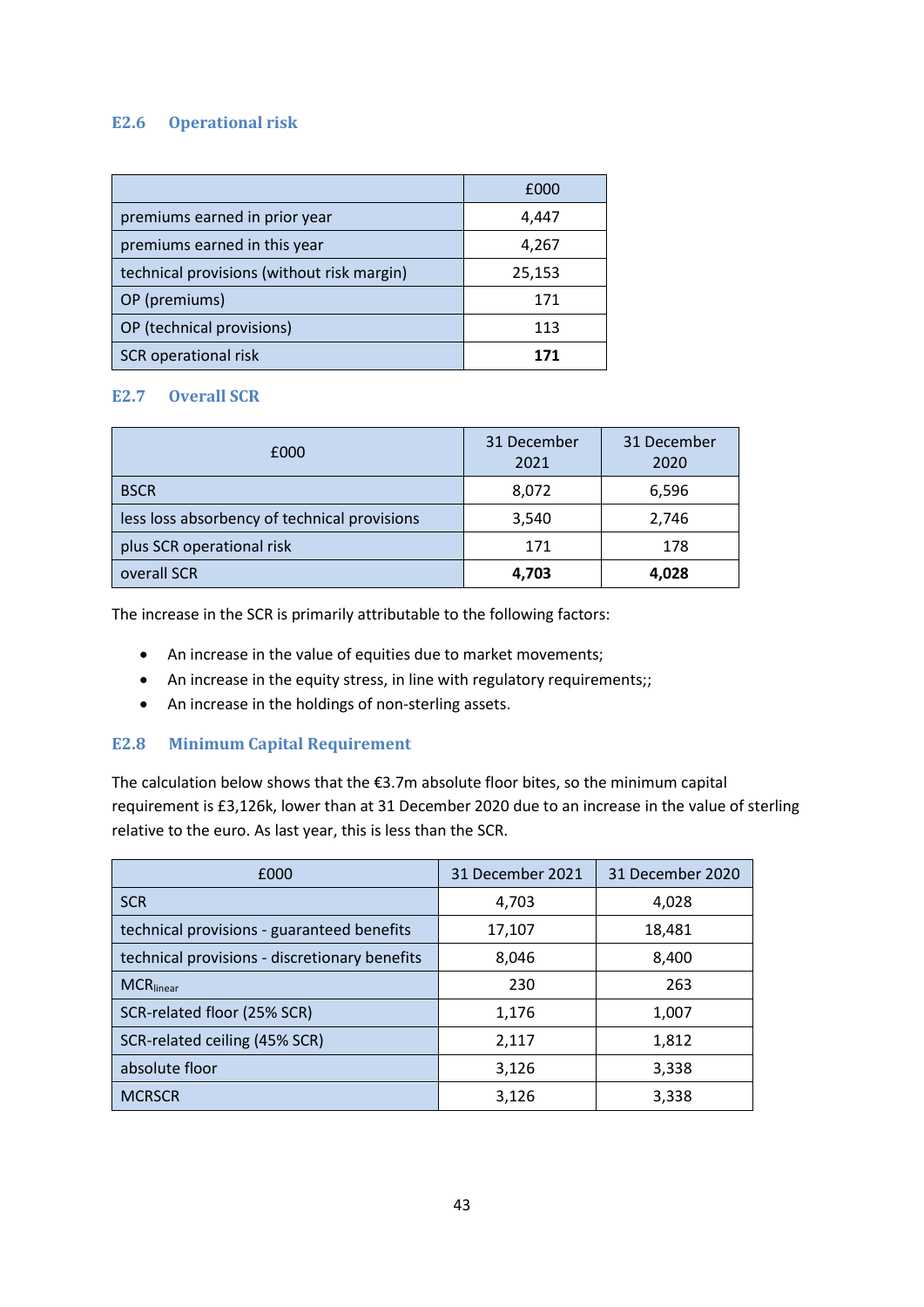### E2.6 Operational risk

| | £000 |
|---|---|
| premiums earned in prior year | 4,447 |
| premiums earned in this year | 4,267 |
| technical provisions (without risk margin) | 25,153 |
| OP (premiums) | 171 |
| OP (technical provisions) | 113 |
| SCR operational risk | **171** |

### E2.7 Overall SCR

| £000 | 31 December 2021 | 31 December 2020 |
|---|---|---|
| BSCR | 8,072 | 6,596 |
| less loss absorbency of technical provisions | 3,540 | 2,746 |
| plus SCR operational risk | 171 | 178 |
| overall SCR | **4,703** | **4,028** |

The increase in the SCR is primarily attributable to the following factors:

- An increase in the value of equities due to market movements;
- An increase in the equity stress, in line with regulatory requirements;;
- An increase in the holdings of non-sterling assets.

### E2.8 Minimum Capital Requirement

The calculation below shows that the €3.7m absolute floor bites, so the minimum capital requirement is £3,126k, lower than at 31 December 2020 due to an increase in the value of sterling relative to the euro. As last year, this is less than the SCR.

| £000 | 31 December 2021 | 31 December 2020 |
|---|---|---|
| SCR | 4,703 | 4,028 |
| technical provisions - guaranteed benefits | 17,107 | 18,481 |
| technical provisions - discretionary benefits | 8,046 | 8,400 |
| $MCR_{linear}$ | 230 | 263 |
| SCR-related floor (25% SCR) | 1,176 | 1,007 |
| SCR-related ceiling (45% SCR) | 2,117 | 1,812 |
| absolute floor | 3,126 | 3,338 |
| MCRSCR | 3,126 | 3,338 |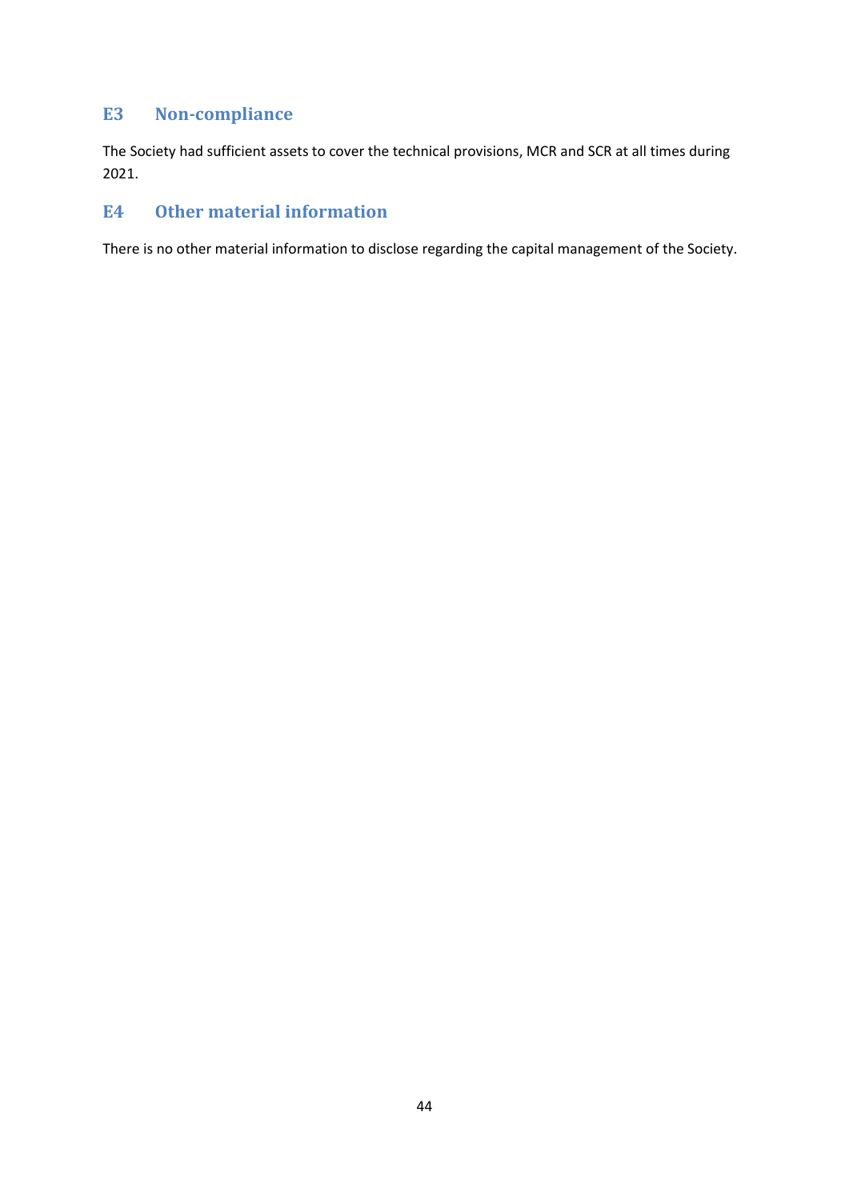## E3 Non-compliance

The Society had sufficient assets to cover the technical provisions, MCR and SCR at all times during 2021.

## E4 Other material information

There is no other material information to disclose regarding the capital management of the Society.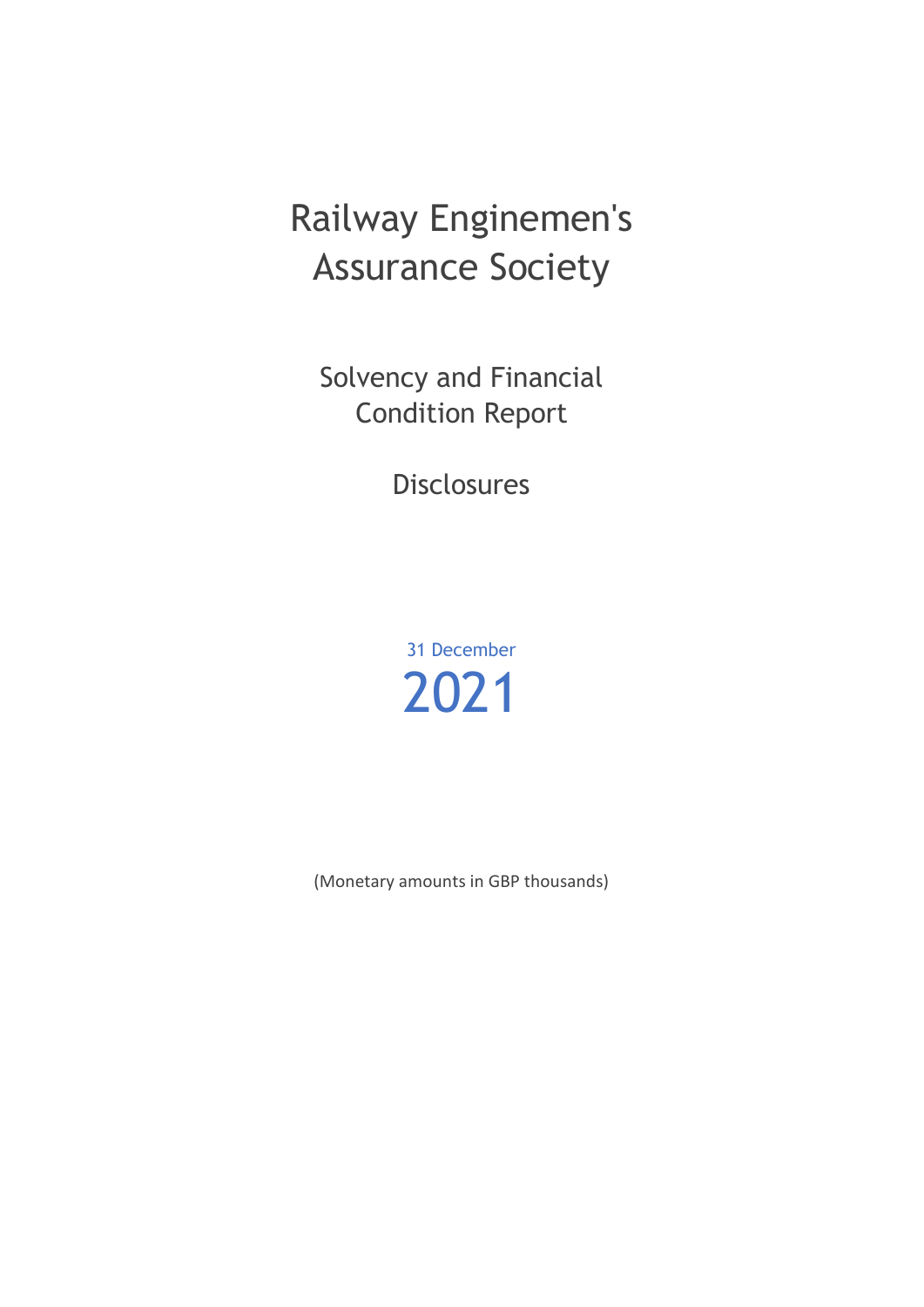# Railway Enginemen's Assurance Society

## Solvency and Financial Condition Report

## Disclosures

31 December

# 2021

(Monetary amounts in GBP thousands)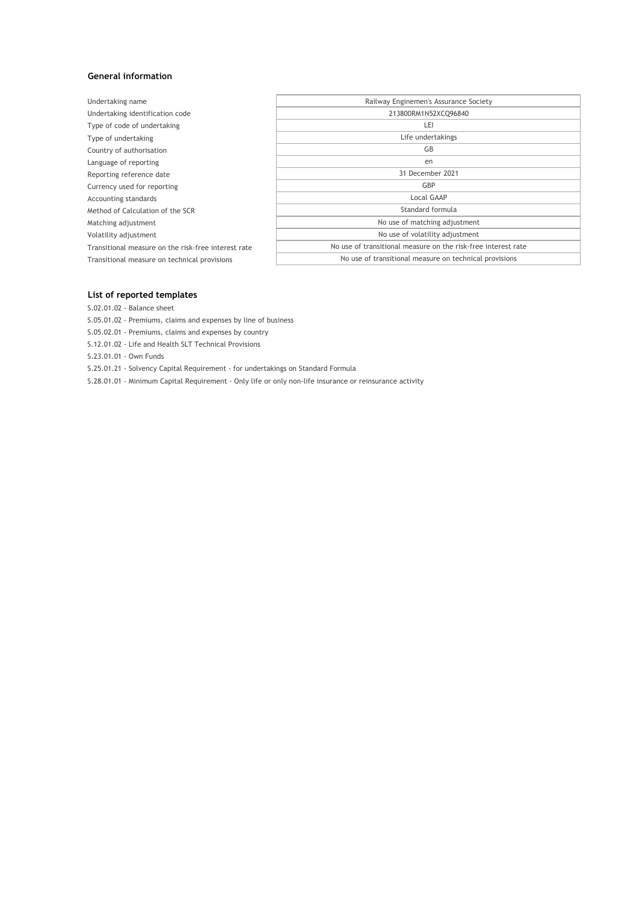## General information

| | |
|---|---|
| Undertaking name | Railway Enginemen's Assurance Society |
| Undertaking identification code | 213800RM1N52XCQ96840 |
| Type of code of undertaking | LEI |
| Type of undertaking | Life undertakings |
| Country of authorisation | GB |
| Language of reporting | en |
| Reporting reference date | 31 December 2021 |
| Currency used for reporting | GBP |
| Accounting standards | Local GAAP |
| Method of Calculation of the SCR | Standard formula |
| Matching adjustment | No use of matching adjustment |
| Volatility adjustment | No use of volatility adjustment |
| Transitional measure on the risk-free interest rate | No use of transitional measure on the risk-free interest rate |
| Transitional measure on technical provisions | No use of transitional measure on technical provisions |

## List of reported templates

S.02.01.02 - Balance sheet

S.05.01.02 - Premiums, claims and expenses by line of business

S.05.02.01 - Premiums, claims and expenses by country

S.12.01.02 - Life and Health SLT Technical Provisions

S.23.01.01 - Own Funds

S.25.01.21 - Solvency Capital Requirement - for undertakings on Standard Formula

S.28.01.01 - Minimum Capital Requirement - Only life or only non-life insurance or reinsurance activity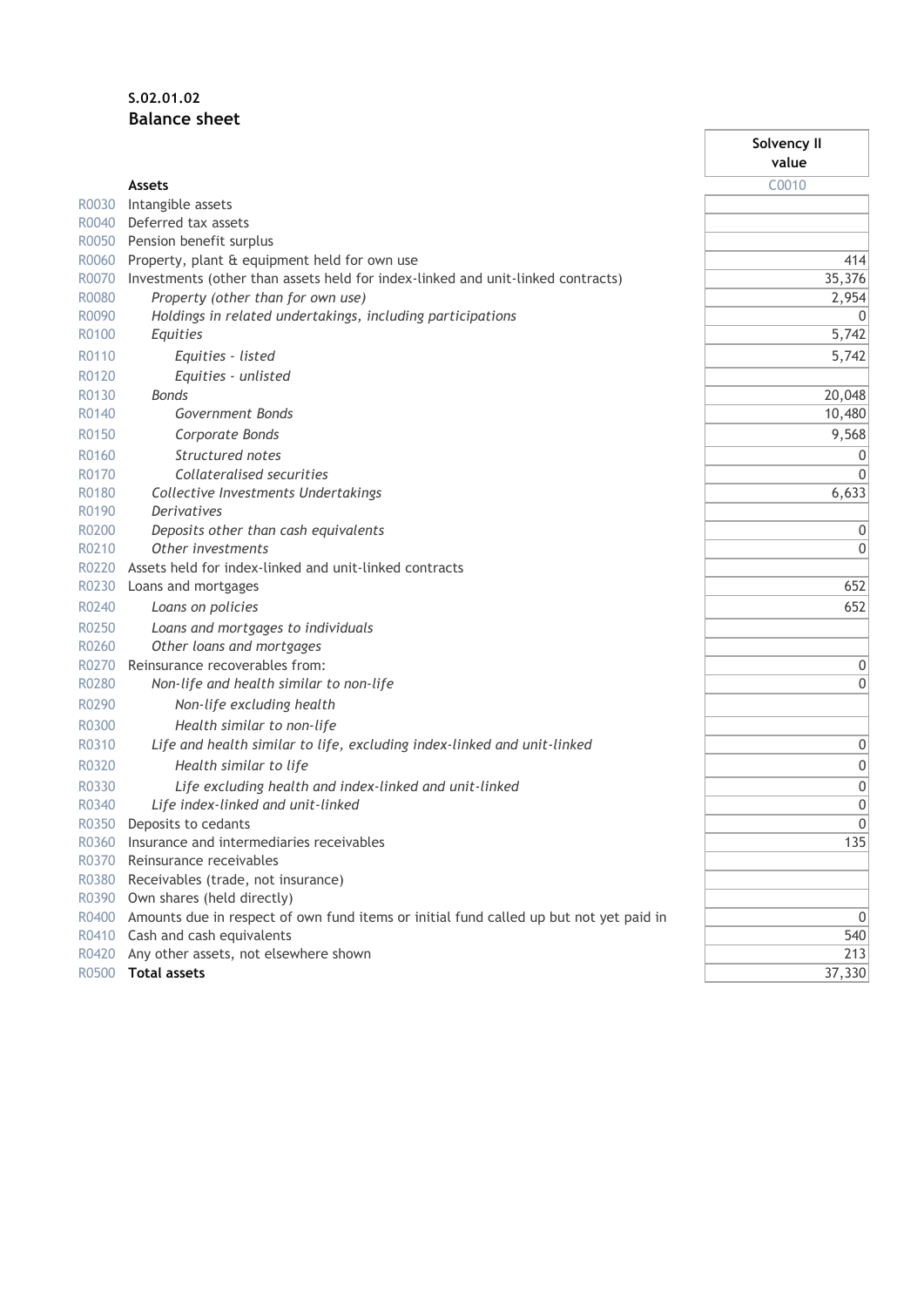**S.02.01.02**
**Balance sheet**

| | | Solvency II value |
|---|---|---|
| | **Assets** | C0010 |
| R0030 | Intangible assets | |
| R0040 | Deferred tax assets | |
| R0050 | Pension benefit surplus | |
| R0060 | Property, plant & equipment held for own use | 414 |
| R0070 | Investments (other than assets held for index-linked and unit-linked contracts) | 35,376 |
| R0080 | *Property (other than for own use)* | 2,954 |
| R0090 | *Holdings in related undertakings, including participations* | 0 |
| R0100 | *Equities* | 5,742 |
| R0110 | *Equities - listed* | 5,742 |
| R0120 | *Equities - unlisted* | |
| R0130 | *Bonds* | 20,048 |
| R0140 | *Government Bonds* | 10,480 |
| R0150 | *Corporate Bonds* | 9,568 |
| R0160 | *Structured notes* | 0 |
| R0170 | *Collateralised securities* | 0 |
| R0180 | *Collective Investments Undertakings* | 6,633 |
| R0190 | *Derivatives* | |
| R0200 | *Deposits other than cash equivalents* | 0 |
| R0210 | *Other investments* | 0 |
| R0220 | Assets held for index-linked and unit-linked contracts | |
| R0230 | Loans and mortgages | 652 |
| R0240 | *Loans on policies* | 652 |
| R0250 | *Loans and mortgages to individuals* | |
| R0260 | *Other loans and mortgages* | |
| R0270 | Reinsurance recoverables from: | 0 |
| R0280 | *Non-life and health similar to non-life* | 0 |
| R0290 | *Non-life excluding health* | |
| R0300 | *Health similar to non-life* | |
| R0310 | *Life and health similar to life, excluding index-linked and unit-linked* | 0 |
| R0320 | *Health similar to life* | 0 |
| R0330 | *Life excluding health and index-linked and unit-linked* | 0 |
| R0340 | *Life index-linked and unit-linked* | 0 |
| R0350 | Deposits to cedants | 0 |
| R0360 | Insurance and intermediaries receivables | 135 |
| R0370 | Reinsurance receivables | |
| R0380 | Receivables (trade, not insurance) | |
| R0390 | Own shares (held directly) | |
| R0400 | Amounts due in respect of own fund items or initial fund called up but not yet paid in | 0 |
| R0410 | Cash and cash equivalents | 540 |
| R0420 | Any other assets, not elsewhere shown | 213 |
| R0500 | **Total assets** | 37,330 |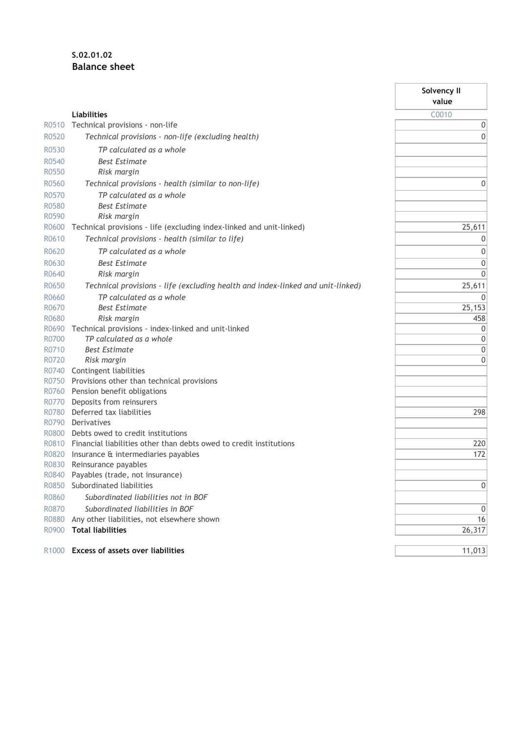**S.02.01.02**

**Balance sheet**

| | | Solvency II value |
|---|---|---|
| | **Liabilities** | C0010 |
| R0510 | Technical provisions - non-life | 0 |
| R0520 | *Technical provisions - non-life (excluding health)* | 0 |
| R0530 | *TP calculated as a whole* | |
| R0540 | *Best Estimate* | |
| R0550 | *Risk margin* | |
| R0560 | *Technical provisions - health (similar to non-life)* | 0 |
| R0570 | *TP calculated as a whole* | |
| R0580 | *Best Estimate* | |
| R0590 | *Risk margin* | |
| R0600 | Technical provisions - life (excluding index-linked and unit-linked) | 25,611 |
| R0610 | *Technical provisions - health (similar to life)* | 0 |
| R0620 | *TP calculated as a whole* | 0 |
| R0630 | *Best Estimate* | 0 |
| R0640 | *Risk margin* | 0 |
| R0650 | *Technical provisions - life (excluding health and index-linked and unit-linked)* | 25,611 |
| R0660 | *TP calculated as a whole* | 0 |
| R0670 | *Best Estimate* | 25,153 |
| R0680 | *Risk margin* | 458 |
| R0690 | Technical provisions - index-linked and unit-linked | 0 |
| R0700 | *TP calculated as a whole* | 0 |
| R0710 | *Best Estimate* | 0 |
| R0720 | *Risk margin* | 0 |
| R0740 | Contingent liabilities | |
| R0750 | Provisions other than technical provisions | |
| R0760 | Pension benefit obligations | |
| R0770 | Deposits from reinsurers | |
| R0780 | Deferred tax liabilities | 298 |
| R0790 | Derivatives | |
| R0800 | Debts owed to credit institutions | |
| R0810 | Financial liabilities other than debts owed to credit institutions | 220 |
| R0820 | Insurance & intermediaries payables | 172 |
| R0830 | Reinsurance payables | |
| R0840 | Payables (trade, not insurance) | |
| R0850 | Subordinated liabilities | 0 |
| R0860 | *Subordinated liabilities not in BOF* | |
| R0870 | *Subordinated liabilities in BOF* | 0 |
| R0880 | Any other liabilities, not elsewhere shown | 16 |
| R0900 | **Total liabilities** | 26,317 |
| | | |
| R1000 | **Excess of assets over liabilities** | 11,013 |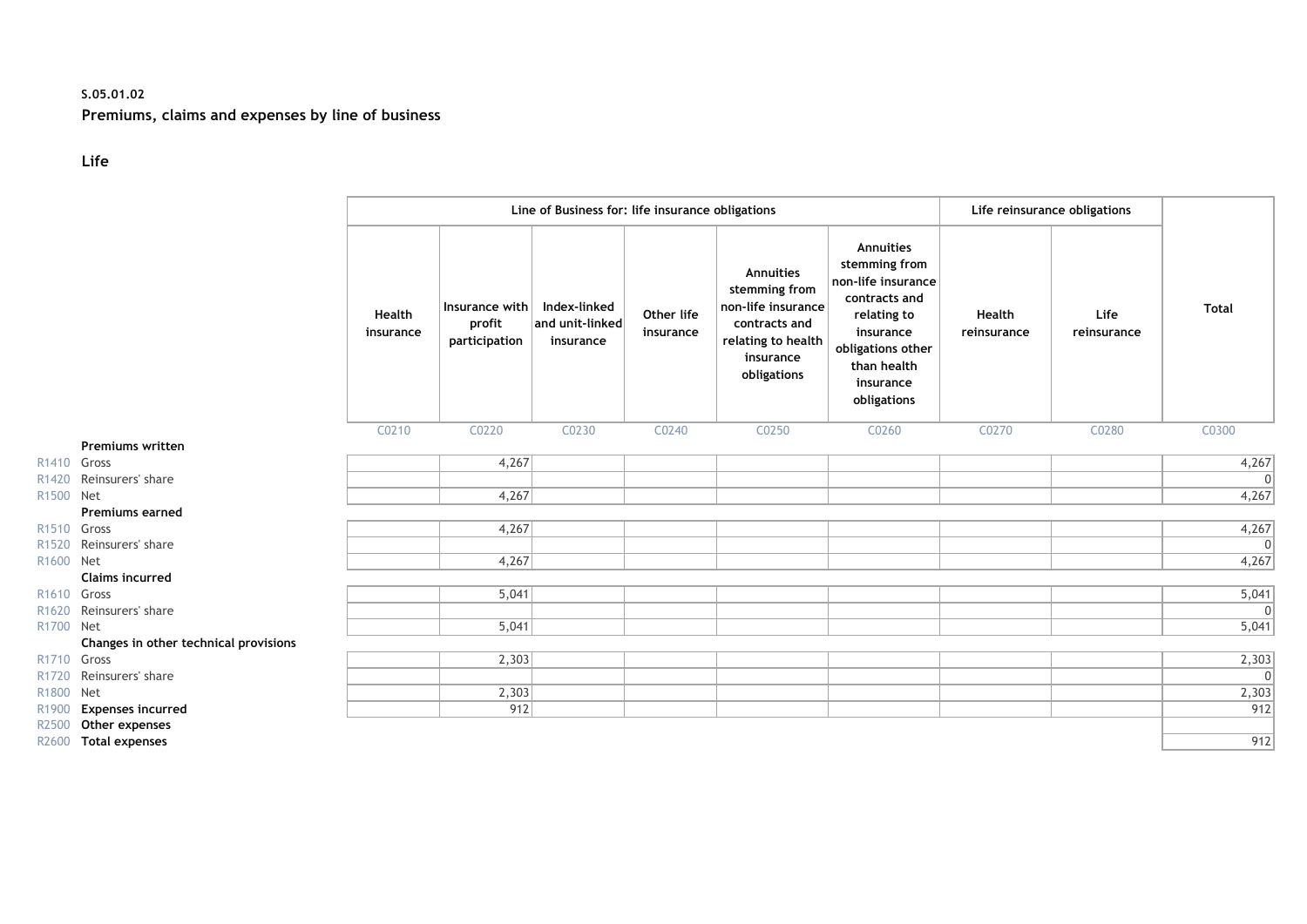**S.05.01.02**

**Premiums, claims and expenses by line of business**

**Life**

| | | Line of Business for: life insurance obligations | | | | | | Life reinsurance obligations | | Total |
|---|---|---|---|---|---|---|---|---|---|---|
| | | Health insurance | Insurance with profit participation | Index-linked and unit-linked insurance | Other life insurance | Annuities stemming from non-life insurance contracts and relating to health insurance obligations | Annuities stemming from non-life insurance contracts and relating to insurance obligations other than health insurance obligations | Health reinsurance | Life reinsurance | Total |
| | | C0210 | C0220 | C0230 | C0240 | C0250 | C0260 | C0270 | C0280 | C0300 |
| | **Premiums written** | | | | | | | | | |
| R1410 | Gross | | 4,267 | | | | | | | 4,267 |
| R1420 | Reinsurers' share | | | | | | | | | 0 |
| R1500 | Net | | 4,267 | | | | | | | 4,267 |
| | **Premiums earned** | | | | | | | | | |
| R1510 | Gross | | 4,267 | | | | | | | 4,267 |
| R1520 | Reinsurers' share | | | | | | | | | 0 |
| R1600 | Net | | 4,267 | | | | | | | 4,267 |
| | **Claims incurred** | | | | | | | | | |
| R1610 | Gross | | 5,041 | | | | | | | 5,041 |
| R1620 | Reinsurers' share | | | | | | | | | 0 |
| R1700 | Net | | 5,041 | | | | | | | 5,041 |
| | **Changes in other technical provisions** | | | | | | | | | |
| R1710 | Gross | | 2,303 | | | | | | | 2,303 |
| R1720 | Reinsurers' share | | | | | | | | | 0 |
| R1800 | Net | | 2,303 | | | | | | | 2,303 |
| R1900 | **Expenses incurred** | | 912 | | | | | | | 912 |
| R2500 | **Other expenses** | | | | | | | | | |
| R2600 | **Total expenses** | | | | | | | | | 912 |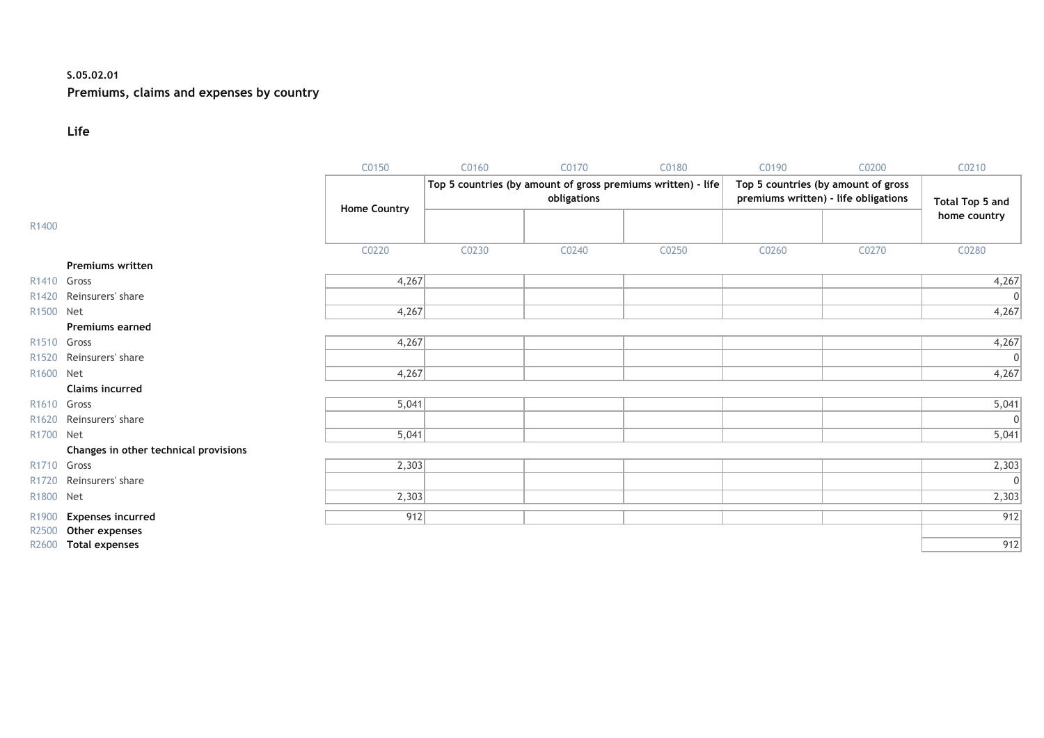**S.05.02.01**

**Premiums, claims and expenses by country**

**Life**

| | | C0150 | C0160 | C0170 | C0180 | C0190 | C0200 | C0210 |
|---|---|---|---|---|---|---|---|---|
| | | Home Country | Top 5 countries (by amount of gross premiums written) - life obligations | | | Top 5 countries (by amount of gross premiums written) - life obligations | | Total Top 5 and home country |
| R1400 | | | | | | | | |
| | | C0220 | C0230 | C0240 | C0250 | C0260 | C0270 | C0280 |
| | **Premiums written** | | | | | | | |
| R1410 | Gross | 4,267 | | | | | | 4,267 |
| R1420 | Reinsurers' share | | | | | | | 0 |
| R1500 | Net | 4,267 | | | | | | 4,267 |
| | **Premiums earned** | | | | | | | |
| R1510 | Gross | 4,267 | | | | | | 4,267 |
| R1520 | Reinsurers' share | | | | | | | 0 |
| R1600 | Net | 4,267 | | | | | | 4,267 |
| | **Claims incurred** | | | | | | | |
| R1610 | Gross | 5,041 | | | | | | 5,041 |
| R1620 | Reinsurers' share | | | | | | | 0 |
| R1700 | Net | 5,041 | | | | | | 5,041 |
| | **Changes in other technical provisions** | | | | | | | |
| R1710 | Gross | 2,303 | | | | | | 2,303 |
| R1720 | Reinsurers' share | | | | | | | 0 |
| R1800 | Net | 2,303 | | | | | | 2,303 |
| R1900 | **Expenses incurred** | 912 | | | | | | 912 |
| R2500 | **Other expenses** | | | | | | | |
| R2600 | **Total expenses** | | | | | | | 912 |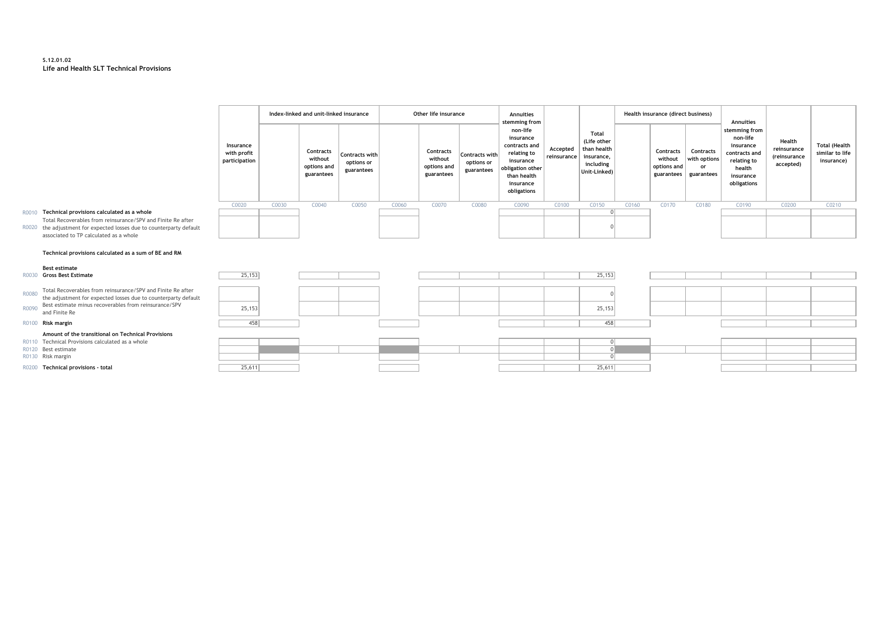**S.12.01.02**
**Life and Health SLT Technical Provisions**

| | | Insurance with profit participation | Index-linked and unit-linked insurance | | | Other life insurance | | | Annuities stemming from non-life insurance contracts and relating to insurance obligation other than health insurance obligations | Accepted reinsurance | Total (Life other than health insurance, including Unit-Linked) | Health insurance (direct business) | | | Annuities stemming from non-life insurance contracts and relating to health insurance obligations | Health reinsurance (reinsurance accepted) | Total (Health similar to life insurance) |
|---|---|---|---|---|---|---|---|---|---|---|---|---|---|---|---|---|---|
| | | | | Contracts without options and guarantees | Contracts with options or guarantees | | Contracts without options and guarantees | Contracts with options or guarantees | | | | | Contracts without options and guarantees | Contracts with options or guarantees | | | |
| | | C0020 | C0030 | C0040 | C0050 | C0060 | C0070 | C0080 | C0090 | C0100 | C0150 | C0160 | C0170 | C0180 | C0190 | C0200 | C0210 |
| R0010 | **Technical provisions calculated as a whole** | | | | | | | | | | 0 | | | | | | |
| R0020 | Total Recoverables from reinsurance/SPV and Finite Re after the adjustment for expected losses due to counterparty default associated to TP calculated as a whole | | | | | | | | | | 0 | | | | | | |
| | **Technical provisions calculated as a sum of BE and RM** | | | | | | | | | | | | | | | | |
| | **Best estimate** | | | | | | | | | | | | | | | | |
| R0030 | **Gross Best Estimate** | 25,153 | | | | | | | | | 25,153 | | | | | | |
| R0080 | Total Recoverables from reinsurance/SPV and Finite Re after the adjustment for expected losses due to counterparty default | | | | | | | | | | 0 | | | | | | |
| R0090 | Best estimate minus recoverables from reinsurance/SPV and Finite Re | 25,153 | | | | | | | | | 25,153 | | | | | | |
| R0100 | **Risk margin** | 458 | | | | | | | | | 458 | | | | | | |
| | **Amount of the transitional on Technical Provisions** | | | | | | | | | | | | | | | | |
| R0110 | Technical Provisions calculated as a whole | | | | | | | | | | 0 | | | | | | |
| R0120 | Best estimate | | | | | | | | | | 0 | | | | | | |
| R0130 | Risk margin | | | | | | | | | | 0 | | | | | | |
| R0200 | **Technical provisions - total** | 25,611 | | | | | | | | | 25,611 | | | | | | |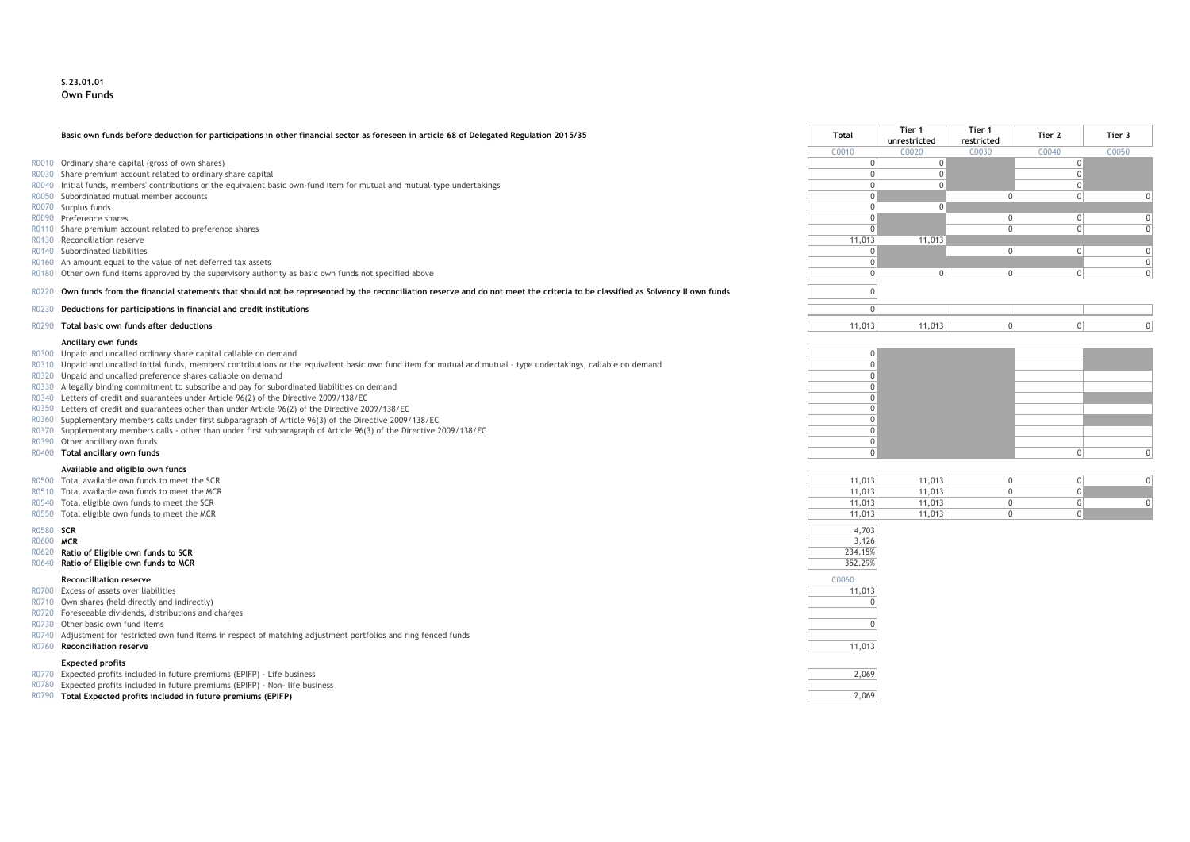**S.23.01.01**
**Own Funds**

| | | Total | Tier 1 unrestricted | Tier 1 restricted | Tier 2 | Tier 3 |
|---|---|---|---|---|---|---|
| **Basic own funds before deduction for participations in other financial sector as foreseen in article 68 of Delegated Regulation 2015/35** | | C0010 | C0020 | C0030 | C0040 | C0050 |
| R0010 | Ordinary share capital (gross of own shares) | 0 | 0 | | 0 | |
| R0030 | Share premium account related to ordinary share capital | 0 | 0 | | 0 | |
| R0040 | Initial funds, members' contributions or the equivalent basic own-fund item for mutual and mutual-type undertakings | 0 | 0 | | 0 | |
| R0050 | Subordinated mutual member accounts | 0 | | 0 | 0 | 0 |
| R0070 | Surplus funds | 0 | 0 | | | |
| R0090 | Preference shares | 0 | | 0 | 0 | 0 |
| R0110 | Share premium account related to preference shares | 0 | | 0 | 0 | 0 |
| R0130 | Reconciliation reserve | 11,013 | 11,013 | | | |
| R0140 | Subordinated liabilities | 0 | | 0 | 0 | 0 |
| R0160 | An amount equal to the value of net deferred tax assets | 0 | | | | 0 |
| R0180 | Other own fund items approved by the supervisory authority as basic own funds not specified above | 0 | 0 | 0 | 0 | 0 |
| R0220 | **Own funds from the financial statements that should not be represented by the reconciliation reserve and do not meet the criteria to be classified as Solvency II own funds** | 0 | | | | |
| R0230 | **Deductions for participations in financial and credit institutions** | 0 | | | | |
| R0290 | **Total basic own funds after deductions** | 11,013 | 11,013 | 0 | 0 | 0 |
| | **Ancillary own funds** | | | | | |
| R0300 | Unpaid and uncalled ordinary share capital callable on demand | 0 | | | | |
| R0310 | Unpaid and uncalled initial funds, members' contributions or the equivalent basic own fund item for mutual and mutual - type undertakings, callable on demand | 0 | | | | |
| R0320 | Unpaid and uncalled preference shares callable on demand | 0 | | | | |
| R0330 | A legally binding commitment to subscribe and pay for subordinated liabilities on demand | 0 | | | | |
| R0340 | Letters of credit and guarantees under Article 96(2) of the Directive 2009/138/EC | 0 | | | | |
| R0350 | Letters of credit and guarantees other than under Article 96(2) of the Directive 2009/138/EC | 0 | | | | |
| R0360 | Supplementary members calls under first subparagraph of Article 96(3) of the Directive 2009/138/EC | 0 | | | | |
| R0370 | Supplementary members calls - other than under first subparagraph of Article 96(3) of the Directive 2009/138/EC | 0 | | | | |
| R0390 | Other ancillary own funds | 0 | | | | |
| R0400 | **Total ancillary own funds** | 0 | | | 0 | 0 |
| | **Available and eligible own funds** | | | | | |
| R0500 | Total available own funds to meet the SCR | 11,013 | 11,013 | 0 | 0 | 0 |
| R0510 | Total available own funds to meet the MCR | 11,013 | 11,013 | 0 | 0 | |
| R0540 | Total eligible own funds to meet the SCR | 11,013 | 11,013 | 0 | 0 | 0 |
| R0550 | Total eligible own funds to meet the MCR | 11,013 | 11,013 | 0 | 0 | |
| R0580 | **SCR** | 4,703 | | | | |
| R0600 | **MCR** | 3,126 | | | | |
| R0620 | **Ratio of Eligible own funds to SCR** | 234.15% | | | | |
| R0640 | **Ratio of Eligible own funds to MCR** | 352.29% | | | | |

| | **Reconcilliation reserve** | C0060 |
|---|---|---|
| R0700 | Excess of assets over liabilities | 11,013 |
| R0710 | Own shares (held directly and indirectly) | 0 |
| R0720 | Foreseeable dividends, distributions and charges | |
| R0730 | Other basic own fund items | 0 |
| R0740 | Adjustment for restricted own fund items in respect of matching adjustment portfolios and ring fenced funds | |
| R0760 | **Reconciliation reserve** | 11,013 |
| | **Expected profits** | |
| R0770 | Expected profits included in future premiums (EPIFP) - Life business | 2,069 |
| R0780 | Expected profits included in future premiums (EPIFP) - Non- life business | |
| R0790 | **Total Expected profits included in future premiums (EPIFP)** | 2,069 |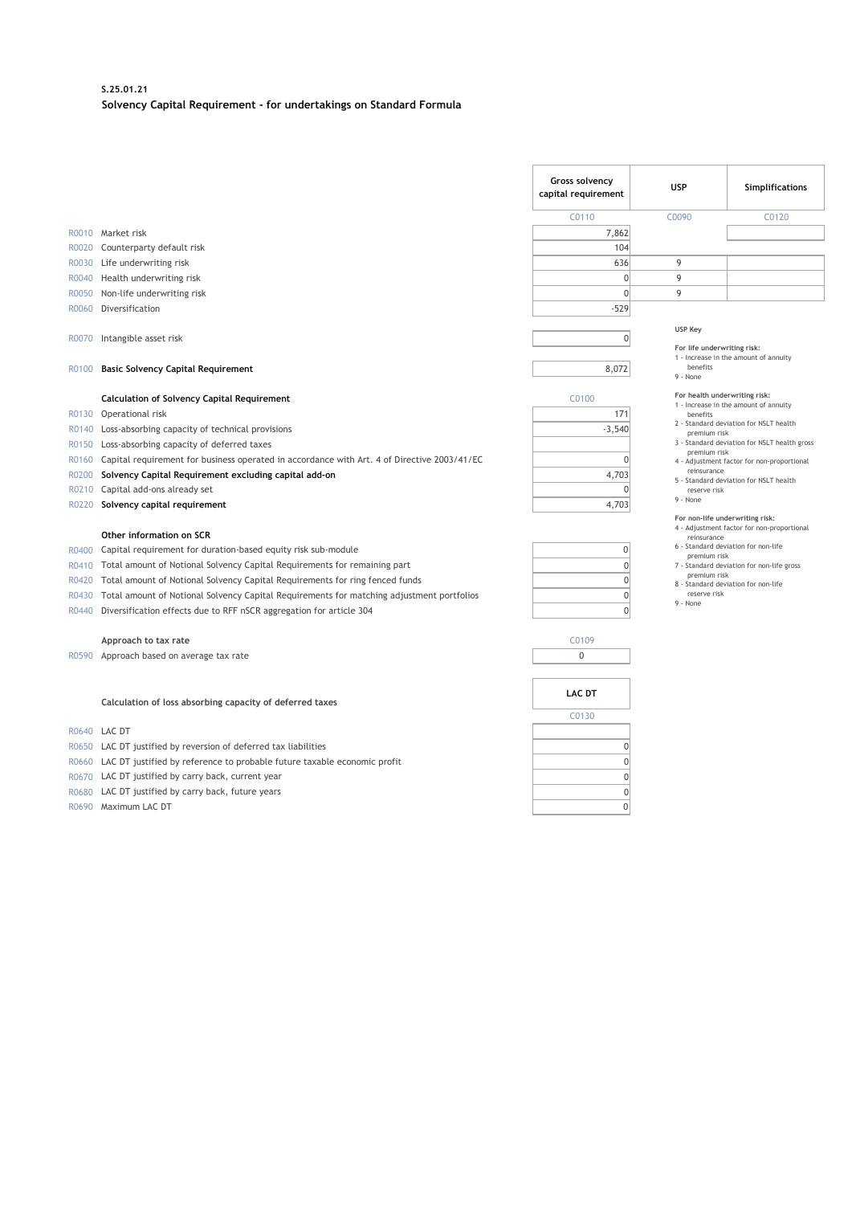**S.25.01.21**

**Solvency Capital Requirement - for undertakings on Standard Formula**

| | | Gross solvency capital requirement | USP | Simplifications |
|---|---|---|---|---|
| | | C0110 | C0090 | C0120 |
| R0010 | Market risk | 7,862 | | |
| R0020 | Counterparty default risk | 104 | | |
| R0030 | Life underwriting risk | 636 | 9 | |
| R0040 | Health underwriting risk | 0 | 9 | |
| R0050 | Non-life underwriting risk | 0 | 9 | |
| R0060 | Diversification | -529 | | |
| R0070 | Intangible asset risk | 0 | | |
| R0100 | **Basic Solvency Capital Requirement** | 8,072 | | |

**USP Key**

**For life underwriting risk:**
1 - Increase in the amount of annuity benefits
9 - None

**For health underwriting risk:**
1 - Increase in the amount of annuity benefits
2 - Standard deviation for NSLT health premium risk
3 - Standard deviation for NSLT health gross premium risk
4 - Adjustment factor for non-proportional reinsurance
5 - Standard deviation for NSLT health reserve risk
9 - None

**For non-life underwriting risk:**
4 - Adjustment factor for non-proportional reinsurance
6 - Standard deviation for non-life premium risk
7 - Standard deviation for non-life gross premium risk
8 - Standard deviation for non-life reserve risk
9 - None

| | **Calculation of Solvency Capital Requirement** | C0100 |
|---|---|---|
| R0130 | Operational risk | 171 |
| R0140 | Loss-absorbing capacity of technical provisions | -3,540 |
| R0150 | Loss-absorbing capacity of deferred taxes | |
| R0160 | Capital requirement for business operated in accordance with Art. 4 of Directive 2003/41/EC | 0 |
| R0200 | **Solvency Capital Requirement excluding capital add-on** | 4,703 |
| R0210 | Capital add-ons already set | 0 |
| R0220 | **Solvency capital requirement** | 4,703 |
| | **Other information on SCR** | |
| R0400 | Capital requirement for duration-based equity risk sub-module | 0 |
| R0410 | Total amount of Notional Solvency Capital Requirements for remaining part | 0 |
| R0420 | Total amount of Notional Solvency Capital Requirements for ring fenced funds | 0 |
| R0430 | Total amount of Notional Solvency Capital Requirements for matching adjustment portfolios | 0 |
| R0440 | Diversification effects due to RFF nSCR aggregation for article 304 | 0 |

| | **Approach to tax rate** | C0109 |
|---|---|---|
| R0590 | Approach based on average tax rate | 0 |

| | **Calculation of loss absorbing capacity of deferred taxes** | LAC DT |
|---|---|---|
| | | C0130 |
| R0640 | LAC DT | |
| R0650 | LAC DT justified by reversion of deferred tax liabilities | 0 |
| R0660 | LAC DT justified by reference to probable future taxable economic profit | 0 |
| R0670 | LAC DT justified by carry back, current year | 0 |
| R0680 | LAC DT justified by carry back, future years | 0 |
| R0690 | Maximum LAC DT | 0 |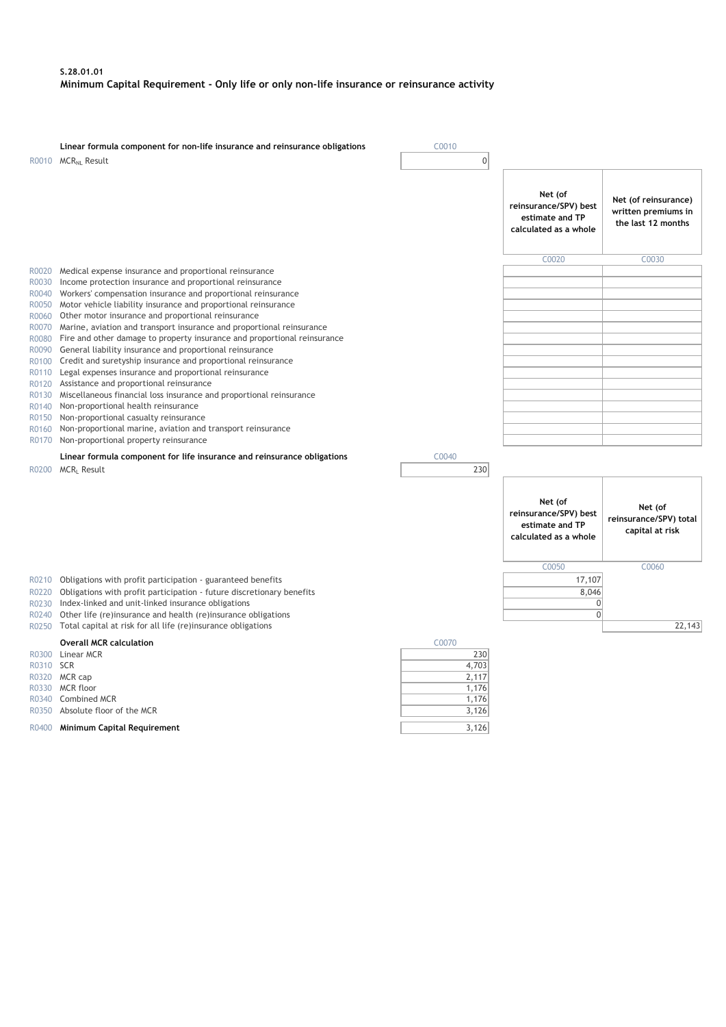**S.28.01.01**

**Minimum Capital Requirement - Only life or only non-life insurance or reinsurance activity**

**Linear formula component for non-life insurance and reinsurance obligations**

| | | C0010 |
|---|---|---|
| R0010 | $MCR_{NL}$ Result | 0 |

| | | Net (of reinsurance/SPV) best estimate and TP calculated as a whole | Net (of reinsurance) written premiums in the last 12 months |
|---|---|---|---|
| | | C0020 | C0030 |
| R0020 | Medical expense insurance and proportional reinsurance | | |
| R0030 | Income protection insurance and proportional reinsurance | | |
| R0040 | Workers' compensation insurance and proportional reinsurance | | |
| R0050 | Motor vehicle liability insurance and proportional reinsurance | | |
| R0060 | Other motor insurance and proportional reinsurance | | |
| R0070 | Marine, aviation and transport insurance and proportional reinsurance | | |
| R0080 | Fire and other damage to property insurance and proportional reinsurance | | |
| R0090 | General liability insurance and proportional reinsurance | | |
| R0100 | Credit and suretyship insurance and proportional reinsurance | | |
| R0110 | Legal expenses insurance and proportional reinsurance | | |
| R0120 | Assistance and proportional reinsurance | | |
| R0130 | Miscellaneous financial loss insurance and proportional reinsurance | | |
| R0140 | Non-proportional health reinsurance | | |
| R0150 | Non-proportional casualty reinsurance | | |
| R0160 | Non-proportional marine, aviation and transport reinsurance | | |
| R0170 | Non-proportional property reinsurance | | |

**Linear formula component for life insurance and reinsurance obligations**

| | | C0040 |
|---|---|---|
| R0200 | $MCR_{L}$ Result | 230 |

| | | Net (of reinsurance/SPV) best estimate and TP calculated as a whole | Net (of reinsurance/SPV) total capital at risk |
|---|---|---|---|
| | | C0050 | C0060 |
| R0210 | Obligations with profit participation - guaranteed benefits | 17,107 | |
| R0220 | Obligations with profit participation - future discretionary benefits | 8,046 | |
| R0230 | Index-linked and unit-linked insurance obligations | 0 | |
| R0240 | Other life (re)insurance and health (re)insurance obligations | 0 | |
| R0250 | Total capital at risk for all life (re)insurance obligations | | 22,143 |

**Overall MCR calculation**

| | | C0070 |
|---|---|---|
| R0300 | Linear MCR | 230 |
| R0310 | SCR | 4,703 |
| R0320 | MCR cap | 2,117 |
| R0330 | MCR floor | 1,176 |
| R0340 | Combined MCR | 1,176 |
| R0350 | Absolute floor of the MCR | 3,126 |
| R0400 | **Minimum Capital Requirement** | 3,126 |